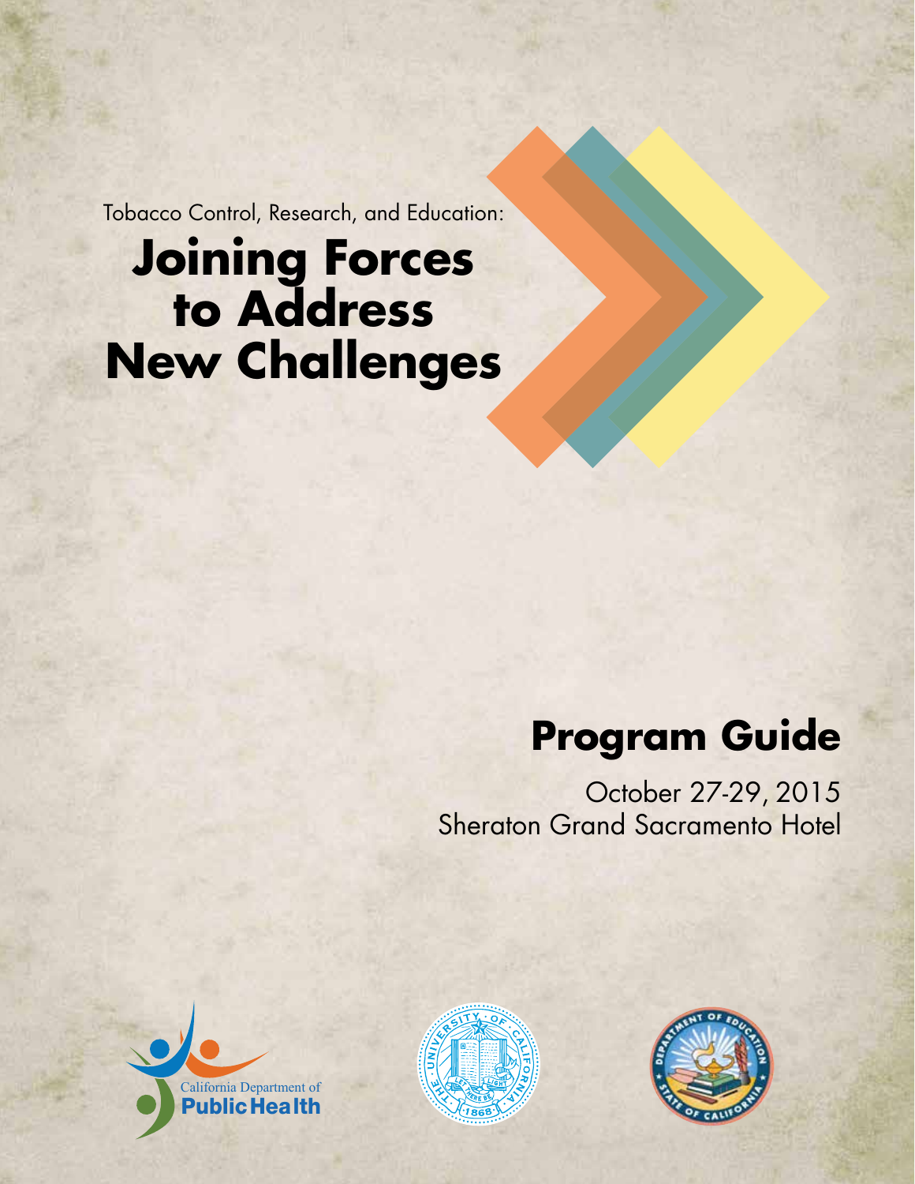Tobacco Control, Research, and Education:

# Joining Forces to Address New Challenges

## Program Guide

October 27-29, 2015

Sheraton Grand Sacramento Hotel

California Department of Public Health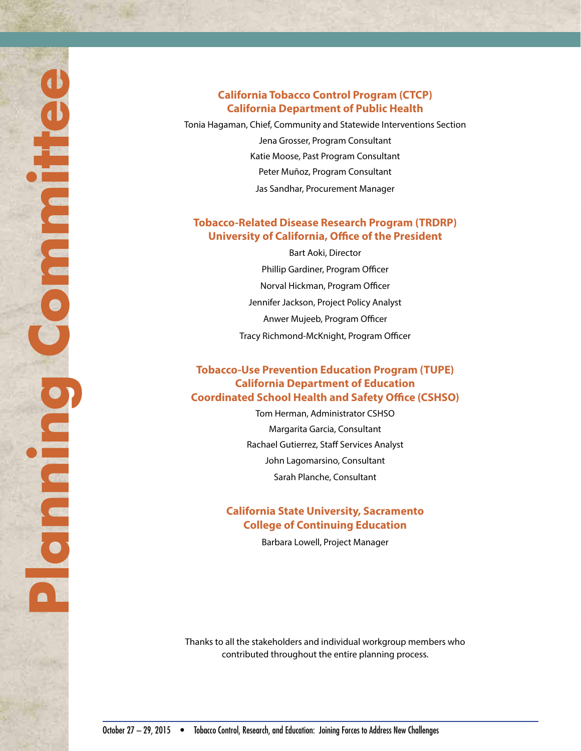# Planning Committee

**California Tobacco Control Program (CTCP)**
**California Department of Public Health**

Tonia Hagaman, Chief, Community and Statewide Interventions Section

Jena Grosser, Program Consultant

Katie Moose, Past Program Consultant

Peter Muñoz, Program Consultant

Jas Sandhar, Procurement Manager

**Tobacco-Related Disease Research Program (TRDRP)**
**University of California, Office of the President**

Bart Aoki, Director

Phillip Gardiner, Program Officer

Norval Hickman, Program Officer

Jennifer Jackson, Project Policy Analyst

Anwer Mujeeb, Program Officer

Tracy Richmond-McKnight, Program Officer

**Tobacco-Use Prevention Education Program (TUPE)**
**California Department of Education**
**Coordinated School Health and Safety Office (CSHSO)**

Tom Herman, Administrator CSHSO

Margarita Garcia, Consultant

Rachael Gutierrez, Staff Services Analyst

John Lagomarsino, Consultant

Sarah Planche, Consultant

**California State University, Sacramento**
**College of Continuing Education**

Barbara Lowell, Project Manager

Thanks to all the stakeholders and individual workgroup members who contributed throughout the entire planning process.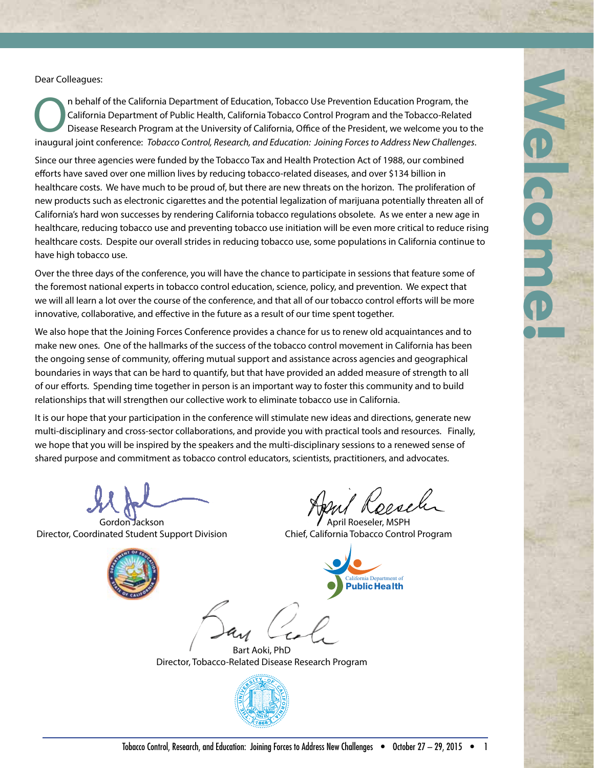# Welcome!

Dear Colleagues:

On behalf of the California Department of Education, Tobacco Use Prevention Education Program, the California Department of Public Health, California Tobacco Control Program and the Tobacco-Related Disease Research Program at the University of California, Office of the President, we welcome you to the inaugural joint conference: *Tobacco Control, Research, and Education: Joining Forces to Address New Challenges*.

Since our three agencies were funded by the Tobacco Tax and Health Protection Act of 1988, our combined efforts have saved over one million lives by reducing tobacco-related diseases, and over $134 billion in healthcare costs. We have much to be proud of, but there are new threats on the horizon. The proliferation of new products such as electronic cigarettes and the potential legalization of marijuana potentially threaten all of California's hard won successes by rendering California tobacco regulations obsolete. As we enter a new age in healthcare, reducing tobacco use and preventing tobacco use initiation will be even more critical to reduce rising healthcare costs. Despite our overall strides in reducing tobacco use, some populations in California continue to have high tobacco use.

Over the three days of the conference, you will have the chance to participate in sessions that feature some of the foremost national experts in tobacco control education, science, policy, and prevention. We expect that we will all learn a lot over the course of the conference, and that all of our tobacco control efforts will be more innovative, collaborative, and effective in the future as a result of our time spent together.

We also hope that the Joining Forces Conference provides a chance for us to renew old acquaintances and to make new ones. One of the hallmarks of the success of the tobacco control movement in California has been the ongoing sense of community, offering mutual support and assistance across agencies and geographical boundaries in ways that can be hard to quantify, but that have provided an added measure of strength to all of our efforts. Spending time together in person is an important way to foster this community and to build relationships that will strengthen our collective work to eliminate tobacco use in California.

It is our hope that your participation in the conference will stimulate new ideas and directions, generate new multi-disciplinary and cross-sector collaborations, and provide you with practical tools and resources. Finally, we hope that you will be inspired by the speakers and the multi-disciplinary sessions to a renewed sense of shared purpose and commitment as tobacco control educators, scientists, practitioners, and advocates.

Gordon Jackson
Director, Coordinated Student Support Division

April Roeseler, MSPH
Chief, California Tobacco Control Program

California Department of Public Health

Bart Aoki, PhD
Director, Tobacco-Related Disease Research Program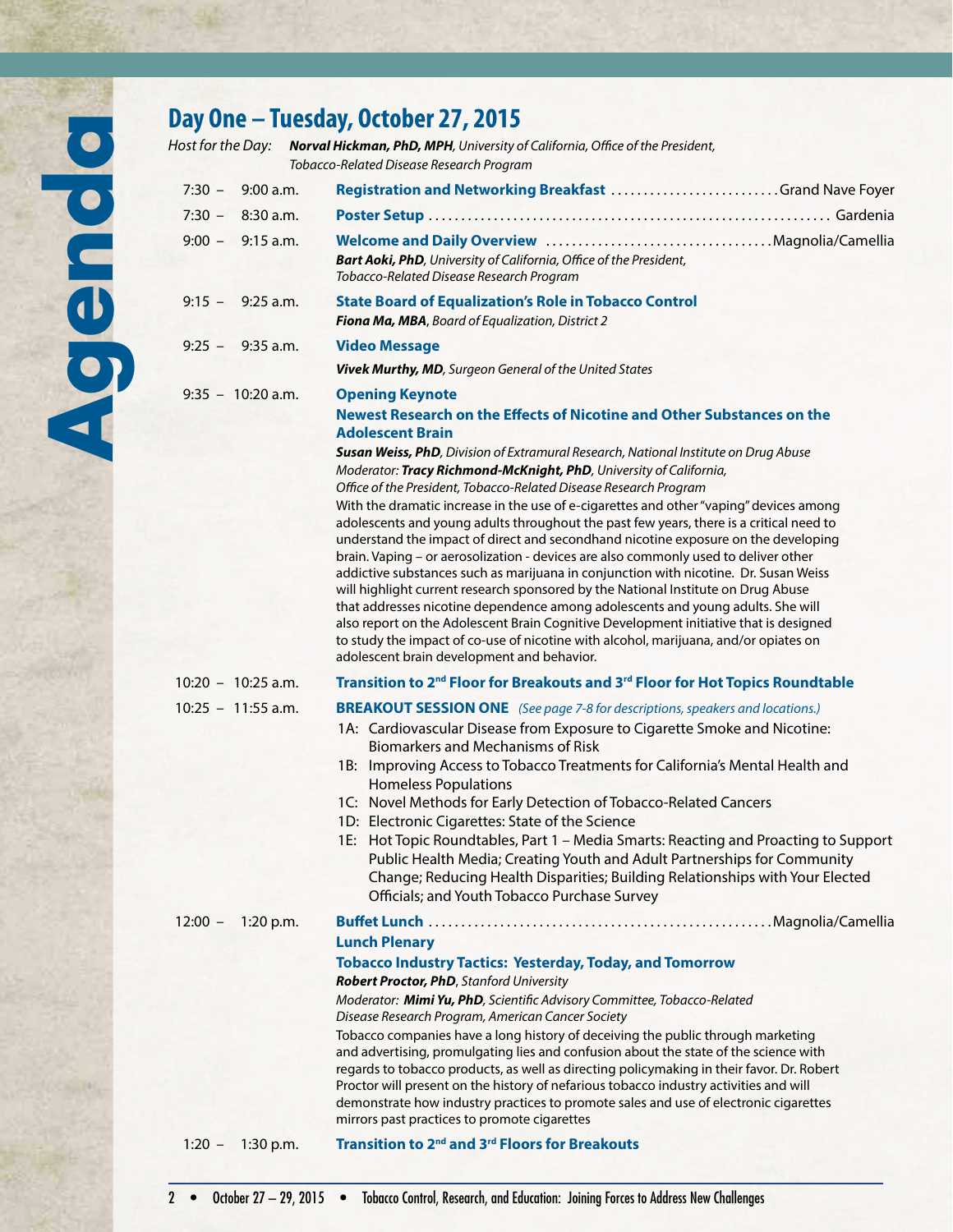# Agenda

## Day One – Tuesday, October 27, 2015

*Host for the Day:* ***Norval Hickman, PhD, MPH****, University of California, Office of the President, Tobacco-Related Disease Research Program*

**7:30 – 9:00 a.m.** **Registration and Networking Breakfast** .......................... Grand Nave Foyer

**7:30 – 8:30 a.m.** **Poster Setup** .............................................................. Gardenia

**9:00 – 9:15 a.m.** **Welcome and Daily Overview** .................................. Magnolia/Camellia
***Bart Aoki, PhD****, University of California, Office of the President, Tobacco-Related Disease Research Program*

**9:15 – 9:25 a.m.** **State Board of Equalization's Role in Tobacco Control**
***Fiona Ma, MBA****, Board of Equalization, District 2*

**9:25 – 9:35 a.m.** **Video Message**
***Vivek Murthy, MD****, Surgeon General of the United States*

**9:35 – 10:20 a.m.** **Opening Keynote**

**Newest Research on the Effects of Nicotine and Other Substances on the Adolescent Brain**

***Susan Weiss, PhD****, Division of Extramural Research, National Institute on Drug Abuse*
*Moderator:* ***Tracy Richmond-McKnight, PhD****, University of California, Office of the President, Tobacco-Related Disease Research Program*

With the dramatic increase in the use of e-cigarettes and other "vaping" devices among adolescents and young adults throughout the past few years, there is a critical need to understand the impact of direct and secondhand nicotine exposure on the developing brain. Vaping – or aerosolization - devices are also commonly used to deliver other addictive substances such as marijuana in conjunction with nicotine. Dr. Susan Weiss will highlight current research sponsored by the National Institute on Drug Abuse that addresses nicotine dependence among adolescents and young adults. She will also report on the Adolescent Brain Cognitive Development initiative that is designed to study the impact of co-use of nicotine with alcohol, marijuana, and/or opiates on adolescent brain development and behavior.

**10:20 – 10:25 a.m.** **Transition to 2nd Floor for Breakouts and 3rd Floor for Hot Topics Roundtable**

**10:25 – 11:55 a.m.** **BREAKOUT SESSION ONE** *(See page 7-8 for descriptions, speakers and locations.)*

- 1A: Cardiovascular Disease from Exposure to Cigarette Smoke and Nicotine: Biomarkers and Mechanisms of Risk
- 1B: Improving Access to Tobacco Treatments for California's Mental Health and Homeless Populations
- 1C: Novel Methods for Early Detection of Tobacco-Related Cancers
- 1D: Electronic Cigarettes: State of the Science
- 1E: Hot Topic Roundtables, Part 1 – Media Smarts: Reacting and Proacting to Support Public Health Media; Creating Youth and Adult Partnerships for Community Change; Reducing Health Disparities; Building Relationships with Your Elected Officials; and Youth Tobacco Purchase Survey

**12:00 – 1:20 p.m.** **Buffet Lunch** .................................................. Magnolia/Camellia

**Lunch Plenary**

**Tobacco Industry Tactics: Yesterday, Today, and Tomorrow**

***Robert Proctor, PhD****, Stanford University*
*Moderator:* ***Mimi Yu, PhD****, Scientific Advisory Committee, Tobacco-Related Disease Research Program, American Cancer Society*

Tobacco companies have a long history of deceiving the public through marketing and advertising, promulgating lies and confusion about the state of the science with regards to tobacco products, as well as directing policymaking in their favor. Dr. Robert Proctor will present on the history of nefarious tobacco industry activities and will demonstrate how industry practices to promote sales and use of electronic cigarettes mirrors past practices to promote cigarettes

**1:20 – 1:30 p.m.** **Transition to 2nd and 3rd Floors for Breakouts**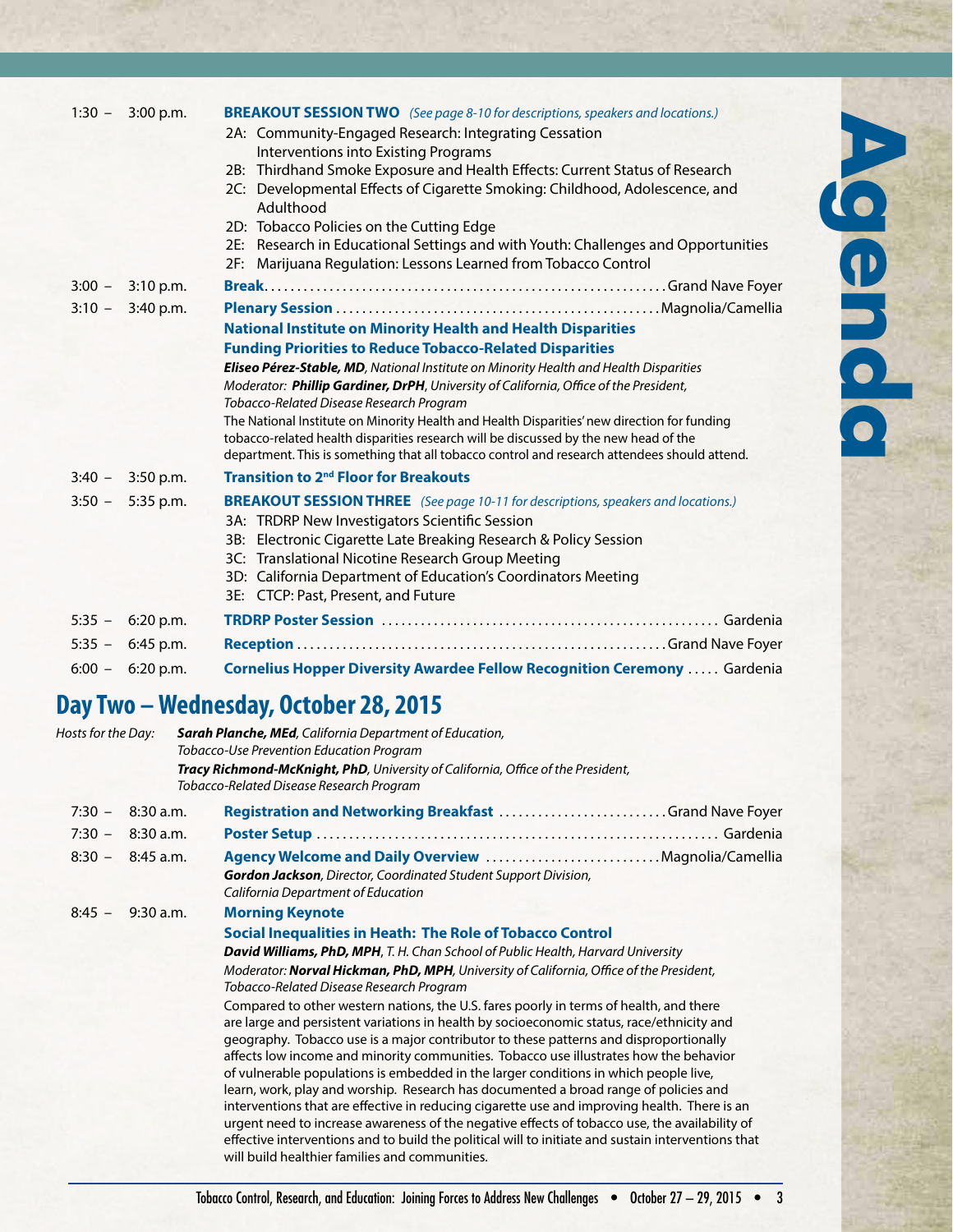1:30 – 3:00 p.m. **BREAKOUT SESSION TWO** *(See page 8-10 for descriptions, speakers and locations.)*

- 2A: Community-Engaged Research: Integrating Cessation Interventions into Existing Programs
- 2B: Thirdhand Smoke Exposure and Health Effects: Current Status of Research
- 2C: Developmental Effects of Cigarette Smoking: Childhood, Adolescence, and Adulthood
- 2D: Tobacco Policies on the Cutting Edge
- 2E: Research in Educational Settings and with Youth: Challenges and Opportunities
- 2F: Marijuana Regulation: Lessons Learned from Tobacco Control

3:00 – 3:10 p.m. **Break** ............ Grand Nave Foyer

3:10 – 3:40 p.m. **Plenary Session** ............ Magnolia/Camellia

**National Institute on Minority Health and Health Disparities**

**Funding Priorities to Reduce Tobacco-Related Disparities**

***Eliseo Pérez-Stable, MD**, National Institute on Minority Health and Health Disparities*

*Moderator: **Phillip Gardiner, DrPH**, University of California, Office of the President, Tobacco-Related Disease Research Program*

The National Institute on Minority Health and Health Disparities' new direction for funding tobacco-related health disparities research will be discussed by the new head of the department. This is something that all tobacco control and research attendees should attend.

3:40 – 3:50 p.m. **Transition to 2nd Floor for Breakouts**

3:50 – 5:35 p.m. **BREAKOUT SESSION THREE** *(See page 10-11 for descriptions, speakers and locations.)*

- 3A: TRDRP New Investigators Scientific Session
- 3B: Electronic Cigarette Late Breaking Research & Policy Session
- 3C: Translational Nicotine Research Group Meeting
- 3D: California Department of Education's Coordinators Meeting
- 3E: CTCP: Past, Present, and Future

5:35 – 6:20 p.m. **TRDRP Poster Session** ............ Gardenia

5:35 – 6:45 p.m. **Reception** ............ Grand Nave Foyer

6:00 – 6:20 p.m. **Cornelius Hopper Diversity Awardee Fellow Recognition Ceremony** ..... Gardenia

## Day Two – Wednesday, October 28, 2015

*Hosts for the Day:* ***Sarah Planche, MEd**, California Department of Education, Tobacco-Use Prevention Education Program*
***Tracy Richmond-McKnight, PhD**, University of California, Office of the President, Tobacco-Related Disease Research Program*

7:30 – 8:30 a.m. **Registration and Networking Breakfast** ............ Grand Nave Foyer

7:30 – 8:30 a.m. **Poster Setup** ............ Gardenia

8:30 – 8:45 a.m. **Agency Welcome and Daily Overview** ............ Magnolia/Camellia

***Gordon Jackson**, Director, Coordinated Student Support Division, California Department of Education*

8:45 – 9:30 a.m. **Morning Keynote**

**Social Inequalities in Heath: The Role of Tobacco Control**

***David Williams, PhD, MPH**, T. H. Chan School of Public Health, Harvard University*

*Moderator: **Norval Hickman, PhD, MPH**, University of California, Office of the President, Tobacco-Related Disease Research Program*

Compared to other western nations, the U.S. fares poorly in terms of health, and there are large and persistent variations in health by socioeconomic status, race/ethnicity and geography. Tobacco use is a major contributor to these patterns and disproportionally affects low income and minority communities. Tobacco use illustrates how the behavior of vulnerable populations is embedded in the larger conditions in which people live, learn, work, play and worship. Research has documented a broad range of policies and interventions that are effective in reducing cigarette use and improving health. There is an urgent need to increase awareness of the negative effects of tobacco use, the availability of effective interventions and to build the political will to initiate and sustain interventions that will build healthier families and communities.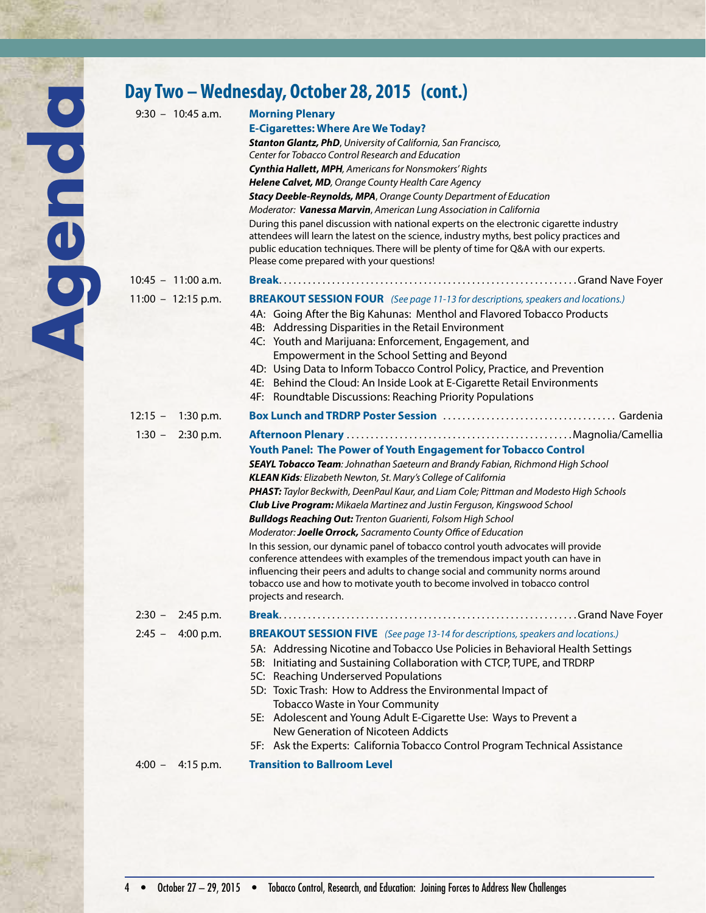## Day Two – Wednesday, October 28, 2015 (cont.)

9:30 – 10:45 a.m. **Morning Plenary**

**E-Cigarettes: Where Are We Today?**

***Stanton Glantz, PhD***, *University of California, San Francisco, Center for Tobacco Control Research and Education*

***Cynthia Hallett, MPH***, *Americans for Nonsmokers' Rights*

***Helene Calvet, MD***, *Orange County Health Care Agency*

***Stacy Deeble-Reynolds, MPA***, *Orange County Department of Education*

*Moderator:* ***Vanessa Marvin***, *American Lung Association in California*

During this panel discussion with national experts on the electronic cigarette industry attendees will learn the latest on the science, industry myths, best policy practices and public education techniques. There will be plenty of time for Q&A with our experts. Please come prepared with your questions!

10:45 – 11:00 a.m. **Break**............Grand Nave Foyer

11:00 – 12:15 p.m. **BREAKOUT SESSION FOUR** *(See page 11-13 for descriptions, speakers and locations.)*

- 4A: Going After the Big Kahunas: Menthol and Flavored Tobacco Products
- 4B: Addressing Disparities in the Retail Environment
- 4C: Youth and Marijuana: Enforcement, Engagement, and Empowerment in the School Setting and Beyond
- 4D: Using Data to Inform Tobacco Control Policy, Practice, and Prevention
- 4E: Behind the Cloud: An Inside Look at E-Cigarette Retail Environments
- 4F: Roundtable Discussions: Reaching Priority Populations

12:15 – 1:30 p.m. **Box Lunch and TRDRP Poster Session**............Gardenia

1:30 – 2:30 p.m. **Afternoon Plenary**............Magnolia/Camellia

**Youth Panel: The Power of Youth Engagement for Tobacco Control**

***SEAYL Tobacco Team***: *Johnathan Saeteurn and Brandy Fabian, Richmond High School*

***KLEAN Kids***: *Elizabeth Newton, St. Mary's College of California*

***PHAST:*** *Taylor Beckwith, DeenPaul Kaur, and Liam Cole; Pittman and Modesto High Schools*

***Club Live Program:*** *Mikaela Martinez and Justin Ferguson, Kingswood School*

***Bulldogs Reaching Out:*** *Trenton Guarienti, Folsom High School*

*Moderator:* ***Joelle Orrock,*** *Sacramento County Office of Education*

In this session, our dynamic panel of tobacco control youth advocates will provide conference attendees with examples of the tremendous impact youth can have in influencing their peers and adults to change social and community norms around tobacco use and how to motivate youth to become involved in tobacco control projects and research.

2:30 – 2:45 p.m. **Break**............Grand Nave Foyer

2:45 – 4:00 p.m. **BREAKOUT SESSION FIVE** *(See page 13-14 for descriptions, speakers and locations.)*

- 5A: Addressing Nicotine and Tobacco Use Policies in Behavioral Health Settings
- 5B: Initiating and Sustaining Collaboration with CTCP, TUPE, and TRDRP
- 5C: Reaching Underserved Populations
- 5D: Toxic Trash: How to Address the Environmental Impact of Tobacco Waste in Your Community
- 5E: Adolescent and Young Adult E-Cigarette Use: Ways to Prevent a New Generation of Nicoteen Addicts
- 5F: Ask the Experts: California Tobacco Control Program Technical Assistance

4:00 – 4:15 p.m. **Transition to Ballroom Level**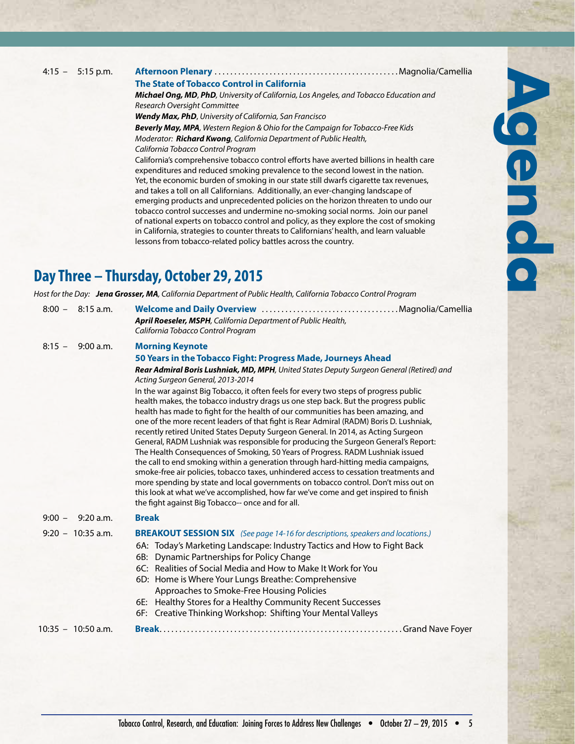4:15 – 5:15 p.m. **Afternoon Plenary** .............................................. Magnolia/Camellia

**The State of Tobacco Control in California**

***Michael Ong, MD, PhD****, University of California, Los Angeles, and Tobacco Education and Research Oversight Committee*

***Wendy Max, PhD****, University of California, San Francisco*

***Beverly May, MPA****, Western Region & Ohio for the Campaign for Tobacco-Free Kids*

*Moderator:* ***Richard Kwong****, California Department of Public Health, California Tobacco Control Program*

California's comprehensive tobacco control efforts have averted billions in health care expenditures and reduced smoking prevalence to the second lowest in the nation. Yet, the economic burden of smoking in our state still dwarfs cigarette tax revenues, and takes a toll on all Californians. Additionally, an ever-changing landscape of emerging products and unprecedented policies on the horizon threaten to undo our tobacco control successes and undermine no-smoking social norms. Join our panel of national experts on tobacco control and policy, as they explore the cost of smoking in California, strategies to counter threats to Californians' health, and learn valuable lessons from tobacco-related policy battles across the country.

## Day Three – Thursday, October 29, 2015

*Host for the Day:* ***Jena Grosser, MA****, California Department of Public Health, California Tobacco Control Program*

8:00 – 8:15 a.m. **Welcome and Daily Overview** .................................. Magnolia/Camellia

***April Roeseler, MSPH****, California Department of Public Health, California Tobacco Control Program*

8:15 – 9:00 a.m. **Morning Keynote**

**50 Years in the Tobacco Fight: Progress Made, Journeys Ahead**

***Rear Admiral Boris Lushniak, MD, MPH****, United States Deputy Surgeon General (Retired) and Acting Surgeon General, 2013-2014*

In the war against Big Tobacco, it often feels for every two steps of progress public health makes, the tobacco industry drags us one step back. But the progress public health has made to fight for the health of our communities has been amazing, and one of the more recent leaders of that fight is Rear Admiral (RADM) Boris D. Lushniak, recently retired United States Deputy Surgeon General. In 2014, as Acting Surgeon General, RADM Lushniak was responsible for producing the Surgeon General's Report: The Health Consequences of Smoking, 50 Years of Progress. RADM Lushniak issued the call to end smoking within a generation through hard-hitting media campaigns, smoke-free air policies, tobacco taxes, unhindered access to cessation treatments and more spending by state and local governments on tobacco control. Don't miss out on this look at what we've accomplished, how far we've come and get inspired to finish the fight against Big Tobacco-- once and for all.

9:00 – 9:20 a.m. **Break**

9:20 – 10:35 a.m. **BREAKOUT SESSION SIX** *(See page 14-16 for descriptions, speakers and locations.)*

- 6A: Today's Marketing Landscape: Industry Tactics and How to Fight Back
- 6B: Dynamic Partnerships for Policy Change
- 6C: Realities of Social Media and How to Make It Work for You
- 6D: Home is Where Your Lungs Breathe: Comprehensive Approaches to Smoke-Free Housing Policies
- 6E: Healthy Stores for a Healthy Community Recent Successes
- 6F: Creative Thinking Workshop: Shifting Your Mental Valleys

10:35 – 10:50 a.m. **Break**............................................................ Grand Nave Foyer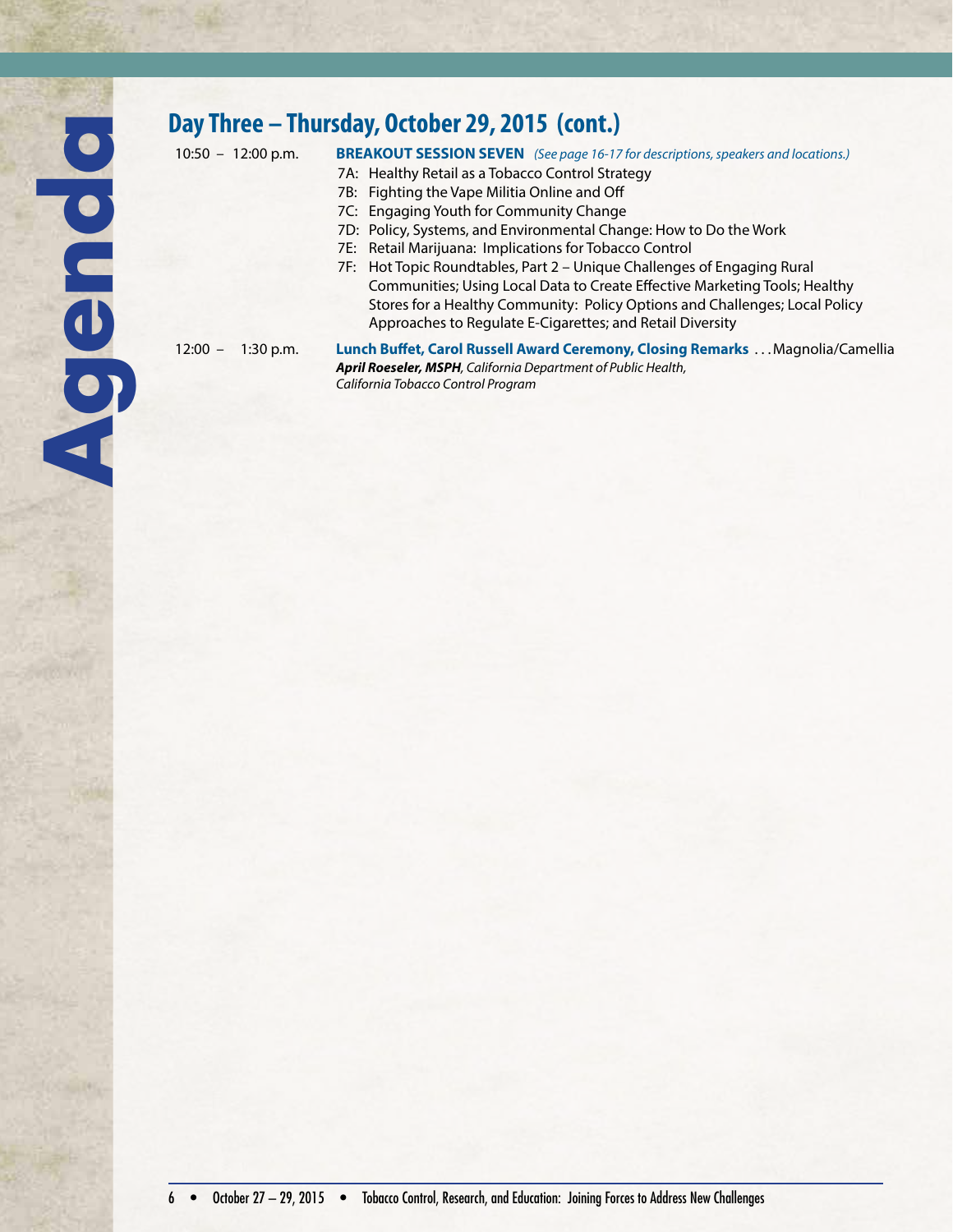# Agenda

## Day Three – Thursday, October 29, 2015 (cont.)

10:50 – 12:00 p.m. **BREAKOUT SESSION SEVEN** *(See page 16-17 for descriptions, speakers and locations.)*

- 7A: Healthy Retail as a Tobacco Control Strategy
- 7B: Fighting the Vape Militia Online and Off
- 7C: Engaging Youth for Community Change
- 7D: Policy, Systems, and Environmental Change: How to Do the Work
- 7E: Retail Marijuana: Implications for Tobacco Control
- 7F: Hot Topic Roundtables, Part 2 – Unique Challenges of Engaging Rural Communities; Using Local Data to Create Effective Marketing Tools; Healthy Stores for a Healthy Community: Policy Options and Challenges; Local Policy Approaches to Regulate E-Cigarettes; and Retail Diversity

12:00 – 1:30 p.m. **Lunch Buffet, Carol Russell Award Ceremony, Closing Remarks** . . . Magnolia/Camellia
***April Roeseler, MSPH****, California Department of Public Health, California Tobacco Control Program*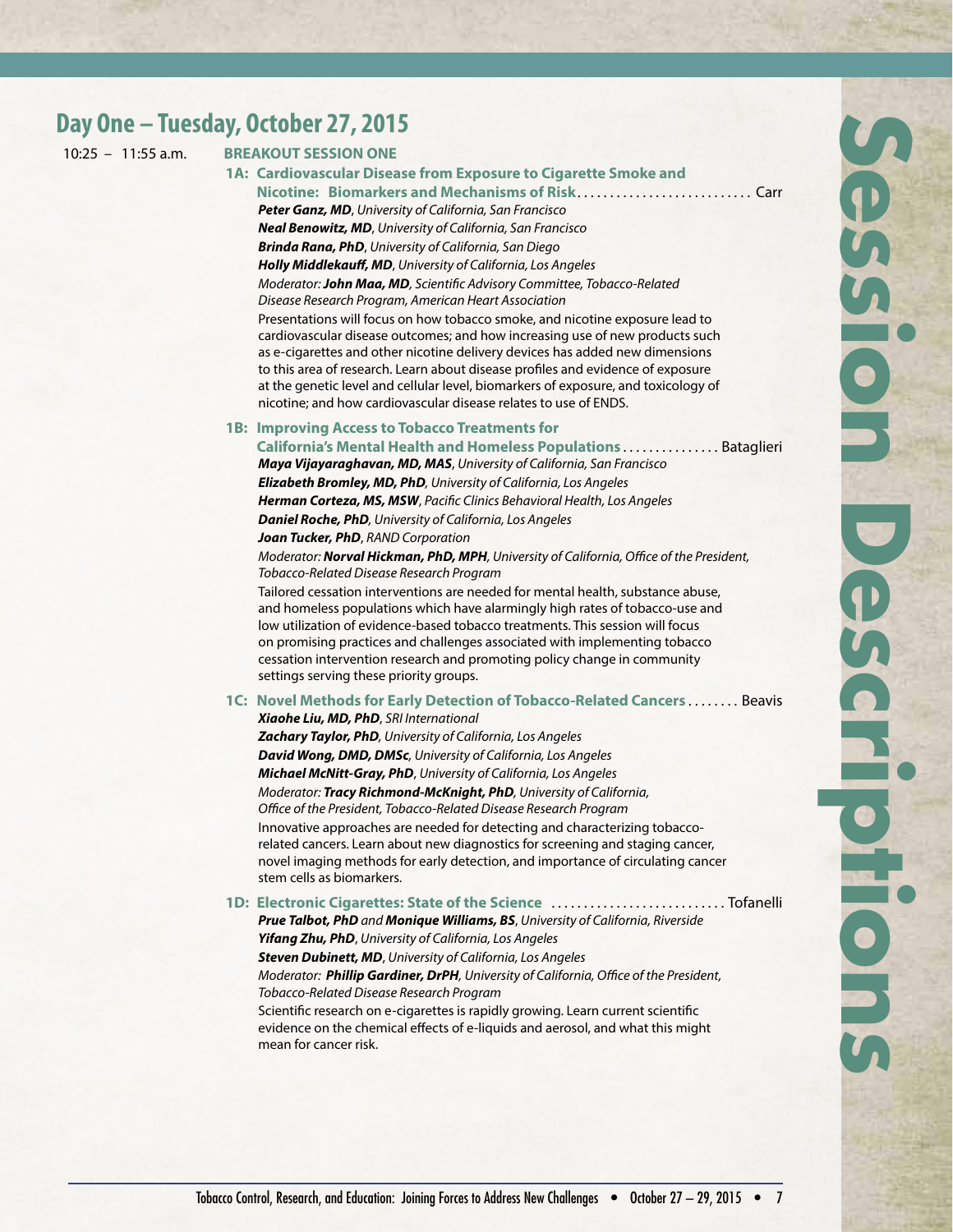## Day One – Tuesday, October 27, 2015

10:25 – 11:55 a.m. **BREAKOUT SESSION ONE**

### 1A: Cardiovascular Disease from Exposure to Cigarette Smoke and Nicotine: Biomarkers and Mechanisms of Risk ........................... Carr

***Peter Ganz, MD***, *University of California, San Francisco*
***Neal Benowitz, MD***, *University of California, San Francisco*
***Brinda Rana, PhD***, *University of California, San Diego*
***Holly Middlekauff, MD***, *University of California, Los Angeles*
*Moderator:* ***John Maa, MD***, *Scientific Advisory Committee, Tobacco-Related Disease Research Program, American Heart Association*

Presentations will focus on how tobacco smoke, and nicotine exposure lead to cardiovascular disease outcomes; and how increasing use of new products such as e-cigarettes and other nicotine delivery devices has added new dimensions to this area of research. Learn about disease profiles and evidence of exposure at the genetic level and cellular level, biomarkers of exposure, and toxicology of nicotine; and how cardiovascular disease relates to use of ENDS.

### 1B: Improving Access to Tobacco Treatments for California's Mental Health and Homeless Populations ............... Bataglieri

***Maya Vijayaraghavan, MD, MAS***, *University of California, San Francisco*
***Elizabeth Bromley, MD, PhD***, *University of California, Los Angeles*
***Herman Corteza, MS, MSW***, *Pacific Clinics Behavioral Health, Los Angeles*
***Daniel Roche, PhD***, *University of California, Los Angeles*
***Joan Tucker, PhD***, *RAND Corporation*
*Moderator:* ***Norval Hickman, PhD, MPH***, *University of California, Office of the President, Tobacco-Related Disease Research Program*

Tailored cessation interventions are needed for mental health, substance abuse, and homeless populations which have alarmingly high rates of tobacco-use and low utilization of evidence-based tobacco treatments. This session will focus on promising practices and challenges associated with implementing tobacco cessation intervention research and promoting policy change in community settings serving these priority groups.

### 1C: Novel Methods for Early Detection of Tobacco-Related Cancers ........ Beavis

***Xiaohe Liu, MD, PhD***, *SRI International*
***Zachary Taylor, PhD***, *University of California, Los Angeles*
***David Wong, DMD, DMSc***, *University of California, Los Angeles*
***Michael McNitt-Gray, PhD***, *University of California, Los Angeles*
*Moderator:* ***Tracy Richmond-McKnight, PhD***, *University of California, Office of the President, Tobacco-Related Disease Research Program*

Innovative approaches are needed for detecting and characterizing tobacco-related cancers. Learn about new diagnostics for screening and staging cancer, novel imaging methods for early detection, and importance of circulating cancer stem cells as biomarkers.

### 1D: Electronic Cigarettes: State of the Science .......................... Tofanelli

***Prue Talbot, PhD*** *and* ***Monique Williams, BS***, *University of California, Riverside*
***Yifang Zhu, PhD***, *University of California, Los Angeles*
***Steven Dubinett, MD***, *University of California, Los Angeles*
*Moderator:* ***Phillip Gardiner, DrPH***, *University of California, Office of the President, Tobacco-Related Disease Research Program*

Scientific research on e-cigarettes is rapidly growing. Learn current scientific evidence on the chemical effects of e-liquids and aerosol, and what this might mean for cancer risk.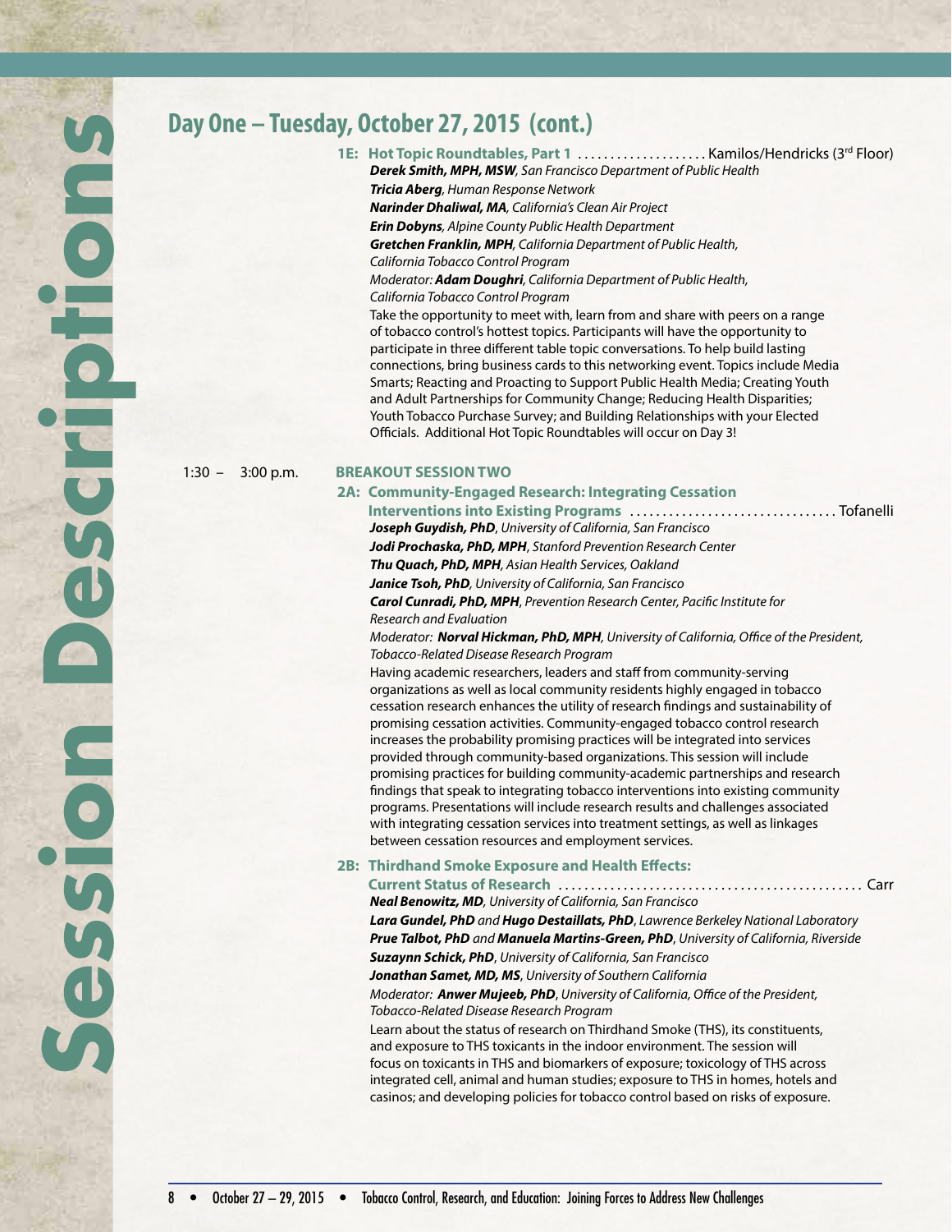## Day One – Tuesday, October 27, 2015 (cont.)

**1E: Hot Topic Roundtables, Part 1** .................... Kamilos/Hendricks (3rd Floor)

***Derek Smith, MPH, MSW**, San Francisco Department of Public Health*
***Tricia Aberg**, Human Response Network*
***Narinder Dhaliwal, MA**, California's Clean Air Project*
***Erin Dobyns**, Alpine County Public Health Department*
***Gretchen Franklin, MPH**, California Department of Public Health, California Tobacco Control Program*
*Moderator: **Adam Doughri**, California Department of Public Health, California Tobacco Control Program*

Take the opportunity to meet with, learn from and share with peers on a range of tobacco control's hottest topics. Participants will have the opportunity to participate in three different table topic conversations. To help build lasting connections, bring business cards to this networking event. Topics include Media Smarts; Reacting and Proacting to Support Public Health Media; Creating Youth and Adult Partnerships for Community Change; Reducing Health Disparities; Youth Tobacco Purchase Survey; and Building Relationships with your Elected Officials. Additional Hot Topic Roundtables will occur on Day 3!

1:30 – 3:00 p.m. **BREAKOUT SESSION TWO**

**2A: Community-Engaged Research: Integrating Cessation Interventions into Existing Programs** ................................ Tofanelli

***Joseph Guydish, PhD**, University of California, San Francisco*
***Jodi Prochaska, PhD, MPH**, Stanford Prevention Research Center*
***Thu Quach, PhD, MPH**, Asian Health Services, Oakland*
***Janice Tsoh, PhD**, University of California, San Francisco*
***Carol Cunradi, PhD, MPH**, Prevention Research Center, Pacific Institute for Research and Evaluation*
*Moderator: **Norval Hickman, PhD, MPH**, University of California, Office of the President, Tobacco-Related Disease Research Program*

Having academic researchers, leaders and staff from community-serving organizations as well as local community residents highly engaged in tobacco cessation research enhances the utility of research findings and sustainability of promising cessation activities. Community-engaged tobacco control research increases the probability promising practices will be integrated into services provided through community-based organizations. This session will include promising practices for building community-academic partnerships and research findings that speak to integrating tobacco interventions into existing community programs. Presentations will include research results and challenges associated with integrating cessation services into treatment settings, as well as linkages between cessation resources and employment services.

**2B: Thirdhand Smoke Exposure and Health Effects: Current Status of Research** ............................................... Carr

***Neal Benowitz, MD**, University of California, San Francisco*
***Lara Gundel, PhD** and **Hugo Destaillats, PhD**, Lawrence Berkeley National Laboratory*
***Prue Talbot, PhD** and **Manuela Martins-Green, PhD**, University of California, Riverside*
***Suzaynn Schick, PhD**, University of California, San Francisco*
***Jonathan Samet, MD, MS**, University of Southern California*
*Moderator: **Anwer Mujeeb, PhD**, University of California, Office of the President, Tobacco-Related Disease Research Program*

Learn about the status of research on Thirdhand Smoke (THS), its constituents, and exposure to THS toxicants in the indoor environment. The session will focus on toxicants in THS and biomarkers of exposure; toxicology of THS across integrated cell, animal and human studies; exposure to THS in homes, hotels and casinos; and developing policies for tobacco control based on risks of exposure.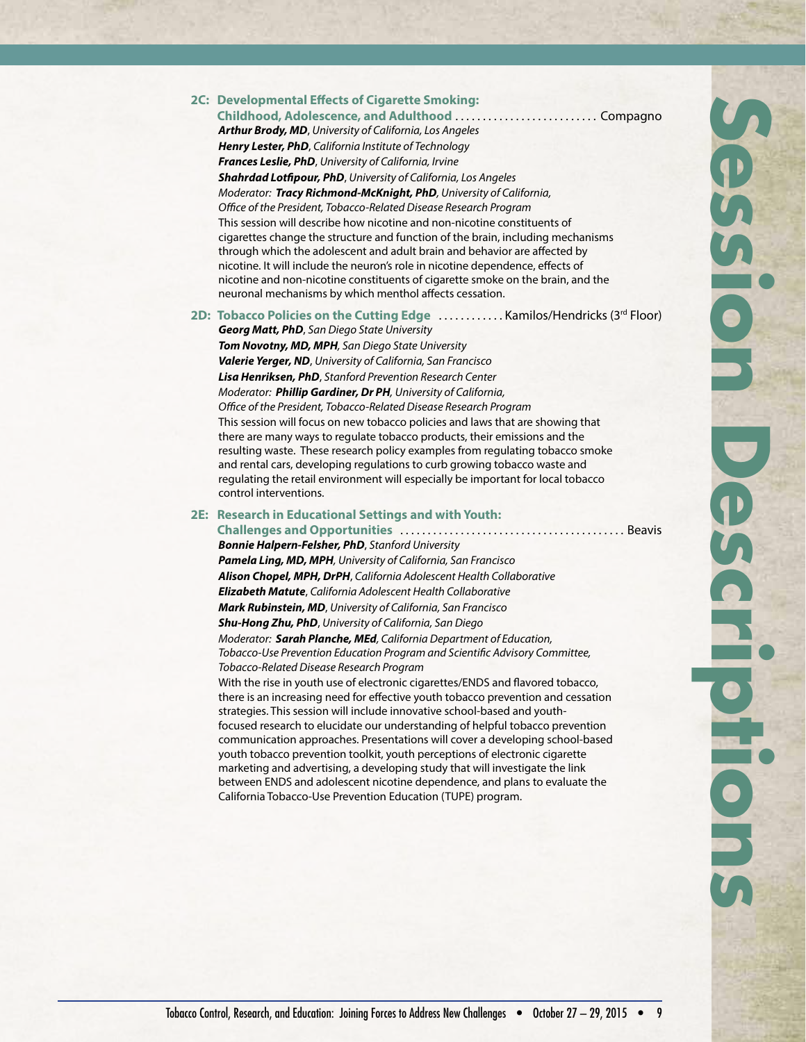### 2C: Developmental Effects of Cigarette Smoking: Childhood, Adolescence, and Adulthood ......................... Compagno

***Arthur Brody, MD***, *University of California, Los Angeles*
***Henry Lester, PhD***, *California Institute of Technology*
***Frances Leslie, PhD***, *University of California, Irvine*
***Shahrdad Lotfipour, PhD***, *University of California, Los Angeles*
*Moderator:* ***Tracy Richmond-McKnight, PhD***, *University of California, Office of the President, Tobacco-Related Disease Research Program*

This session will describe how nicotine and non-nicotine constituents of cigarettes change the structure and function of the brain, including mechanisms through which the adolescent and adult brain and behavior are affected by nicotine. It will include the neuron's role in nicotine dependence, effects of nicotine and non-nicotine constituents of cigarette smoke on the brain, and the neuronal mechanisms by which menthol affects cessation.

### 2D: Tobacco Policies on the Cutting Edge ............ Kamilos/Hendricks (3rd Floor)

***Georg Matt, PhD***, *San Diego State University*
***Tom Novotny, MD, MPH***, *San Diego State University*
***Valerie Yerger, ND***, *University of California, San Francisco*
***Lisa Henriksen, PhD***, *Stanford Prevention Research Center*
*Moderator:* ***Phillip Gardiner, Dr PH***, *University of California, Office of the President, Tobacco-Related Disease Research Program*

This session will focus on new tobacco policies and laws that are showing that there are many ways to regulate tobacco products, their emissions and the resulting waste. These research policy examples from regulating tobacco smoke and rental cars, developing regulations to curb growing tobacco waste and regulating the retail environment will especially be important for local tobacco control interventions.

### 2E: Research in Educational Settings and with Youth: Challenges and Opportunities ........................................ Beavis

***Bonnie Halpern-Felsher, PhD***, *Stanford University*
***Pamela Ling, MD, MPH***, *University of California, San Francisco*
***Alison Chopel, MPH, DrPH***, *California Adolescent Health Collaborative*
***Elizabeth Matute***, *California Adolescent Health Collaborative*
***Mark Rubinstein, MD***, *University of California, San Francisco*
***Shu-Hong Zhu, PhD***, *University of California, San Diego*
*Moderator:* ***Sarah Planche, MEd***, *California Department of Education, Tobacco-Use Prevention Education Program and Scientific Advisory Committee, Tobacco-Related Disease Research Program*

With the rise in youth use of electronic cigarettes/ENDS and flavored tobacco, there is an increasing need for effective youth tobacco prevention and cessation strategies. This session will include innovative school-based and youth-focused research to elucidate our understanding of helpful tobacco prevention communication approaches. Presentations will cover a developing school-based youth tobacco prevention toolkit, youth perceptions of electronic cigarette marketing and advertising, a developing study that will investigate the link between ENDS and adolescent nicotine dependence, and plans to evaluate the California Tobacco-Use Prevention Education (TUPE) program.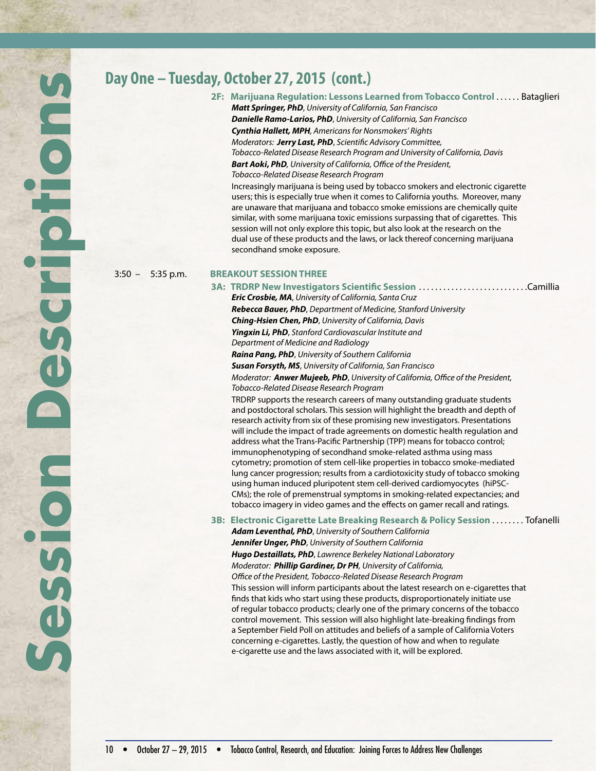## Day One – Tuesday, October 27, 2015 (cont.)

**2F: Marijuana Regulation: Lessons Learned from Tobacco Control** . . . . . . Bataglieri

***Matt Springer, PhD***, *University of California, San Francisco*
***Danielle Ramo-Larios, PhD***, *University of California, San Francisco*
***Cynthia Hallett, MPH***, *Americans for Nonsmokers' Rights*
*Moderators:* ***Jerry Last, PhD***, *Scientific Advisory Committee, Tobacco-Related Disease Research Program and University of California, Davis*
***Bart Aoki, PhD***, *University of California, Office of the President, Tobacco-Related Disease Research Program*

Increasingly marijuana is being used by tobacco smokers and electronic cigarette users; this is especially true when it comes to California youths. Moreover, many are unaware that marijuana and tobacco smoke emissions are chemically quite similar, with some marijuana toxic emissions surpassing that of cigarettes. This session will not only explore this topic, but also look at the research on the dual use of these products and the laws, or lack thereof concerning marijuana secondhand smoke exposure.

3:50 – 5:35 p.m. **BREAKOUT SESSION THREE**

**3A: TRDRP New Investigators Scientific Session** . . . . . . . . . . . . . . . . . . . . . . . . . . Camillia

***Eric Crosbie, MA***, *University of California, Santa Cruz*
***Rebecca Bauer, PhD***, *Department of Medicine, Stanford University*
***Ching-Hsien Chen, PhD***, *University of California, Davis*
***Yingxin Li, PhD***, *Stanford Cardiovascular Institute and Department of Medicine and Radiology*
***Raina Pang, PhD***, *University of Southern California*
***Susan Forsyth, MS***, *University of California, San Francisco*
*Moderator:* ***Anwer Mujeeb, PhD***, *University of California, Office of the President, Tobacco-Related Disease Research Program*

TRDRP supports the research careers of many outstanding graduate students and postdoctoral scholars. This session will highlight the breadth and depth of research activity from six of these promising new investigators. Presentations will include the impact of trade agreements on domestic health regulation and address what the Trans-Pacific Partnership (TPP) means for tobacco control; immunophenotyping of secondhand smoke-related asthma using mass cytometry; promotion of stem cell-like properties in tobacco smoke-mediated lung cancer progression; results from a cardiotoxicity study of tobacco smoking using human induced pluripotent stem cell-derived cardiomyocytes (hiPSC-CMs); the role of premenstrual symptoms in smoking-related expectancies; and tobacco imagery in video games and the effects on gamer recall and ratings.

**3B: Electronic Cigarette Late Breaking Research & Policy Session** . . . . . . . . Tofanelli

***Adam Leventhal, PhD***, *University of Southern California*
***Jennifer Unger, PhD***, *University of Southern California*
***Hugo Destaillats, PhD***, *Lawrence Berkeley National Laboratory*
*Moderator:* ***Phillip Gardiner, Dr PH***, *University of California, Office of the President, Tobacco-Related Disease Research Program*

This session will inform participants about the latest research on e-cigarettes that finds that kids who start using these products, disproportionately initiate use of regular tobacco products; clearly one of the primary concerns of the tobacco control movement. This session will also highlight late-breaking findings from a September Field Poll on attitudes and beliefs of a sample of California Voters concerning e-cigarettes. Lastly, the question of how and when to regulate e-cigarette use and the laws associated with it, will be explored.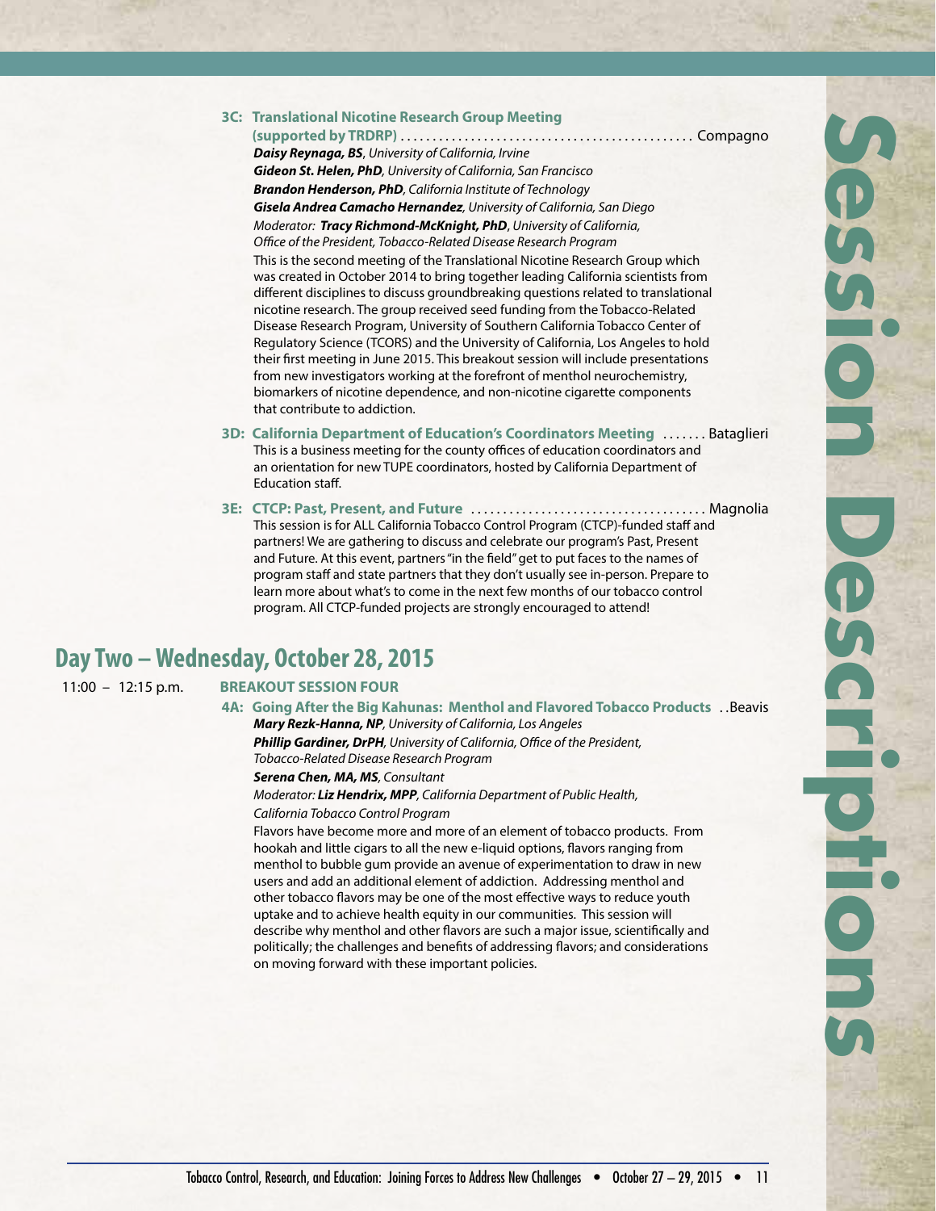**3C: Translational Nicotine Research Group Meeting (supported by TRDRP)** ............................................ Compagno

***Daisy Reynaga, BS***, *University of California, Irvine*
***Gideon St. Helen, PhD***, *University of California, San Francisco*
***Brandon Henderson, PhD***, *California Institute of Technology*
***Gisela Andrea Camacho Hernandez***, *University of California, San Diego*
*Moderator:* ***Tracy Richmond-McKnight, PhD***, *University of California, Office of the President, Tobacco-Related Disease Research Program*

This is the second meeting of the Translational Nicotine Research Group which was created in October 2014 to bring together leading California scientists from different disciplines to discuss groundbreaking questions related to translational nicotine research. The group received seed funding from the Tobacco-Related Disease Research Program, University of Southern California Tobacco Center of Regulatory Science (TCORS) and the University of California, Los Angeles to hold their first meeting in June 2015. This breakout session will include presentations from new investigators working at the forefront of menthol neurochemistry, biomarkers of nicotine dependence, and non-nicotine cigarette components that contribute to addiction.

**3D: California Department of Education's Coordinators Meeting** ....... Bataglieri

This is a business meeting for the county offices of education coordinators and an orientation for new TUPE coordinators, hosted by California Department of Education staff.

**3E: CTCP: Past, Present, and Future** .................................... Magnolia

This session is for ALL California Tobacco Control Program (CTCP)-funded staff and partners! We are gathering to discuss and celebrate our program's Past, Present and Future. At this event, partners "in the field" get to put faces to the names of program staff and state partners that they don't usually see in-person. Prepare to learn more about what's to come in the next few months of our tobacco control program. All CTCP-funded projects are strongly encouraged to attend!

## Day Two – Wednesday, October 28, 2015

11:00 – 12:15 p.m. **BREAKOUT SESSION FOUR**

**4A: Going After the Big Kahunas: Menthol and Flavored Tobacco Products** . .Beavis

***Mary Rezk-Hanna, NP***, *University of California, Los Angeles*
***Phillip Gardiner, DrPH***, *University of California, Office of the President, Tobacco-Related Disease Research Program*
***Serena Chen, MA, MS***, *Consultant*
*Moderator:* ***Liz Hendrix, MPP***, *California Department of Public Health, California Tobacco Control Program*

Flavors have become more and more of an element of tobacco products. From hookah and little cigars to all the new e-liquid options, flavors ranging from menthol to bubble gum provide an avenue of experimentation to draw in new users and add an additional element of addiction. Addressing menthol and other tobacco flavors may be one of the most effective ways to reduce youth uptake and to achieve health equity in our communities. This session will describe why menthol and other flavors are such a major issue, scientifically and politically; the challenges and benefits of addressing flavors; and considerations on moving forward with these important policies.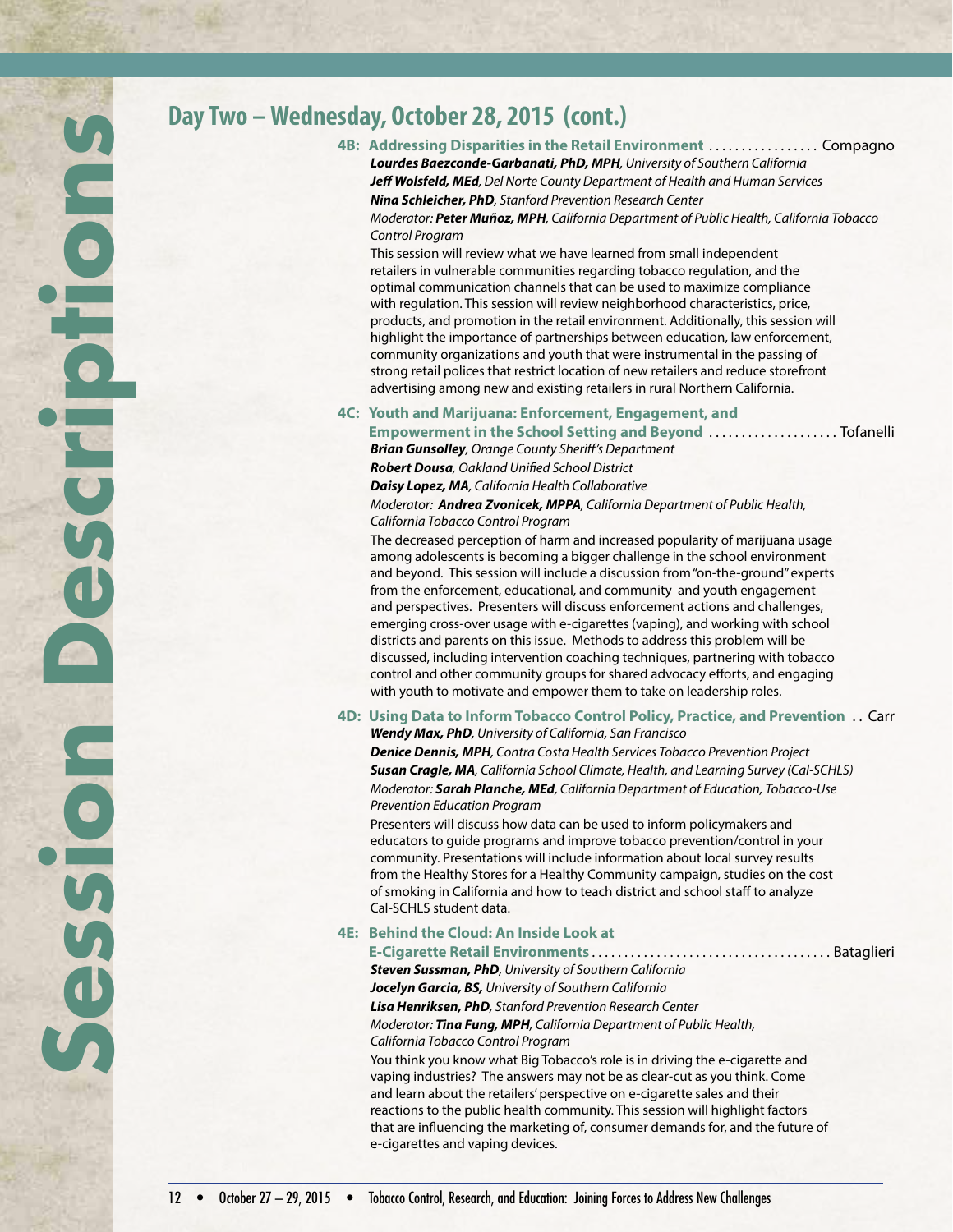## Day Two – Wednesday, October 28, 2015 (cont.)

### 4B: Addressing Disparities in the Retail Environment ................. Compagno

***Lourdes Baezconde-Garbanati, PhD, MPH**, University of Southern California*
***Jeff Wolsfeld, MEd**, Del Norte County Department of Health and Human Services*
***Nina Schleicher, PhD**, Stanford Prevention Research Center*
*Moderator: **Peter Muñoz, MPH**, California Department of Public Health, California Tobacco Control Program*

This session will review what we have learned from small independent retailers in vulnerable communities regarding tobacco regulation, and the optimal communication channels that can be used to maximize compliance with regulation. This session will review neighborhood characteristics, price, products, and promotion in the retail environment. Additionally, this session will highlight the importance of partnerships between education, law enforcement, community organizations and youth that were instrumental in the passing of strong retail polices that restrict location of new retailers and reduce storefront advertising among new and existing retailers in rural Northern California.

### 4C: Youth and Marijuana: Enforcement, Engagement, and Empowerment in the School Setting and Beyond .................... Tofanelli

***Brian Gunsolley**, Orange County Sheriff's Department*
***Robert Dousa**, Oakland Unified School District*
***Daisy Lopez, MA**, California Health Collaborative*
*Moderator: **Andrea Zvonicek, MPPA**, California Department of Public Health, California Tobacco Control Program*

The decreased perception of harm and increased popularity of marijuana usage among adolescents is becoming a bigger challenge in the school environment and beyond. This session will include a discussion from "on-the-ground" experts from the enforcement, educational, and community and youth engagement and perspectives. Presenters will discuss enforcement actions and challenges, emerging cross-over usage with e-cigarettes (vaping), and working with school districts and parents on this issue. Methods to address this problem will be discussed, including intervention coaching techniques, partnering with tobacco control and other community groups for shared advocacy efforts, and engaging with youth to motivate and empower them to take on leadership roles.

### 4D: Using Data to Inform Tobacco Control Policy, Practice, and Prevention .. Carr

***Wendy Max, PhD**, University of California, San Francisco*
***Denice Dennis, MPH**, Contra Costa Health Services Tobacco Prevention Project*
***Susan Cragle, MA**, California School Climate, Health, and Learning Survey (Cal-SCHLS)*
*Moderator: **Sarah Planche, MEd**, California Department of Education, Tobacco-Use Prevention Education Program*

Presenters will discuss how data can be used to inform policymakers and educators to guide programs and improve tobacco prevention/control in your community. Presentations will include information about local survey results from the Healthy Stores for a Healthy Community campaign, studies on the cost of smoking in California and how to teach district and school staff to analyze Cal-SCHLS student data.

### 4E: Behind the Cloud: An Inside Look at E-Cigarette Retail Environments.................................... Bataglieri

***Steven Sussman, PhD**, University of Southern California*
***Jocelyn Garcia, BS,** University of Southern California*
***Lisa Henriksen, PhD**, Stanford Prevention Research Center*
*Moderator: **Tina Fung, MPH**, California Department of Public Health, California Tobacco Control Program*

You think you know what Big Tobacco's role is in driving the e-cigarette and vaping industries? The answers may not be as clear-cut as you think. Come and learn about the retailers' perspective on e-cigarette sales and their reactions to the public health community. This session will highlight factors that are influencing the marketing of, consumer demands for, and the future of e-cigarettes and vaping devices.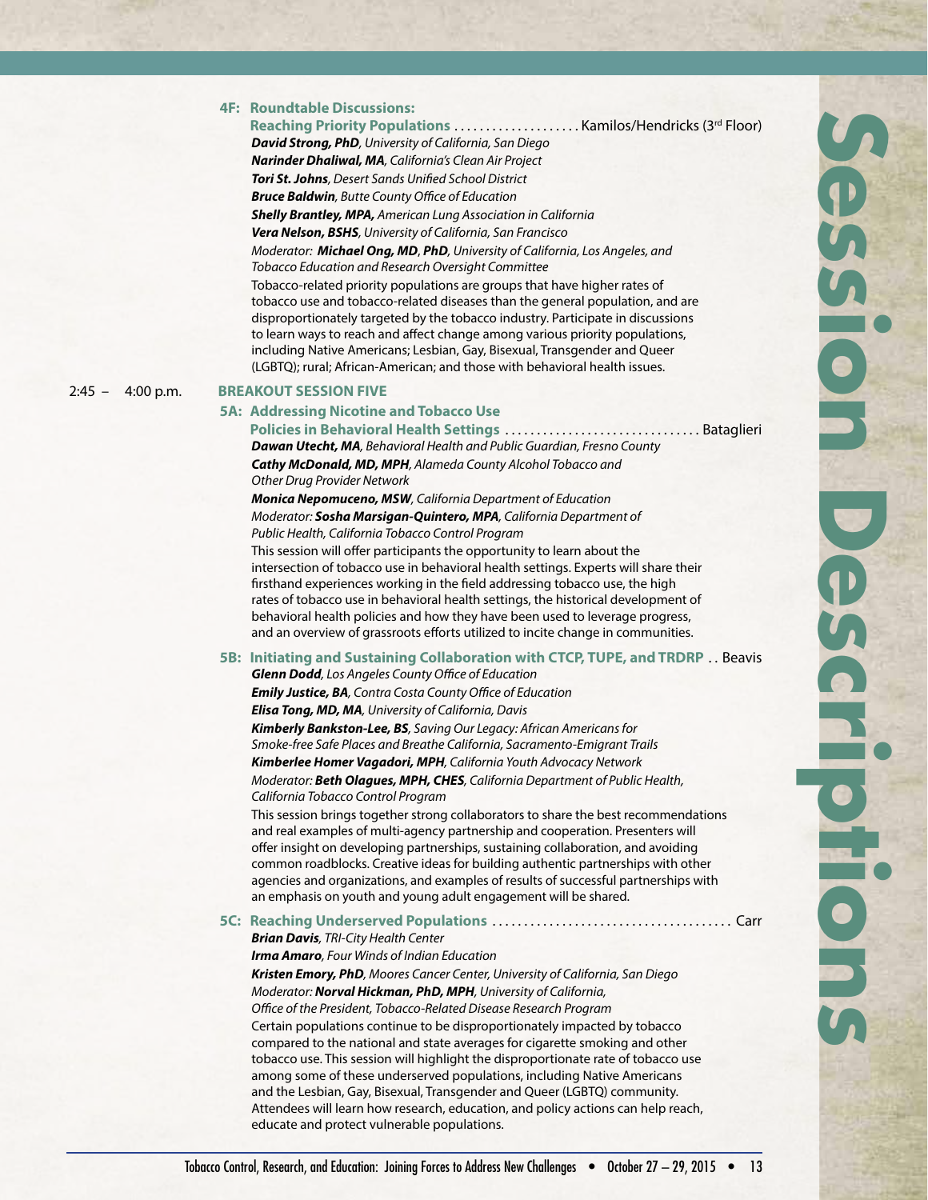**4F: Roundtable Discussions: Reaching Priority Populations** .................... Kamilos/Hendricks (3rd Floor)

***David Strong, PhD**, University of California, San Diego*
***Narinder Dhaliwal, MA**, California's Clean Air Project*
***Tori St. Johns**, Desert Sands Unified School District*
***Bruce Baldwin**, Butte County Office of Education*
***Shelly Brantley, MPA,** American Lung Association in California*
***Vera Nelson, BSHS**, University of California, San Francisco*
*Moderator: **Michael Ong, MD**, **PhD**, University of California, Los Angeles, and Tobacco Education and Research Oversight Committee*

Tobacco-related priority populations are groups that have higher rates of tobacco use and tobacco-related diseases than the general population, and are disproportionately targeted by the tobacco industry. Participate in discussions to learn ways to reach and affect change among various priority populations, including Native Americans; Lesbian, Gay, Bisexual, Transgender and Queer (LGBTQ); rural; African-American; and those with behavioral health issues.

2:45 – 4:00 p.m. **BREAKOUT SESSION FIVE**

**5A: Addressing Nicotine and Tobacco Use Policies in Behavioral Health Settings** .............................. Bataglieri

***Dawan Utecht, MA**, Behavioral Health and Public Guardian, Fresno County*
***Cathy McDonald, MD, MPH**, Alameda County Alcohol Tobacco and Other Drug Provider Network*
***Monica Nepomuceno, MSW**, California Department of Education*
*Moderator: **Sosha Marsigan-Quintero, MPA**, California Department of Public Health, California Tobacco Control Program*

This session will offer participants the opportunity to learn about the intersection of tobacco use in behavioral health settings. Experts will share their firsthand experiences working in the field addressing tobacco use, the high rates of tobacco use in behavioral health settings, the historical development of behavioral health policies and how they have been used to leverage progress, and an overview of grassroots efforts utilized to incite change in communities.

**5B: Initiating and Sustaining Collaboration with CTCP, TUPE, and TRDRP** .. Beavis

***Glenn Dodd**, Los Angeles County Office of Education*
***Emily Justice, BA**, Contra Costa County Office of Education*
***Elisa Tong, MD, MA**, University of California, Davis*
***Kimberly Bankston-Lee, BS**, Saving Our Legacy: African Americans for Smoke-free Safe Places and Breathe California, Sacramento-Emigrant Trails*
***Kimberlee Homer Vagadori, MPH**, California Youth Advocacy Network*
*Moderator: **Beth Olagues, MPH, CHES**, California Department of Public Health, California Tobacco Control Program*

This session brings together strong collaborators to share the best recommendations and real examples of multi-agency partnership and cooperation. Presenters will offer insight on developing partnerships, sustaining collaboration, and avoiding common roadblocks. Creative ideas for building authentic partnerships with other agencies and organizations, and examples of results of successful partnerships with an emphasis on youth and young adult engagement will be shared.

**5C: Reaching Underserved Populations** ..................................... Carr

***Brian Davis**, TRI-City Health Center*
***Irma Amaro**, Four Winds of Indian Education*
***Kristen Emory, PhD**, Moores Cancer Center, University of California, San Diego*
*Moderator: **Norval Hickman, PhD, MPH**, University of California, Office of the President, Tobacco-Related Disease Research Program*

Certain populations continue to be disproportionately impacted by tobacco compared to the national and state averages for cigarette smoking and other tobacco use. This session will highlight the disproportionate rate of tobacco use among some of these underserved populations, including Native Americans and the Lesbian, Gay, Bisexual, Transgender and Queer (LGBTQ) community. Attendees will learn how research, education, and policy actions can help reach, educate and protect vulnerable populations.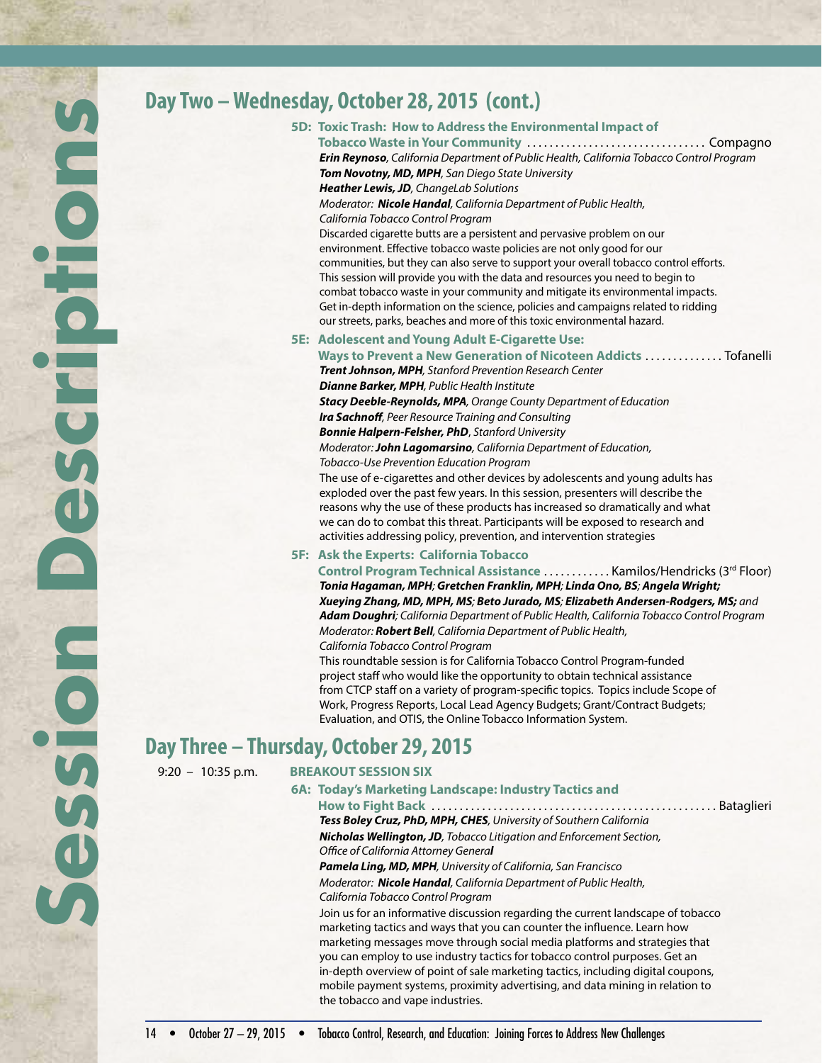## Day Two – Wednesday, October 28, 2015 (cont.)

**5D: Toxic Trash: How to Address the Environmental Impact of Tobacco Waste in Your Community** ............................... Compagno

***Erin Reynoso***, *California Department of Public Health, California Tobacco Control Program*
***Tom Novotny, MD, MPH***, *San Diego State University*
***Heather Lewis, JD***, *ChangeLab Solutions*
*Moderator:* ***Nicole Handal***, *California Department of Public Health, California Tobacco Control Program*

Discarded cigarette butts are a persistent and pervasive problem on our environment. Effective tobacco waste policies are not only good for our communities, but they can also serve to support your overall tobacco control efforts. This session will provide you with the data and resources you need to begin to combat tobacco waste in your community and mitigate its environmental impacts. Get in-depth information on the science, policies and campaigns related to ridding our streets, parks, beaches and more of this toxic environmental hazard.

**5E: Adolescent and Young Adult E-Cigarette Use: Ways to Prevent a New Generation of Nicoteen Addicts** .............. Tofanelli

***Trent Johnson, MPH***, *Stanford Prevention Research Center*
***Dianne Barker, MPH***, *Public Health Institute*
***Stacy Deeble-Reynolds, MPA***, *Orange County Department of Education*
***Ira Sachnoff***, *Peer Resource Training and Consulting*
***Bonnie Halpern-Felsher, PhD***, *Stanford University*
*Moderator:* ***John Lagomarsino***, *California Department of Education, Tobacco-Use Prevention Education Program*

The use of e-cigarettes and other devices by adolescents and young adults has exploded over the past few years. In this session, presenters will describe the reasons why the use of these products has increased so dramatically and what we can do to combat this threat. Participants will be exposed to research and activities addressing policy, prevention, and intervention strategies

**5F: Ask the Experts: California Tobacco Control Program Technical Assistance** ............ Kamilos/Hendricks (3rd Floor)

***Tonia Hagaman, MPH; Gretchen Franklin, MPH; Linda Ono, BS; Angela Wright; Xueying Zhang, MD, MPH, MS; Beto Jurado, MS; Elizabeth Andersen-Rodgers, MS;*** *and* ***Adam Doughri****; California Department of Public Health, California Tobacco Control Program*
*Moderator:* ***Robert Bell***, *California Department of Public Health, California Tobacco Control Program*

This roundtable session is for California Tobacco Control Program-funded project staff who would like the opportunity to obtain technical assistance from CTCP staff on a variety of program-specific topics. Topics include Scope of Work, Progress Reports, Local Lead Agency Budgets; Grant/Contract Budgets; Evaluation, and OTIS, the Online Tobacco Information System.

## Day Three – Thursday, October 29, 2015

9:20 – 10:35 p.m. **BREAKOUT SESSION SIX**

**6A: Today's Marketing Landscape: Industry Tactics and How to Fight Back** ................................................ Bataglieri

***Tess Boley Cruz, PhD, MPH, CHES***, *University of Southern California*
***Nicholas Wellington, JD***, *Tobacco Litigation and Enforcement Section, Office of California Attorney General*
***Pamela Ling, MD, MPH***, *University of California, San Francisco*
*Moderator:* ***Nicole Handal***, *California Department of Public Health, California Tobacco Control Program*

Join us for an informative discussion regarding the current landscape of tobacco marketing tactics and ways that you can counter the influence. Learn how marketing messages move through social media platforms and strategies that you can employ to use industry tactics for tobacco control purposes. Get an in-depth overview of point of sale marketing tactics, including digital coupons, mobile payment systems, proximity advertising, and data mining in relation to the tobacco and vape industries.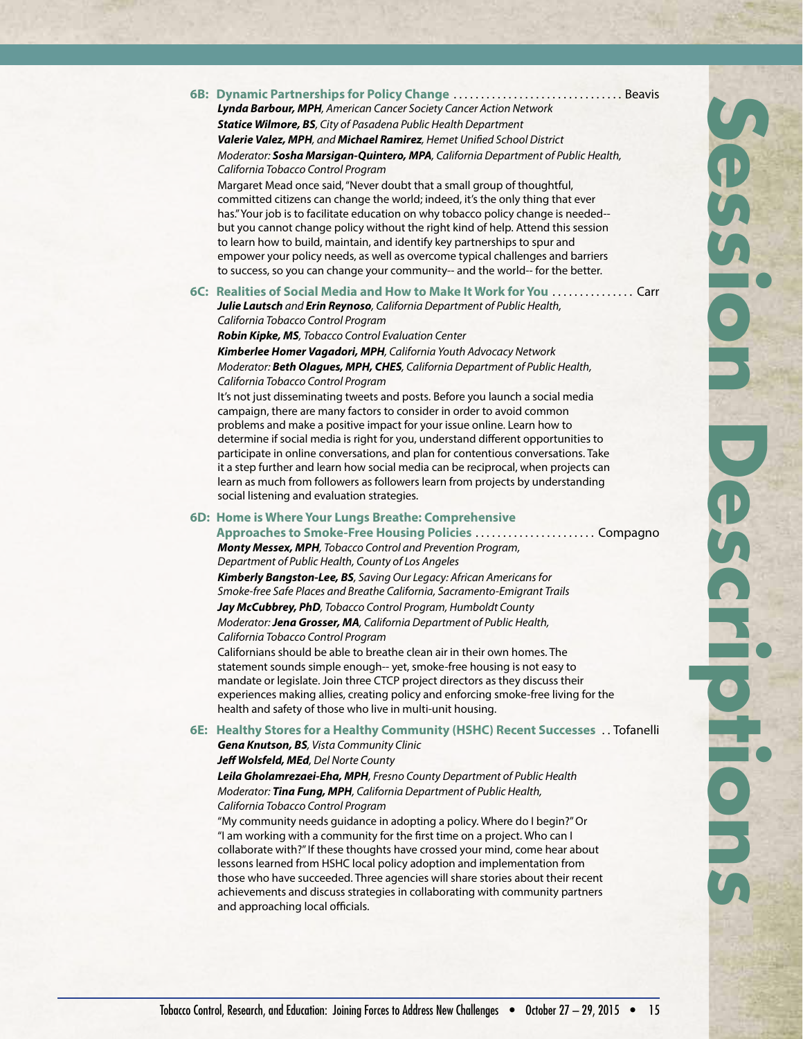### 6B: Dynamic Partnerships for Policy Change .............................. Beavis

***Lynda Barbour, MPH**, American Cancer Society Cancer Action Network*
***Statice Wilmore, BS**, City of Pasadena Public Health Department*
***Valerie Valez, MPH**, and **Michael Ramirez**, Hemet Unified School District*
*Moderator: **Sosha Marsigan-Quintero, MPA**, California Department of Public Health, California Tobacco Control Program*

Margaret Mead once said, "Never doubt that a small group of thoughtful, committed citizens can change the world; indeed, it's the only thing that ever has." Your job is to facilitate education on why tobacco policy change is needed-- but you cannot change policy without the right kind of help. Attend this session to learn how to build, maintain, and identify key partnerships to spur and empower your policy needs, as well as overcome typical challenges and barriers to success, so you can change your community-- and the world-- for the better.

### 6C: Realities of Social Media and How to Make It Work for You .............. Carr

***Julie Lautsch** and **Erin Reynoso**, California Department of Public Health, California Tobacco Control Program*
***Robin Kipke, MS**, Tobacco Control Evaluation Center*
***Kimberlee Homer Vagadori, MPH**, California Youth Advocacy Network*
*Moderator: **Beth Olagues, MPH, CHES**, California Department of Public Health, California Tobacco Control Program*

It's not just disseminating tweets and posts. Before you launch a social media campaign, there are many factors to consider in order to avoid common problems and make a positive impact for your issue online. Learn how to determine if social media is right for you, understand different opportunities to participate in online conversations, and plan for contentious conversations. Take it a step further and learn how social media can be reciprocal, when projects can learn as much from followers as followers learn from projects by understanding social listening and evaluation strategies.

### 6D: Home is Where Your Lungs Breathe: Comprehensive Approaches to Smoke-Free Housing Policies ..................... Compagno

***Monty Messex, MPH**, Tobacco Control and Prevention Program, Department of Public Health, County of Los Angeles*
***Kimberly Bangston-Lee, BS**, Saving Our Legacy: African Americans for Smoke-free Safe Places and Breathe California, Sacramento-Emigrant Trails*
***Jay McCubbrey, PhD**, Tobacco Control Program, Humboldt County*
*Moderator: **Jena Grosser, MA**, California Department of Public Health, California Tobacco Control Program*

Californians should be able to breathe clean air in their own homes. The statement sounds simple enough-- yet, smoke-free housing is not easy to mandate or legislate. Join three CTCP project directors as they discuss their experiences making allies, creating policy and enforcing smoke-free living for the health and safety of those who live in multi-unit housing.

### 6E: Healthy Stores for a Healthy Community (HSHC) Recent Successes . . Tofanelli

***Gena Knutson, BS**, Vista Community Clinic*
***Jeff Wolsfeld, MEd**, Del Norte County*
***Leila Gholamrezaei-Eha, MPH**, Fresno County Department of Public Health*
*Moderator: **Tina Fung, MPH**, California Department of Public Health, California Tobacco Control Program*

"My community needs guidance in adopting a policy. Where do I begin?" Or "I am working with a community for the first time on a project. Who can I collaborate with?" If these thoughts have crossed your mind, come hear about lessons learned from HSHC local policy adoption and implementation from those who have succeeded. Three agencies will share stories about their recent achievements and discuss strategies in collaborating with community partners and approaching local officials.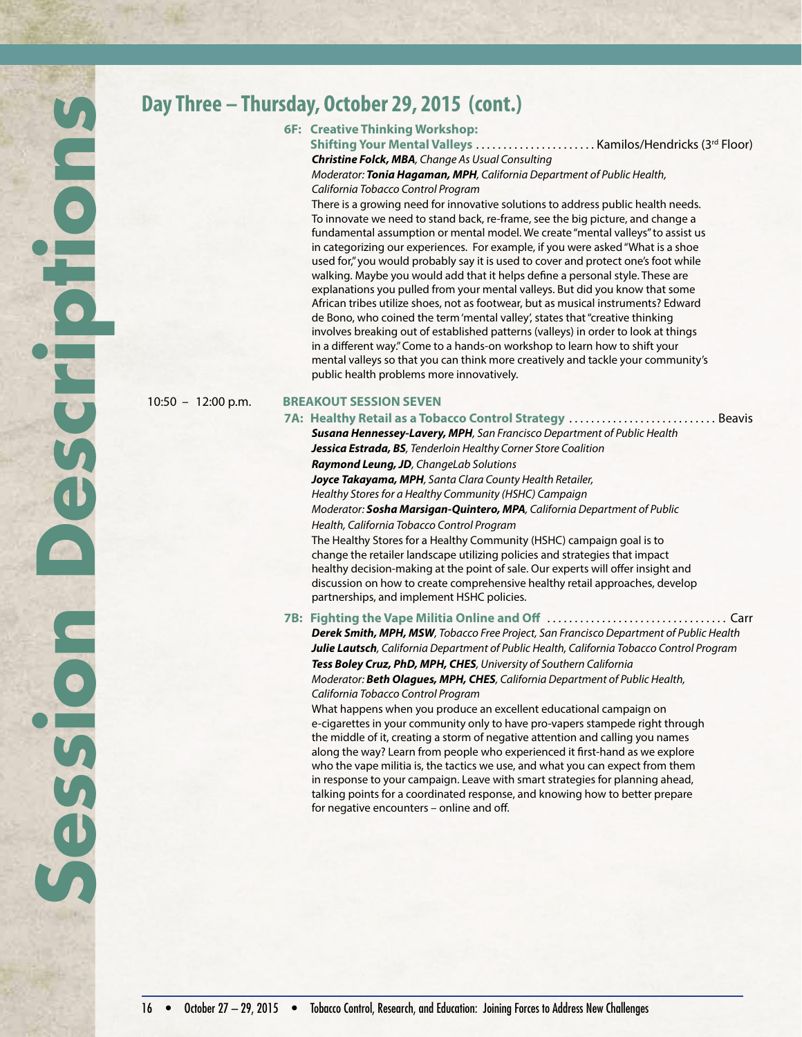## Day Three – Thursday, October 29, 2015 (cont.)

**6F: Creative Thinking Workshop:**
**Shifting Your Mental Valleys** ...................... Kamilos/Hendricks (3rd Floor)

***Christine Folck, MBA**, Change As Usual Consulting*
*Moderator: **Tonia Hagaman, MPH**, California Department of Public Health, California Tobacco Control Program*

There is a growing need for innovative solutions to address public health needs. To innovate we need to stand back, re-frame, see the big picture, and change a fundamental assumption or mental model. We create "mental valleys" to assist us in categorizing our experiences. For example, if you were asked "What is a shoe used for," you would probably say it is used to cover and protect one's foot while walking. Maybe you would add that it helps define a personal style. These are explanations you pulled from your mental valleys. But did you know that some African tribes utilize shoes, not as footwear, but as musical instruments? Edward de Bono, who coined the term 'mental valley', states that "creative thinking involves breaking out of established patterns (valleys) in order to look at things in a different way." Come to a hands-on workshop to learn how to shift your mental valleys so that you can think more creatively and tackle your community's public health problems more innovatively.

10:50 – 12:00 p.m. **BREAKOUT SESSION SEVEN**

**7A: Healthy Retail as a Tobacco Control Strategy** .......................... Beavis

***Susana Hennessey-Lavery, MPH**, San Francisco Department of Public Health*
***Jessica Estrada, BS**, Tenderloin Healthy Corner Store Coalition*
***Raymond Leung, JD**, ChangeLab Solutions*
***Joyce Takayama, MPH**, Santa Clara County Health Retailer, Healthy Stores for a Healthy Community (HSHC) Campaign*
*Moderator: **Sosha Marsigan-Quintero, MPA**, California Department of Public Health, California Tobacco Control Program*

The Healthy Stores for a Healthy Community (HSHC) campaign goal is to change the retailer landscape utilizing policies and strategies that impact healthy decision-making at the point of sale. Our experts will offer insight and discussion on how to create comprehensive healthy retail approaches, develop partnerships, and implement HSHC policies.

**7B: Fighting the Vape Militia Online and Off** ................................ Carr

***Derek Smith, MPH, MSW**, Tobacco Free Project, San Francisco Department of Public Health*
***Julie Lautsch**, California Department of Public Health, California Tobacco Control Program*
***Tess Boley Cruz, PhD, MPH, CHES**, University of Southern California*
*Moderator: **Beth Olagues, MPH, CHES**, California Department of Public Health, California Tobacco Control Program*

What happens when you produce an excellent educational campaign on e-cigarettes in your community only to have pro-vapers stampede right through the middle of it, creating a storm of negative attention and calling you names along the way? Learn from people who experienced it first-hand as we explore who the vape militia is, the tactics we use, and what you can expect from them in response to your campaign. Leave with smart strategies for planning ahead, talking points for a coordinated response, and knowing how to better prepare for negative encounters – online and off.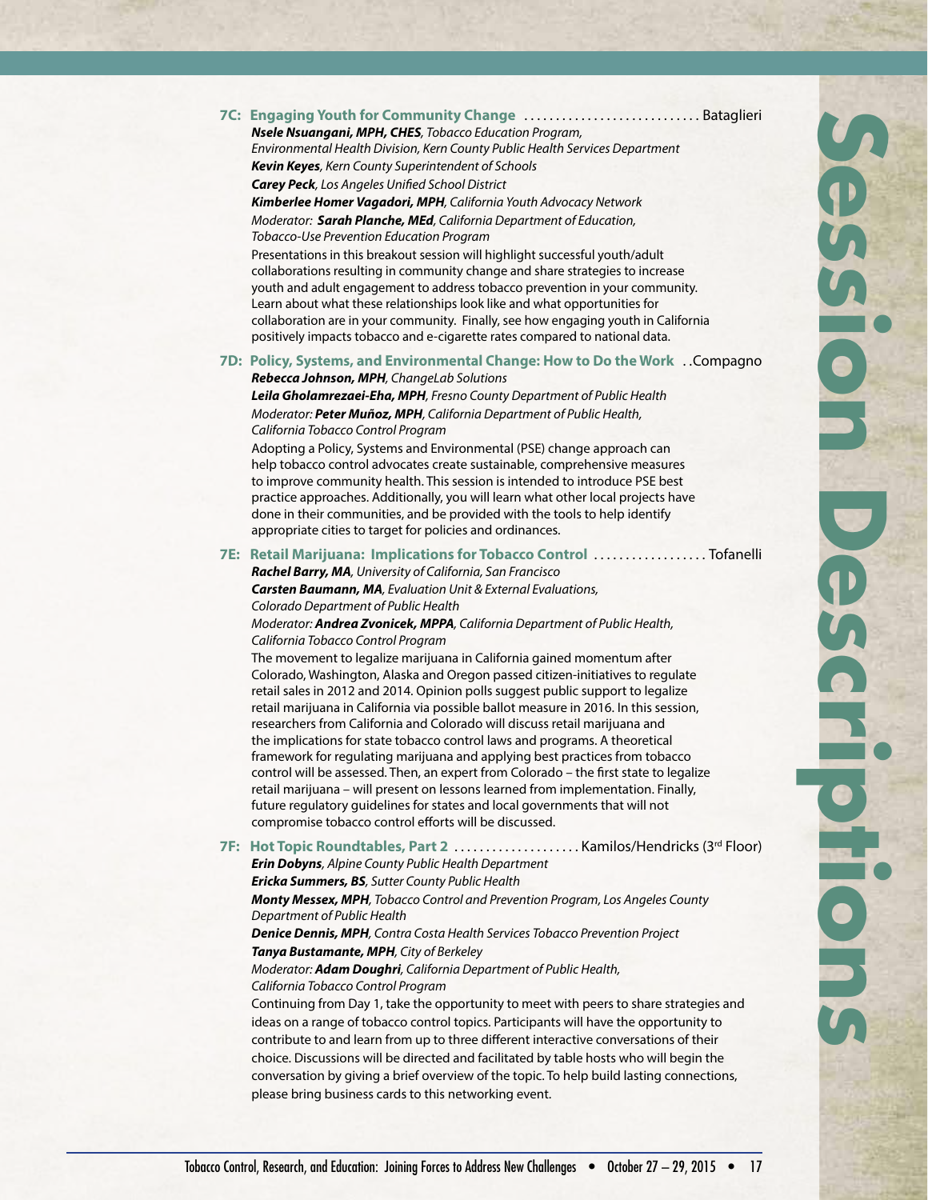### 7C: Engaging Youth for Community Change ............................ Bataglieri

***Nsele Nsuangani, MPH, CHES****, Tobacco Education Program, Environmental Health Division, Kern County Public Health Services Department*

***Kevin Keyes****, Kern County Superintendent of Schools*

***Carey Peck****, Los Angeles Unified School District*

***Kimberlee Homer Vagadori, MPH****, California Youth Advocacy Network*

*Moderator:* ***Sarah Planche, MEd****, California Department of Education, Tobacco-Use Prevention Education Program*

Presentations in this breakout session will highlight successful youth/adult collaborations resulting in community change and share strategies to increase youth and adult engagement to address tobacco prevention in your community. Learn about what these relationships look like and what opportunities for collaboration are in your community. Finally, see how engaging youth in California positively impacts tobacco and e-cigarette rates compared to national data.

### 7D: Policy, Systems, and Environmental Change: How to Do the Work ..Compagno

***Rebecca Johnson, MPH****, ChangeLab Solutions*

***Leila Gholamrezaei-Eha, MPH****, Fresno County Department of Public Health*

*Moderator:* ***Peter Muñoz, MPH****, California Department of Public Health, California Tobacco Control Program*

Adopting a Policy, Systems and Environmental (PSE) change approach can help tobacco control advocates create sustainable, comprehensive measures to improve community health. This session is intended to introduce PSE best practice approaches. Additionally, you will learn what other local projects have done in their communities, and be provided with the tools to help identify appropriate cities to target for policies and ordinances.

### 7E: Retail Marijuana: Implications for Tobacco Control .................. Tofanelli

***Rachel Barry, MA****, University of California, San Francisco*

***Carsten Baumann, MA****, Evaluation Unit & External Evaluations, Colorado Department of Public Health*

*Moderator:* ***Andrea Zvonicek, MPPA****, California Department of Public Health, California Tobacco Control Program*

The movement to legalize marijuana in California gained momentum after Colorado, Washington, Alaska and Oregon passed citizen-initiatives to regulate retail sales in 2012 and 2014. Opinion polls suggest public support to legalize retail marijuana in California via possible ballot measure in 2016. In this session, researchers from California and Colorado will discuss retail marijuana and the implications for state tobacco control laws and programs. A theoretical framework for regulating marijuana and applying best practices from tobacco control will be assessed. Then, an expert from Colorado – the first state to legalize retail marijuana – will present on lessons learned from implementation. Finally, future regulatory guidelines for states and local governments that will not compromise tobacco control efforts will be discussed.

### 7F: Hot Topic Roundtables, Part 2 .................... Kamilos/Hendricks (3rd Floor)

***Erin Dobyns****, Alpine County Public Health Department*

***Ericka Summers, BS****, Sutter County Public Health*

***Monty Messex, MPH****, Tobacco Control and Prevention Program, Los Angeles County Department of Public Health*

***Denice Dennis, MPH****, Contra Costa Health Services Tobacco Prevention Project*

***Tanya Bustamante, MPH****, City of Berkeley*

*Moderator:* ***Adam Doughri****, California Department of Public Health, California Tobacco Control Program*

Continuing from Day 1, take the opportunity to meet with peers to share strategies and ideas on a range of tobacco control topics. Participants will have the opportunity to contribute to and learn from up to three different interactive conversations of their choice. Discussions will be directed and facilitated by table hosts who will begin the conversation by giving a brief overview of the topic. To help build lasting connections, please bring business cards to this networking event.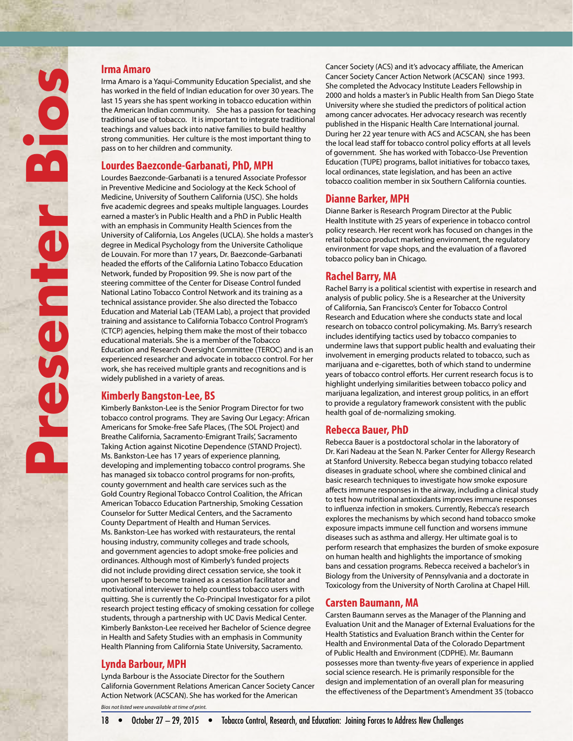# Presenter Bios

## Irma Amaro

Irma Amaro is a Yaqui-Community Education Specialist, and she has worked in the field of Indian education for over 30 years. The last 15 years she has spent working in tobacco education within the American Indian community. She has a passion for teaching traditional use of tobacco. It is important to integrate traditional teachings and values back into native families to build healthy strong communities. Her culture is the most important thing to pass on to her children and community.

## Lourdes Baezconde-Garbanati, PhD, MPH

Lourdes Baezconde-Garbanati is a tenured Associate Professor in Preventive Medicine and Sociology at the Keck School of Medicine, University of Southern California (USC). She holds five academic degrees and speaks multiple languages. Lourdes earned a master's in Public Health and a PhD in Public Health with an emphasis in Community Health Sciences from the University of California, Los Angeles (UCLA). She holds a master's degree in Medical Psychology from the Universite Catholique de Louvain. For more than 17 years, Dr. Baezconde-Garbanati headed the efforts of the California Latino Tobacco Education Network, funded by Proposition 99. She is now part of the steering committee of the Center for Disease Control funded National Latino Tobacco Control Network and its training as a technical assistance provider. She also directed the Tobacco Education and Material Lab (TEAM Lab), a project that provided training and assistance to California Tobacco Control Program's (CTCP) agencies, helping them make the most of their tobacco educational materials. She is a member of the Tobacco Education and Research Oversight Committee (TEROC) and is an experienced researcher and advocate in tobacco control. For her work, she has received multiple grants and recognitions and is widely published in a variety of areas.

## Kimberly Bangston-Lee, BS

Kimberly Bankston-Lee is the Senior Program Director for two tobacco control programs. They are Saving Our Legacy: African Americans for Smoke-free Safe Places, (The SOL Project) and Breathe California, Sacramento-Emigrant Trails', Sacramento Taking Action against Nicotine Dependence (STAND Project). Ms. Bankston-Lee has 17 years of experience planning, developing and implementing tobacco control programs. She has managed six tobacco control programs for non-profits, county government and health care services such as the Gold Country Regional Tobacco Control Coalition, the African American Tobacco Education Partnership, Smoking Cessation Counselor for Sutter Medical Centers, and the Sacramento County Department of Health and Human Services. Ms. Bankston-Lee has worked with restaurateurs, the rental housing industry, community colleges and trade schools, and government agencies to adopt smoke-free policies and ordinances. Although most of Kimberly's funded projects did not include providing direct cessation service, she took it upon herself to become trained as a cessation facilitator and motivational interviewer to help countless tobacco users with quitting. She is currently the Co-Principal Investigator for a pilot research project testing efficacy of smoking cessation for college students, through a partnership with UC Davis Medical Center. Kimberly Bankston-Lee received her Bachelor of Science degree in Health and Safety Studies with an emphasis in Community Health Planning from California State University, Sacramento.

## Lynda Barbour, MPH

Lynda Barbour is the Associate Director for the Southern California Government Relations American Cancer Society Cancer Action Network (ACSCAN). She has worked for the American Cancer Society (ACS) and it's advocacy affiliate, the American Cancer Society Cancer Action Network (ACSCAN) since 1993. She completed the Advocacy Institute Leaders Fellowship in 2000 and holds a master's in Public Health from San Diego State University where she studied the predictors of political action among cancer advocates. Her advocacy research was recently published in the Hispanic Health Care International journal. During her 22 year tenure with ACS and ACSCAN, she has been the local lead staff for tobacco control policy efforts at all levels of government. She has worked with Tobacco-Use Prevention Education (TUPE) programs, ballot initiatives for tobacco taxes, local ordinances, state legislation, and has been an active tobacco coalition member in six Southern California counties.

## Dianne Barker, MPH

Dianne Barker is Research Program Director at the Public Health Institute with 25 years of experience in tobacco control policy research. Her recent work has focused on changes in the retail tobacco product marketing environment, the regulatory environment for vape shops, and the evaluation of a flavored tobacco policy ban in Chicago.

## Rachel Barry, MA

Rachel Barry is a political scientist with expertise in research and analysis of public policy. She is a Researcher at the University of California, San Francisco's Center for Tobacco Control Research and Education where she conducts state and local research on tobacco control policymaking. Ms. Barry's research includes identifying tactics used by tobacco companies to undermine laws that support public health and evaluating their involvement in emerging products related to tobacco, such as marijuana and e-cigarettes, both of which stand to undermine years of tobacco control efforts. Her current research focus is to highlight underlying similarities between tobacco policy and marijuana legalization, and interest group politics, in an effort to provide a regulatory framework consistent with the public health goal of de-normalizing smoking.

## Rebecca Bauer, PhD

Rebecca Bauer is a postdoctoral scholar in the laboratory of Dr. Kari Nadeau at the Sean N. Parker Center for Allergy Research at Stanford University. Rebecca began studying tobacco related diseases in graduate school, where she combined clinical and basic research techniques to investigate how smoke exposure affects immune responses in the airway, including a clinical study to test how nutritional antioxidants improves immune responses to influenza infection in smokers. Currently, Rebecca's research explores the mechanisms by which second hand tobacco smoke exposure impacts immune cell function and worsens immune diseases such as asthma and allergy. Her ultimate goal is to perform research that emphasizes the burden of smoke exposure on human health and highlights the importance of smoking bans and cessation programs. Rebecca received a bachelor's in Biology from the University of Pennsylvania and a doctorate in Toxicology from the University of North Carolina at Chapel Hill.

## Carsten Baumann, MA

Carsten Baumann serves as the Manager of the Planning and Evaluation Unit and the Manager of External Evaluations for the Health Statistics and Evaluation Branch within the Center for Health and Environmental Data of the Colorado Department of Public Health and Environment (CDPHE). Mr. Baumann possesses more than twenty-five years of experience in applied social science research. He is primarily responsible for the design and implementation of an overall plan for measuring the effectiveness of the Department's Amendment 35 (tobacco

*Bios not listed were unavailable at time of print.*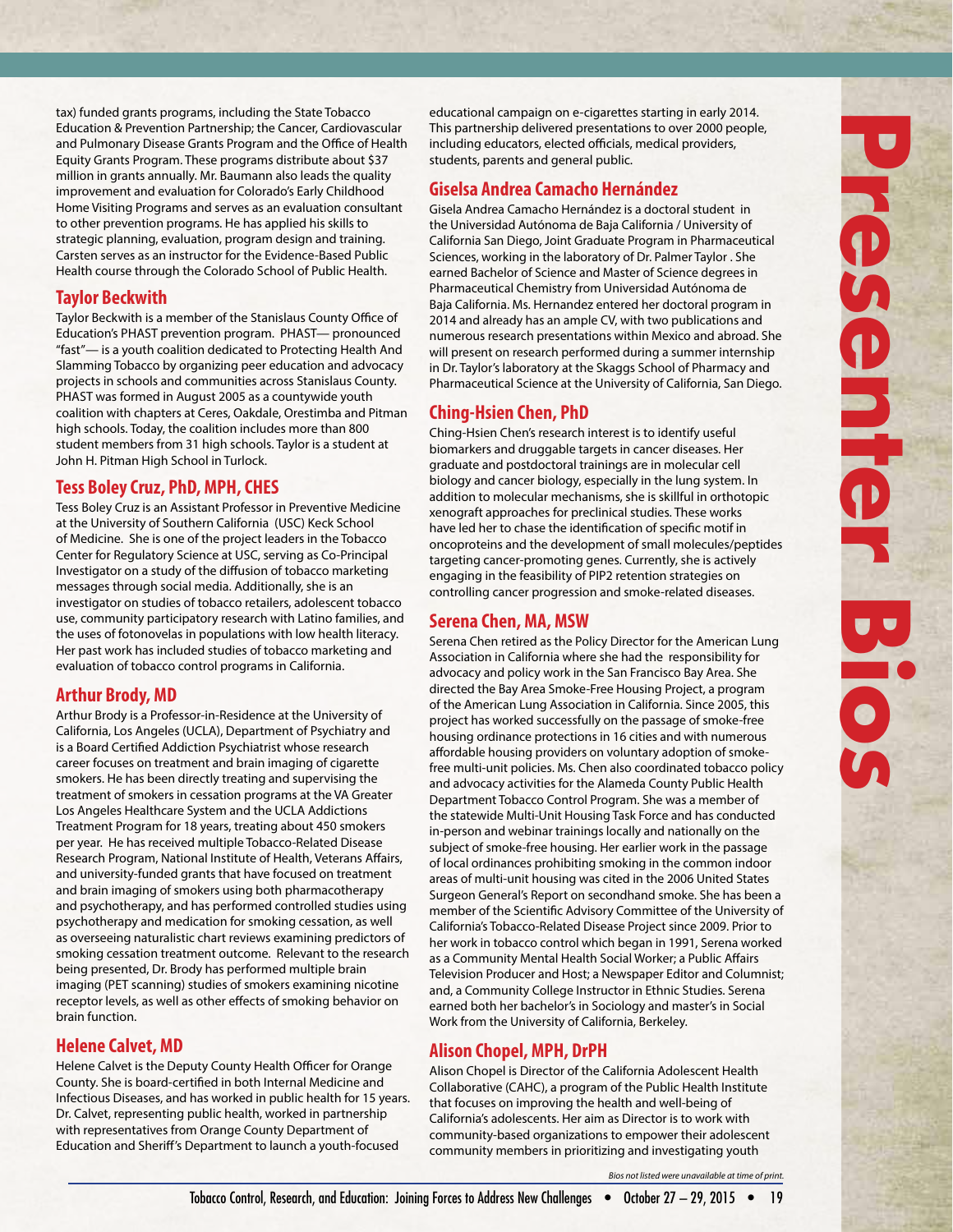tax) funded grants programs, including the State Tobacco Education & Prevention Partnership; the Cancer, Cardiovascular and Pulmonary Disease Grants Program and the Office of Health Equity Grants Program. These programs distribute about $37 million in grants annually. Mr. Baumann also leads the quality improvement and evaluation for Colorado's Early Childhood Home Visiting Programs and serves as an evaluation consultant to other prevention programs. He has applied his skills to strategic planning, evaluation, program design and training. Carsten serves as an instructor for the Evidence-Based Public Health course through the Colorado School of Public Health.

## Taylor Beckwith

Taylor Beckwith is a member of the Stanislaus County Office of Education's PHAST prevention program. PHAST— pronounced "fast"— is a youth coalition dedicated to Protecting Health And Slamming Tobacco by organizing peer education and advocacy projects in schools and communities across Stanislaus County. PHAST was formed in August 2005 as a countywide youth coalition with chapters at Ceres, Oakdale, Orestimba and Pitman high schools. Today, the coalition includes more than 800 student members from 31 high schools. Taylor is a student at John H. Pitman High School in Turlock.

## Tess Boley Cruz, PhD, MPH, CHES

Tess Boley Cruz is an Assistant Professor in Preventive Medicine at the University of Southern California (USC) Keck School of Medicine. She is one of the project leaders in the Tobacco Center for Regulatory Science at USC, serving as Co-Principal Investigator on a study of the diffusion of tobacco marketing messages through social media. Additionally, she is an investigator on studies of tobacco retailers, adolescent tobacco use, community participatory research with Latino families, and the uses of fotonovelas in populations with low health literacy. Her past work has included studies of tobacco marketing and evaluation of tobacco control programs in California.

## Arthur Brody, MD

Arthur Brody is a Professor-in-Residence at the University of California, Los Angeles (UCLA), Department of Psychiatry and is a Board Certified Addiction Psychiatrist whose research career focuses on treatment and brain imaging of cigarette smokers. He has been directly treating and supervising the treatment of smokers in cessation programs at the VA Greater Los Angeles Healthcare System and the UCLA Addictions Treatment Program for 18 years, treating about 450 smokers per year. He has received multiple Tobacco-Related Disease Research Program, National Institute of Health, Veterans Affairs, and university-funded grants that have focused on treatment and brain imaging of smokers using both pharmacotherapy and psychotherapy, and has performed controlled studies using psychotherapy and medication for smoking cessation, as well as overseeing naturalistic chart reviews examining predictors of smoking cessation treatment outcome. Relevant to the research being presented, Dr. Brody has performed multiple brain imaging (PET scanning) studies of smokers examining nicotine receptor levels, as well as other effects of smoking behavior on brain function.

## Helene Calvet, MD

Helene Calvet is the Deputy County Health Officer for Orange County. She is board-certified in both Internal Medicine and Infectious Diseases, and has worked in public health for 15 years. Dr. Calvet, representing public health, worked in partnership with representatives from Orange County Department of Education and Sheriff's Department to launch a youth-focused educational campaign on e-cigarettes starting in early 2014. This partnership delivered presentations to over 2000 people, including educators, elected officials, medical providers, students, parents and general public.

## Giselsa Andrea Camacho Hernández

Gisela Andrea Camacho Hernández is a doctoral student in the Universidad Autónoma de Baja California / University of California San Diego, Joint Graduate Program in Pharmaceutical Sciences, working in the laboratory of Dr. Palmer Taylor . She earned Bachelor of Science and Master of Science degrees in Pharmaceutical Chemistry from Universidad Autónoma de Baja California. Ms. Hernandez entered her doctoral program in 2014 and already has an ample CV, with two publications and numerous research presentations within Mexico and abroad. She will present on research performed during a summer internship in Dr. Taylor's laboratory at the Skaggs School of Pharmacy and Pharmaceutical Science at the University of California, San Diego.

## Ching-Hsien Chen, PhD

Ching-Hsien Chen's research interest is to identify useful biomarkers and druggable targets in cancer diseases. Her graduate and postdoctoral trainings are in molecular cell biology and cancer biology, especially in the lung system. In addition to molecular mechanisms, she is skillful in orthotopic xenograft approaches for preclinical studies. These works have led her to chase the identification of specific motif in oncoproteins and the development of small molecules/peptides targeting cancer-promoting genes. Currently, she is actively engaging in the feasibility of PIP2 retention strategies on controlling cancer progression and smoke-related diseases.

## Serena Chen, MA, MSW

Serena Chen retired as the Policy Director for the American Lung Association in California where she had the responsibility for advocacy and policy work in the San Francisco Bay Area. She directed the Bay Area Smoke-Free Housing Project, a program of the American Lung Association in California. Since 2005, this project has worked successfully on the passage of smoke-free housing ordinance protections in 16 cities and with numerous affordable housing providers on voluntary adoption of smoke-free multi-unit policies. Ms. Chen also coordinated tobacco policy and advocacy activities for the Alameda County Public Health Department Tobacco Control Program. She was a member of the statewide Multi-Unit Housing Task Force and has conducted in-person and webinar trainings locally and nationally on the subject of smoke-free housing. Her earlier work in the passage of local ordinances prohibiting smoking in the common indoor areas of multi-unit housing was cited in the 2006 United States Surgeon General's Report on secondhand smoke. She has been a member of the Scientific Advisory Committee of the University of California's Tobacco-Related Disease Project since 2009. Prior to her work in tobacco control which began in 1991, Serena worked as a Community Mental Health Social Worker; a Public Affairs Television Producer and Host; a Newspaper Editor and Columnist; and, a Community College Instructor in Ethnic Studies. Serena earned both her bachelor's in Sociology and master's in Social Work from the University of California, Berkeley.

## Alison Chopel, MPH, DrPH

Alison Chopel is Director of the California Adolescent Health Collaborative (CAHC), a program of the Public Health Institute that focuses on improving the health and well-being of California's adolescents. Her aim as Director is to work with community-based organizations to empower their adolescent community members in prioritizing and investigating youth

*Bios not listed were unavailable at time of print.*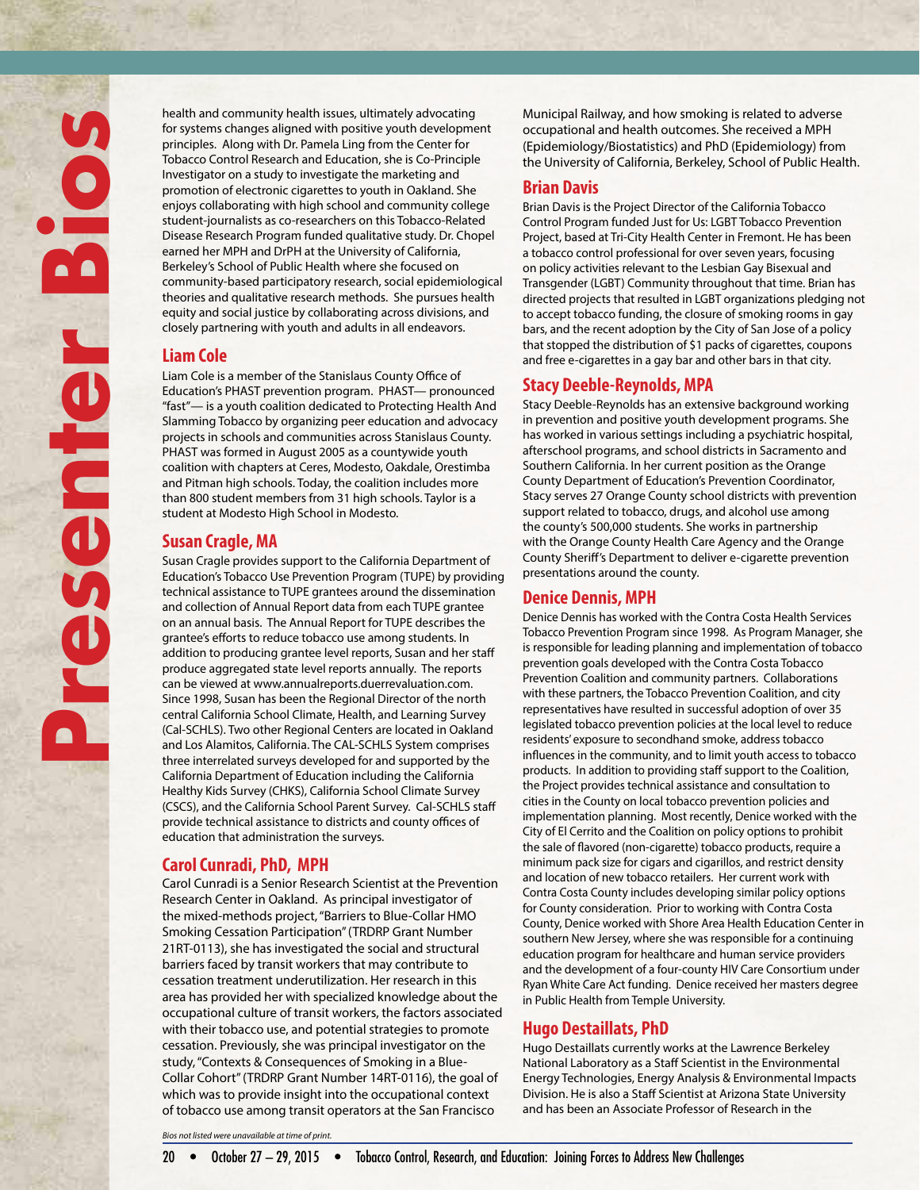# Presenter Bios

health and community health issues, ultimately advocating for systems changes aligned with positive youth development principles. Along with Dr. Pamela Ling from the Center for Tobacco Control Research and Education, she is Co-Principle Investigator on a study to investigate the marketing and promotion of electronic cigarettes to youth in Oakland. She enjoys collaborating with high school and community college student-journalists as co-researchers on this Tobacco-Related Disease Research Program funded qualitative study. Dr. Chopel earned her MPH and DrPH at the University of California, Berkeley's School of Public Health where she focused on community-based participatory research, social epidemiological theories and qualitative research methods. She pursues health equity and social justice by collaborating across divisions, and closely partnering with youth and adults in all endeavors.

## Liam Cole

Liam Cole is a member of the Stanislaus County Office of Education's PHAST prevention program. PHAST— pronounced "fast"— is a youth coalition dedicated to Protecting Health And Slamming Tobacco by organizing peer education and advocacy projects in schools and communities across Stanislaus County. PHAST was formed in August 2005 as a countywide youth coalition with chapters at Ceres, Modesto, Oakdale, Orestimba and Pitman high schools. Today, the coalition includes more than 800 student members from 31 high schools. Taylor is a student at Modesto High School in Modesto.

## Susan Cragle, MA

Susan Cragle provides support to the California Department of Education's Tobacco Use Prevention Program (TUPE) by providing technical assistance to TUPE grantees around the dissemination and collection of Annual Report data from each TUPE grantee on an annual basis. The Annual Report for TUPE describes the grantee's efforts to reduce tobacco use among students. In addition to producing grantee level reports, Susan and her staff produce aggregated state level reports annually. The reports can be viewed at www.annualreports.duerrevaluation.com. Since 1998, Susan has been the Regional Director of the north central California School Climate, Health, and Learning Survey (Cal-SCHLS). Two other Regional Centers are located in Oakland and Los Alamitos, California. The CAL-SCHLS System comprises three interrelated surveys developed for and supported by the California Department of Education including the California Healthy Kids Survey (CHKS), California School Climate Survey (CSCS), and the California School Parent Survey. Cal-SCHLS staff provide technical assistance to districts and county offices of education that administration the surveys.

## Carol Cunradi, PhD, MPH

Carol Cunradi is a Senior Research Scientist at the Prevention Research Center in Oakland. As principal investigator of the mixed-methods project, "Barriers to Blue-Collar HMO Smoking Cessation Participation" (TRDRP Grant Number 21RT-0113), she has investigated the social and structural barriers faced by transit workers that may contribute to cessation treatment underutilization. Her research in this area has provided her with specialized knowledge about the occupational culture of transit workers, the factors associated with their tobacco use, and potential strategies to promote cessation. Previously, she was principal investigator on the study, "Contexts & Consequences of Smoking in a Blue-Collar Cohort" (TRDRP Grant Number 14RT-0116), the goal of which was to provide insight into the occupational context of tobacco use among transit operators at the San Francisco Municipal Railway, and how smoking is related to adverse occupational and health outcomes. She received a MPH (Epidemiology/Biostatistics) and PhD (Epidemiology) from the University of California, Berkeley, School of Public Health.

## Brian Davis

Brian Davis is the Project Director of the California Tobacco Control Program funded Just for Us: LGBT Tobacco Prevention Project, based at Tri-City Health Center in Fremont. He has been a tobacco control professional for over seven years, focusing on policy activities relevant to the Lesbian Gay Bisexual and Transgender (LGBT) Community throughout that time. Brian has directed projects that resulted in LGBT organizations pledging not to accept tobacco funding, the closure of smoking rooms in gay bars, and the recent adoption by the City of San Jose of a policy that stopped the distribution of $1 packs of cigarettes, coupons and free e-cigarettes in a gay bar and other bars in that city.

## Stacy Deeble-Reynolds, MPA

Stacy Deeble-Reynolds has an extensive background working in prevention and positive youth development programs. She has worked in various settings including a psychiatric hospital, afterschool programs, and school districts in Sacramento and Southern California. In her current position as the Orange County Department of Education's Prevention Coordinator, Stacy serves 27 Orange County school districts with prevention support related to tobacco, drugs, and alcohol use among the county's 500,000 students. She works in partnership with the Orange County Health Care Agency and the Orange County Sheriff's Department to deliver e-cigarette prevention presentations around the county.

## Denice Dennis, MPH

Denice Dennis has worked with the Contra Costa Health Services Tobacco Prevention Program since 1998. As Program Manager, she is responsible for leading planning and implementation of tobacco prevention goals developed with the Contra Costa Tobacco Prevention Coalition and community partners. Collaborations with these partners, the Tobacco Prevention Coalition, and city representatives have resulted in successful adoption of over 35 legislated tobacco prevention policies at the local level to reduce residents' exposure to secondhand smoke, address tobacco influences in the community, and to limit youth access to tobacco products. In addition to providing staff support to the Coalition, the Project provides technical assistance and consultation to cities in the County on local tobacco prevention policies and implementation planning. Most recently, Denice worked with the City of El Cerrito and the Coalition on policy options to prohibit the sale of flavored (non-cigarette) tobacco products, require a minimum pack size for cigars and cigarillos, and restrict density and location of new tobacco retailers. Her current work with Contra Costa County includes developing similar policy options for County consideration. Prior to working with Contra Costa County, Denice worked with Shore Area Health Education Center in southern New Jersey, where she was responsible for a continuing education program for healthcare and human service providers and the development of a four-county HIV Care Consortium under Ryan White Care Act funding. Denice received her masters degree in Public Health from Temple University.

## Hugo Destaillats, PhD

Hugo Destaillats currently works at the Lawrence Berkeley National Laboratory as a Staff Scientist in the Environmental Energy Technologies, Energy Analysis & Environmental Impacts Division. He is also a Staff Scientist at Arizona State University and has been an Associate Professor of Research in the

*Bios not listed were unavailable at time of print.*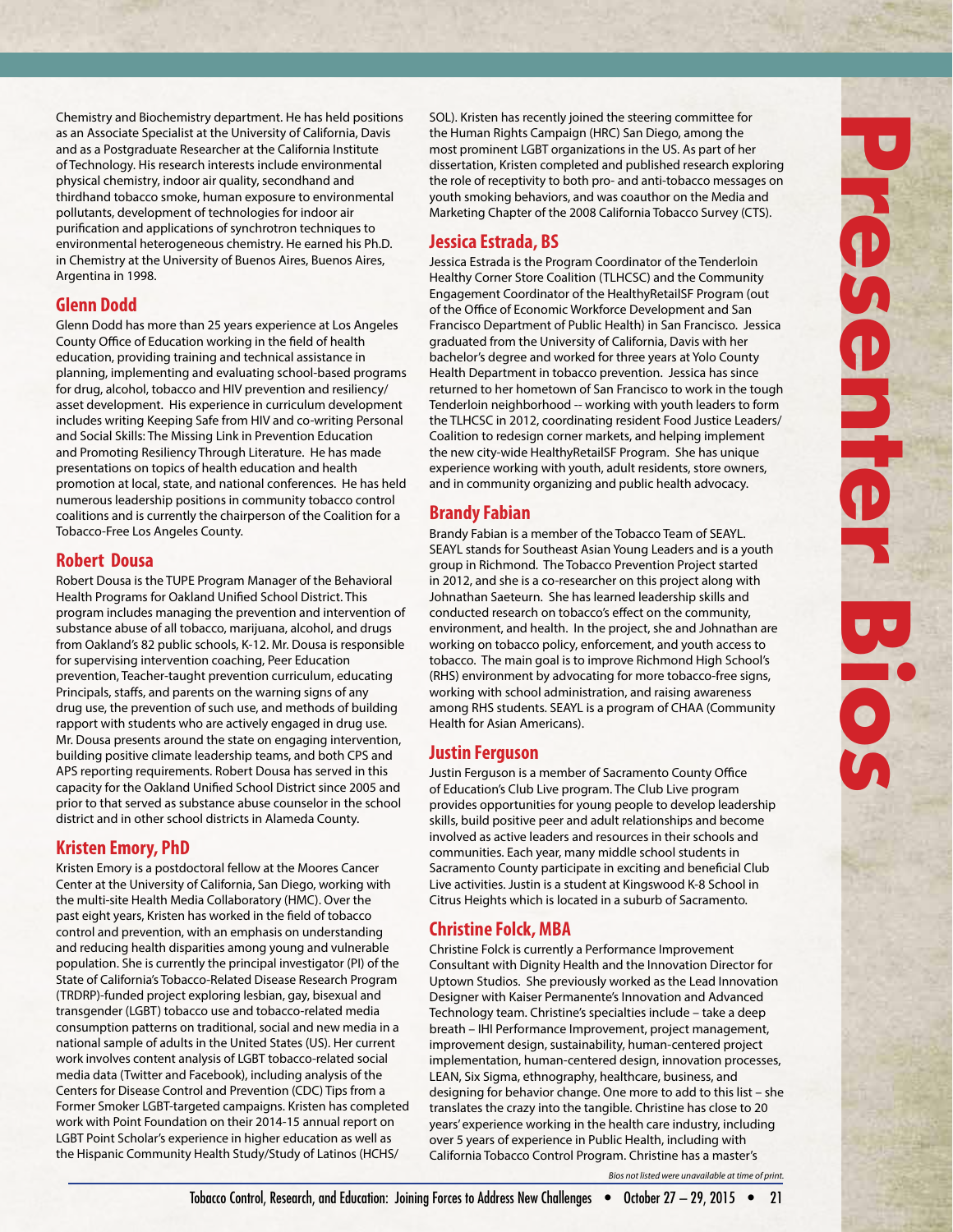Chemistry and Biochemistry department. He has held positions as an Associate Specialist at the University of California, Davis and as a Postgraduate Researcher at the California Institute of Technology. His research interests include environmental physical chemistry, indoor air quality, secondhand and thirdhand tobacco smoke, human exposure to environmental pollutants, development of technologies for indoor air purification and applications of synchrotron techniques to environmental heterogeneous chemistry. He earned his Ph.D. in Chemistry at the University of Buenos Aires, Buenos Aires, Argentina in 1998.

## Glenn Dodd

Glenn Dodd has more than 25 years experience at Los Angeles County Office of Education working in the field of health education, providing training and technical assistance in planning, implementing and evaluating school-based programs for drug, alcohol, tobacco and HIV prevention and resiliency/asset development. His experience in curriculum development includes writing Keeping Safe from HIV and co-writing Personal and Social Skills: The Missing Link in Prevention Education and Promoting Resiliency Through Literature. He has made presentations on topics of health education and health promotion at local, state, and national conferences. He has held numerous leadership positions in community tobacco control coalitions and is currently the chairperson of the Coalition for a Tobacco-Free Los Angeles County.

## Robert Dousa

Robert Dousa is the TUPE Program Manager of the Behavioral Health Programs for Oakland Unified School District. This program includes managing the prevention and intervention of substance abuse of all tobacco, marijuana, alcohol, and drugs from Oakland's 82 public schools, K-12. Mr. Dousa is responsible for supervising intervention coaching, Peer Education prevention, Teacher-taught prevention curriculum, educating Principals, staffs, and parents on the warning signs of any drug use, the prevention of such use, and methods of building rapport with students who are actively engaged in drug use. Mr. Dousa presents around the state on engaging intervention, building positive climate leadership teams, and both CPS and APS reporting requirements. Robert Dousa has served in this capacity for the Oakland Unified School District since 2005 and prior to that served as substance abuse counselor in the school district and in other school districts in Alameda County.

## Kristen Emory, PhD

Kristen Emory is a postdoctoral fellow at the Moores Cancer Center at the University of California, San Diego, working with the multi-site Health Media Collaboratory (HMC). Over the past eight years, Kristen has worked in the field of tobacco control and prevention, with an emphasis on understanding and reducing health disparities among young and vulnerable population. She is currently the principal investigator (PI) of the State of California's Tobacco-Related Disease Research Program (TRDRP)-funded project exploring lesbian, gay, bisexual and transgender (LGBT) tobacco use and tobacco-related media consumption patterns on traditional, social and new media in a national sample of adults in the United States (US). Her current work involves content analysis of LGBT tobacco-related social media data (Twitter and Facebook), including analysis of the Centers for Disease Control and Prevention (CDC) Tips from a Former Smoker LGBT-targeted campaigns. Kristen has completed work with Point Foundation on their 2014-15 annual report on LGBT Point Scholar's experience in higher education as well as the Hispanic Community Health Study/Study of Latinos (HCHS/SOL). Kristen has recently joined the steering committee for the Human Rights Campaign (HRC) San Diego, among the most prominent LGBT organizations in the US. As part of her dissertation, Kristen completed and published research exploring the role of receptivity to both pro- and anti-tobacco messages on youth smoking behaviors, and was coauthor on the Media and Marketing Chapter of the 2008 California Tobacco Survey (CTS).

## Jessica Estrada, BS

Jessica Estrada is the Program Coordinator of the Tenderloin Healthy Corner Store Coalition (TLHCSC) and the Community Engagement Coordinator of the HealthyRetailSF Program (out of the Office of Economic Workforce Development and San Francisco Department of Public Health) in San Francisco. Jessica graduated from the University of California, Davis with her bachelor's degree and worked for three years at Yolo County Health Department in tobacco prevention. Jessica has since returned to her hometown of San Francisco to work in the tough Tenderloin neighborhood -- working with youth leaders to form the TLHCSC in 2012, coordinating resident Food Justice Leaders/Coalition to redesign corner markets, and helping implement the new city-wide HealthyRetailSF Program. She has unique experience working with youth, adult residents, store owners, and in community organizing and public health advocacy.

## Brandy Fabian

Brandy Fabian is a member of the Tobacco Team of SEAYL. SEAYL stands for Southeast Asian Young Leaders and is a youth group in Richmond. The Tobacco Prevention Project started in 2012, and she is a co-researcher on this project along with Johnathan Saeteurn. She has learned leadership skills and conducted research on tobacco's effect on the community, environment, and health. In the project, she and Johnathan are working on tobacco policy, enforcement, and youth access to tobacco. The main goal is to improve Richmond High School's (RHS) environment by advocating for more tobacco-free signs, working with school administration, and raising awareness among RHS students. SEAYL is a program of CHAA (Community Health for Asian Americans).

## Justin Ferguson

Justin Ferguson is a member of Sacramento County Office of Education's Club Live program. The Club Live program provides opportunities for young people to develop leadership skills, build positive peer and adult relationships and become involved as active leaders and resources in their schools and communities. Each year, many middle school students in Sacramento County participate in exciting and beneficial Club Live activities. Justin is a student at Kingswood K-8 School in Citrus Heights which is located in a suburb of Sacramento.

## Christine Folck, MBA

Christine Folck is currently a Performance Improvement Consultant with Dignity Health and the Innovation Director for Uptown Studios. She previously worked as the Lead Innovation Designer with Kaiser Permanente's Innovation and Advanced Technology team. Christine's specialties include – take a deep breath – IHI Performance Improvement, project management, improvement design, sustainability, human-centered project implementation, human-centered design, innovation processes, LEAN, Six Sigma, ethnography, healthcare, business, and designing for behavior change. One more to add to this list – she translates the crazy into the tangible. Christine has close to 20 years' experience working in the health care industry, including over 5 years of experience in Public Health, including with California Tobacco Control Program. Christine has a master's

*Bios not listed were unavailable at time of print.*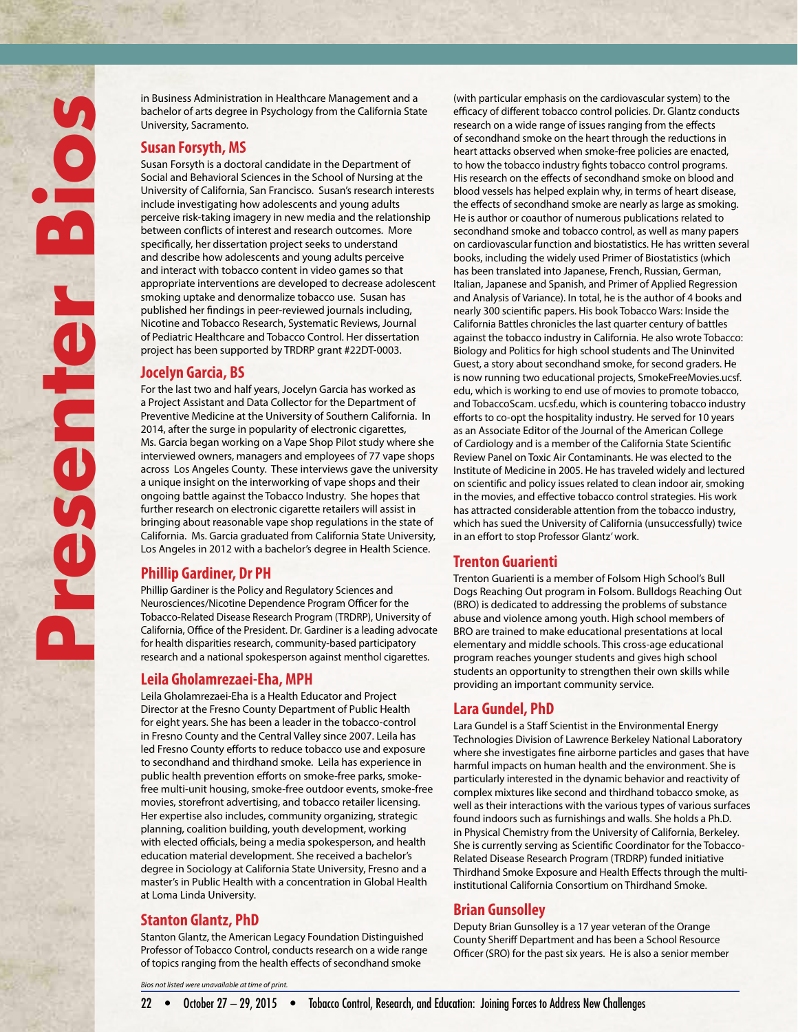# Presenter Bios

in Business Administration in Healthcare Management and a bachelor of arts degree in Psychology from the California State University, Sacramento.

## Susan Forsyth, MS

Susan Forsyth is a doctoral candidate in the Department of Social and Behavioral Sciences in the School of Nursing at the University of California, San Francisco. Susan's research interests include investigating how adolescents and young adults perceive risk-taking imagery in new media and the relationship between conflicts of interest and research outcomes. More specifically, her dissertation project seeks to understand and describe how adolescents and young adults perceive and interact with tobacco content in video games so that appropriate interventions are developed to decrease adolescent smoking uptake and denormalize tobacco use. Susan has published her findings in peer-reviewed journals including, Nicotine and Tobacco Research, Systematic Reviews, Journal of Pediatric Healthcare and Tobacco Control. Her dissertation project has been supported by TRDRP grant #22DT-0003.

## Jocelyn Garcia, BS

For the last two and half years, Jocelyn Garcia has worked as a Project Assistant and Data Collector for the Department of Preventive Medicine at the University of Southern California. In 2014, after the surge in popularity of electronic cigarettes, Ms. Garcia began working on a Vape Shop Pilot study where she interviewed owners, managers and employees of 77 vape shops across Los Angeles County. These interviews gave the university a unique insight on the interworking of vape shops and their ongoing battle against the Tobacco Industry. She hopes that further research on electronic cigarette retailers will assist in bringing about reasonable vape shop regulations in the state of California. Ms. Garcia graduated from California State University, Los Angeles in 2012 with a bachelor's degree in Health Science.

## Phillip Gardiner, Dr PH

Phillip Gardiner is the Policy and Regulatory Sciences and Neurosciences/Nicotine Dependence Program Officer for the Tobacco-Related Disease Research Program (TRDRP), University of California, Office of the President. Dr. Gardiner is a leading advocate for health disparities research, community-based participatory research and a national spokesperson against menthol cigarettes.

## Leila Gholamrezaei-Eha, MPH

Leila Gholamrezaei-Eha is a Health Educator and Project Director at the Fresno County Department of Public Health for eight years. She has been a leader in the tobacco-control in Fresno County and the Central Valley since 2007. Leila has led Fresno County efforts to reduce tobacco use and exposure to secondhand and thirdhand smoke. Leila has experience in public health prevention efforts on smoke-free parks, smoke-free multi-unit housing, smoke-free outdoor events, smoke-free movies, storefront advertising, and tobacco retailer licensing. Her expertise also includes, community organizing, strategic planning, coalition building, youth development, working with elected officials, being a media spokesperson, and health education material development. She received a bachelor's degree in Sociology at California State University, Fresno and a master's in Public Health with a concentration in Global Health at Loma Linda University.

## Stanton Glantz, PhD

Stanton Glantz, the American Legacy Foundation Distinguished Professor of Tobacco Control, conducts research on a wide range of topics ranging from the health effects of secondhand smoke (with particular emphasis on the cardiovascular system) to the efficacy of different tobacco control policies. Dr. Glantz conducts research on a wide range of issues ranging from the effects of secondhand smoke on the heart through the reductions in heart attacks observed when smoke-free policies are enacted, to how the tobacco industry fights tobacco control programs. His research on the effects of secondhand smoke on blood and blood vessels has helped explain why, in terms of heart disease, the effects of secondhand smoke are nearly as large as smoking. He is author or coauthor of numerous publications related to secondhand smoke and tobacco control, as well as many papers on cardiovascular function and biostatistics. He has written several books, including the widely used Primer of Biostatistics (which has been translated into Japanese, French, Russian, German, Italian, Japanese and Spanish, and Primer of Applied Regression and Analysis of Variance). In total, he is the author of 4 books and nearly 300 scientific papers. His book Tobacco Wars: Inside the California Battles chronicles the last quarter century of battles against the tobacco industry in California. He also wrote Tobacco: Biology and Politics for high school students and The Uninvited Guest, a story about secondhand smoke, for second graders. He is now running two educational projects, SmokeFreeMovies.ucsf.edu, which is working to end use of movies to promote tobacco, and TobaccoScam. ucsf.edu, which is countering tobacco industry efforts to co-opt the hospitality industry. He served for 10 years as an Associate Editor of the Journal of the American College of Cardiology and is a member of the California State Scientific Review Panel on Toxic Air Contaminants. He was elected to the Institute of Medicine in 2005. He has traveled widely and lectured on scientific and policy issues related to clean indoor air, smoking in the movies, and effective tobacco control strategies. His work has attracted considerable attention from the tobacco industry, which has sued the University of California (unsuccessfully) twice in an effort to stop Professor Glantz' work.

## Trenton Guarienti

Trenton Guarienti is a member of Folsom High School's Bull Dogs Reaching Out program in Folsom. Bulldogs Reaching Out (BRO) is dedicated to addressing the problems of substance abuse and violence among youth. High school members of BRO are trained to make educational presentations at local elementary and middle schools. This cross-age educational program reaches younger students and gives high school students an opportunity to strengthen their own skills while providing an important community service.

## Lara Gundel, PhD

Lara Gundel is a Staff Scientist in the Environmental Energy Technologies Division of Lawrence Berkeley National Laboratory where she investigates fine airborne particles and gases that have harmful impacts on human health and the environment. She is particularly interested in the dynamic behavior and reactivity of complex mixtures like second and thirdhand tobacco smoke, as well as their interactions with the various types of various surfaces found indoors such as furnishings and walls. She holds a Ph.D. in Physical Chemistry from the University of California, Berkeley. She is currently serving as Scientific Coordinator for the Tobacco-Related Disease Research Program (TRDRP) funded initiative Thirdhand Smoke Exposure and Health Effects through the multi-institutional California Consortium on Thirdhand Smoke.

## Brian Gunsolley

Deputy Brian Gunsolley is a 17 year veteran of the Orange County Sheriff Department and has been a School Resource Officer (SRO) for the past six years. He is also a senior member

*Bios not listed were unavailable at time of print.*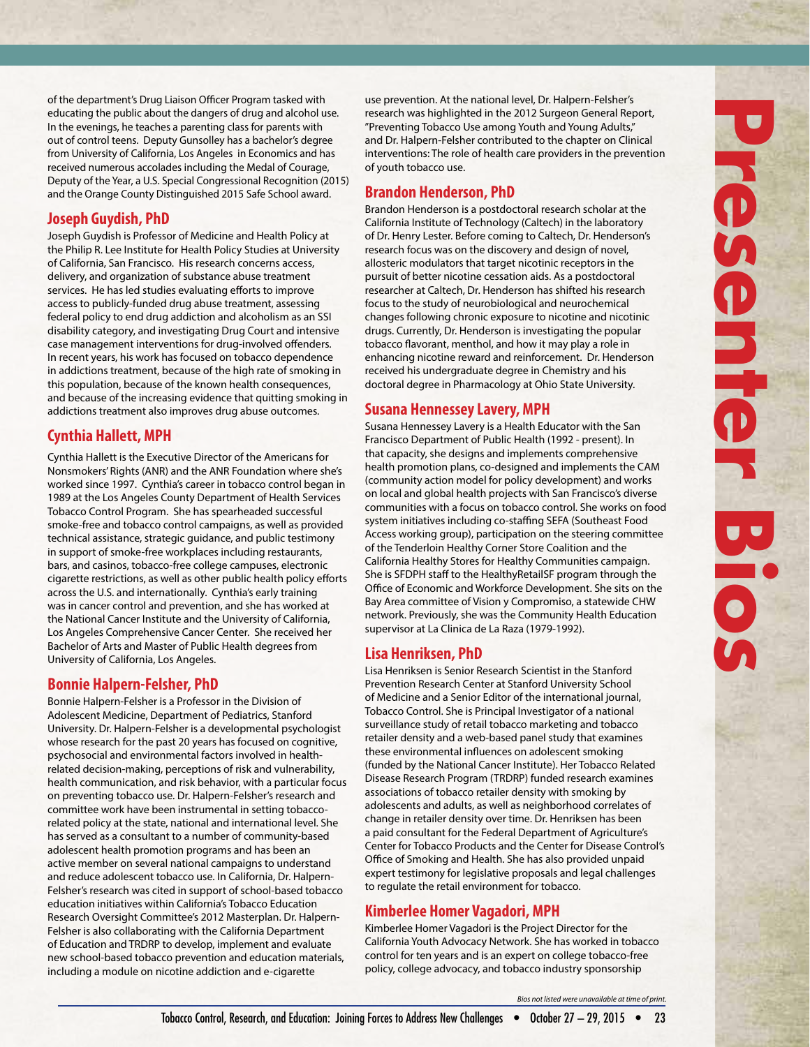of the department's Drug Liaison Officer Program tasked with educating the public about the dangers of drug and alcohol use. In the evenings, he teaches a parenting class for parents with out of control teens. Deputy Gunsolley has a bachelor's degree from University of California, Los Angeles in Economics and has received numerous accolades including the Medal of Courage, Deputy of the Year, a U.S. Special Congressional Recognition (2015) and the Orange County Distinguished 2015 Safe School award.

## Joseph Guydish, PhD

Joseph Guydish is Professor of Medicine and Health Policy at the Philip R. Lee Institute for Health Policy Studies at University of California, San Francisco. His research concerns access, delivery, and organization of substance abuse treatment services. He has led studies evaluating efforts to improve access to publicly-funded drug abuse treatment, assessing federal policy to end drug addiction and alcoholism as an SSI disability category, and investigating Drug Court and intensive case management interventions for drug-involved offenders. In recent years, his work has focused on tobacco dependence in addictions treatment, because of the high rate of smoking in this population, because of the known health consequences, and because of the increasing evidence that quitting smoking in addictions treatment also improves drug abuse outcomes.

## Cynthia Hallett, MPH

Cynthia Hallett is the Executive Director of the Americans for Nonsmokers' Rights (ANR) and the ANR Foundation where she's worked since 1997. Cynthia's career in tobacco control began in 1989 at the Los Angeles County Department of Health Services Tobacco Control Program. She has spearheaded successful smoke-free and tobacco control campaigns, as well as provided technical assistance, strategic guidance, and public testimony in support of smoke-free workplaces including restaurants, bars, and casinos, tobacco-free college campuses, electronic cigarette restrictions, as well as other public health policy efforts across the U.S. and internationally. Cynthia's early training was in cancer control and prevention, and she has worked at the National Cancer Institute and the University of California, Los Angeles Comprehensive Cancer Center. She received her Bachelor of Arts and Master of Public Health degrees from University of California, Los Angeles.

## Bonnie Halpern-Felsher, PhD

Bonnie Halpern-Felsher is a Professor in the Division of Adolescent Medicine, Department of Pediatrics, Stanford University. Dr. Halpern-Felsher is a developmental psychologist whose research for the past 20 years has focused on cognitive, psychosocial and environmental factors involved in health-related decision-making, perceptions of risk and vulnerability, health communication, and risk behavior, with a particular focus on preventing tobacco use. Dr. Halpern-Felsher's research and committee work have been instrumental in setting tobacco-related policy at the state, national and international level. She has served as a consultant to a number of community-based adolescent health promotion programs and has been an active member on several national campaigns to understand and reduce adolescent tobacco use. In California, Dr. Halpern-Felsher's research was cited in support of school-based tobacco education initiatives within California's Tobacco Education Research Oversight Committee's 2012 Masterplan. Dr. Halpern-Felsher is also collaborating with the California Department of Education and TRDRP to develop, implement and evaluate new school-based tobacco prevention and education materials, including a module on nicotine addiction and e-cigarette use prevention. At the national level, Dr. Halpern-Felsher's research was highlighted in the 2012 Surgeon General Report, "Preventing Tobacco Use among Youth and Young Adults," and Dr. Halpern-Felsher contributed to the chapter on Clinical interventions: The role of health care providers in the prevention of youth tobacco use.

## Brandon Henderson, PhD

Brandon Henderson is a postdoctoral research scholar at the California Institute of Technology (Caltech) in the laboratory of Dr. Henry Lester. Before coming to Caltech, Dr. Henderson's research focus was on the discovery and design of novel, allosteric modulators that target nicotinic receptors in the pursuit of better nicotine cessation aids. As a postdoctoral researcher at Caltech, Dr. Henderson has shifted his research focus to the study of neurobiological and neurochemical changes following chronic exposure to nicotine and nicotinic drugs. Currently, Dr. Henderson is investigating the popular tobacco flavorant, menthol, and how it may play a role in enhancing nicotine reward and reinforcement. Dr. Henderson received his undergraduate degree in Chemistry and his doctoral degree in Pharmacology at Ohio State University.

## Susana Hennessey Lavery, MPH

Susana Hennessey Lavery is a Health Educator with the San Francisco Department of Public Health (1992 - present). In that capacity, she designs and implements comprehensive health promotion plans, co-designed and implements the CAM (community action model for policy development) and works on local and global health projects with San Francisco's diverse communities with a focus on tobacco control. She works on food system initiatives including co-staffing SEFA (Southeast Food Access working group), participation on the steering committee of the Tenderloin Healthy Corner Store Coalition and the California Healthy Stores for Healthy Communities campaign. She is SFDPH staff to the HealthyRetailSF program through the Office of Economic and Workforce Development. She sits on the Bay Area committee of Vision y Compromiso, a statewide CHW network. Previously, she was the Community Health Education supervisor at La Clinica de La Raza (1979-1992).

## Lisa Henriksen, PhD

Lisa Henriksen is Senior Research Scientist in the Stanford Prevention Research Center at Stanford University School of Medicine and a Senior Editor of the international journal, Tobacco Control. She is Principal Investigator of a national surveillance study of retail tobacco marketing and tobacco retailer density and a web-based panel study that examines these environmental influences on adolescent smoking (funded by the National Cancer Institute). Her Tobacco Related Disease Research Program (TRDRP) funded research examines associations of tobacco retailer density with smoking by adolescents and adults, as well as neighborhood correlates of change in retailer density over time. Dr. Henriksen has been a paid consultant for the Federal Department of Agriculture's Center for Tobacco Products and the Center for Disease Control's Office of Smoking and Health. She has also provided unpaid expert testimony for legislative proposals and legal challenges to regulate the retail environment for tobacco.

## Kimberlee Homer Vagadori, MPH

Kimberlee Homer Vagadori is the Project Director for the California Youth Advocacy Network. She has worked in tobacco control for ten years and is an expert on college tobacco-free policy, college advocacy, and tobacco industry sponsorship

*Bios not listed were unavailable at time of print.*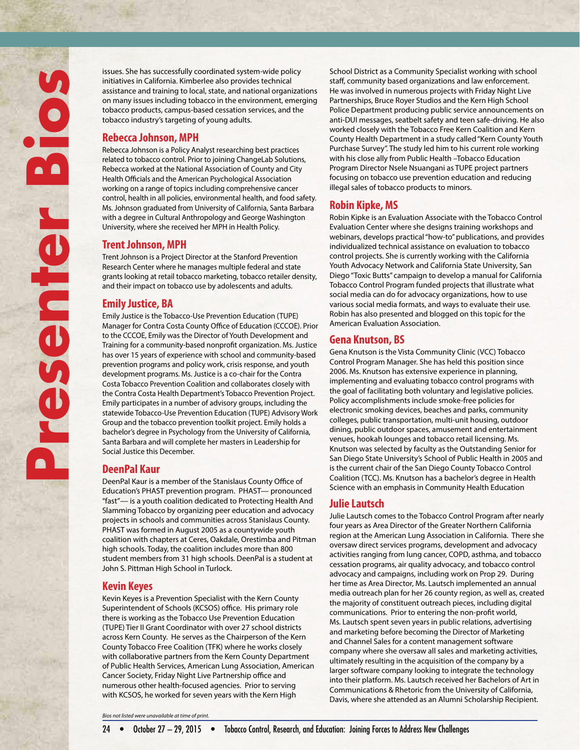# Presenter Bios

issues. She has successfully coordinated system-wide policy initiatives in California. Kimberlee also provides technical assistance and training to local, state, and national organizations on many issues including tobacco in the environment, emerging tobacco products, campus-based cessation services, and the tobacco industry's targeting of young adults.

## Rebecca Johnson, MPH

Rebecca Johnson is a Policy Analyst researching best practices related to tobacco control. Prior to joining ChangeLab Solutions, Rebecca worked at the National Association of County and City Health Officials and the American Psychological Association working on a range of topics including comprehensive cancer control, health in all policies, environmental health, and food safety. Ms. Johnson graduated from University of California, Santa Barbara with a degree in Cultural Anthropology and George Washington University, where she received her MPH in Health Policy.

## Trent Johnson, MPH

Trent Johnson is a Project Director at the Stanford Prevention Research Center where he manages multiple federal and state grants looking at retail tobacco marketing, tobacco retailer density, and their impact on tobacco use by adolescents and adults.

## Emily Justice, BA

Emily Justice is the Tobacco-Use Prevention Education (TUPE) Manager for Contra Costa County Office of Education (CCCOE). Prior to the CCCOE, Emily was the Director of Youth Development and Training for a community-based nonprofit organization. Ms. Justice has over 15 years of experience with school and community-based prevention programs and policy work, crisis response, and youth development programs. Ms. Justice is a co-chair for the Contra Costa Tobacco Prevention Coalition and collaborates closely with the Contra Costa Health Department's Tobacco Prevention Project. Emily participates in a number of advisory groups, including the statewide Tobacco-Use Prevention Education (TUPE) Advisory Work Group and the tobacco prevention toolkit project. Emily holds a bachelor's degree in Psychology from the University of California, Santa Barbara and will complete her masters in Leadership for Social Justice this December.

## DeenPal Kaur

DeenPal Kaur is a member of the Stanislaus County Office of Education's PHAST prevention program. PHAST— pronounced "fast"— is a youth coalition dedicated to Protecting Health And Slamming Tobacco by organizing peer education and advocacy projects in schools and communities across Stanislaus County. PHAST was formed in August 2005 as a countywide youth coalition with chapters at Ceres, Oakdale, Orestimba and Pitman high schools. Today, the coalition includes more than 800 student members from 31 high schools. DeenPal is a student at John S. Pittman High School in Turlock.

## Kevin Keyes

Kevin Keyes is a Prevention Specialist with the Kern County Superintendent of Schools (KCSOS) office. His primary role there is working as the Tobacco Use Prevention Education (TUPE) Tier II Grant Coordinator with over 27 school districts across Kern County. He serves as the Chairperson of the Kern County Tobacco Free Coalition (TFK) where he works closely with collaborative partners from the Kern County Department of Public Health Services, American Lung Association, American Cancer Society, Friday Night Live Partnership office and numerous other health-focused agencies. Prior to serving with KCSOS, he worked for seven years with the Kern High School District as a Community Specialist working with school staff, community based organizations and law enforcement. He was involved in numerous projects with Friday Night Live Partnerships, Bruce Royer Studios and the Kern High School Police Department producing public service announcements on anti-DUI messages, seatbelt safety and teen safe-driving. He also worked closely with the Tobacco Free Kern Coalition and Kern County Health Department in a study called "Kern County Youth Purchase Survey". The study led him to his current role working with his close ally from Public Health –Tobacco Education Program Director Nsele Nsuangani as TUPE project partners focusing on tobacco use prevention education and reducing illegal sales of tobacco products to minors.

## Robin Kipke, MS

Robin Kipke is an Evaluation Associate with the Tobacco Control Evaluation Center where she designs training workshops and webinars, develops practical "how-to" publications, and provides individualized technical assistance on evaluation to tobacco control projects. She is currently working with the California Youth Advocacy Network and California State University, San Diego "Toxic Butts" campaign to develop a manual for California Tobacco Control Program funded projects that illustrate what social media can do for advocacy organizations, how to use various social media formats, and ways to evaluate their use. Robin has also presented and blogged on this topic for the American Evaluation Association.

## Gena Knutson, BS

Gena Knutson is the Vista Community Clinic (VCC) Tobacco Control Program Manager. She has held this position since 2006. Ms. Knutson has extensive experience in planning, implementing and evaluating tobacco control programs with the goal of facilitating both voluntary and legislative policies. Policy accomplishments include smoke-free policies for electronic smoking devices, beaches and parks, community colleges, public transportation, multi-unit housing, outdoor dining, public outdoor spaces, amusement and entertainment venues, hookah lounges and tobacco retail licensing. Ms. Knutson was selected by faculty as the Outstanding Senior for San Diego State University's School of Public Health in 2005 and is the current chair of the San Diego County Tobacco Control Coalition (TCC). Ms. Knutson has a bachelor's degree in Health Science with an emphasis in Community Health Education

## Julie Lautsch

Julie Lautsch comes to the Tobacco Control Program after nearly four years as Area Director of the Greater Northern California region at the American Lung Association in California. There she oversaw direct services programs, development and advocacy activities ranging from lung cancer, COPD, asthma, and tobacco cessation programs, air quality advocacy, and tobacco control advocacy and campaigns, including work on Prop 29. During her time as Area Director, Ms. Lautsch implemented an annual media outreach plan for her 26 county region, as well as, created the majority of constituent outreach pieces, including digital communications. Prior to entering the non-profit world, Ms. Lautsch spent seven years in public relations, advertising and marketing before becoming the Director of Marketing and Channel Sales for a content management software company where she oversaw all sales and marketing activities, ultimately resulting in the acquisition of the company by a larger software company looking to integrate the technology into their platform. Ms. Lautsch received her Bachelors of Art in Communications & Rhetoric from the University of California, Davis, where she attended as an Alumni Scholarship Recipient.

*Bios not listed were unavailable at time of print.*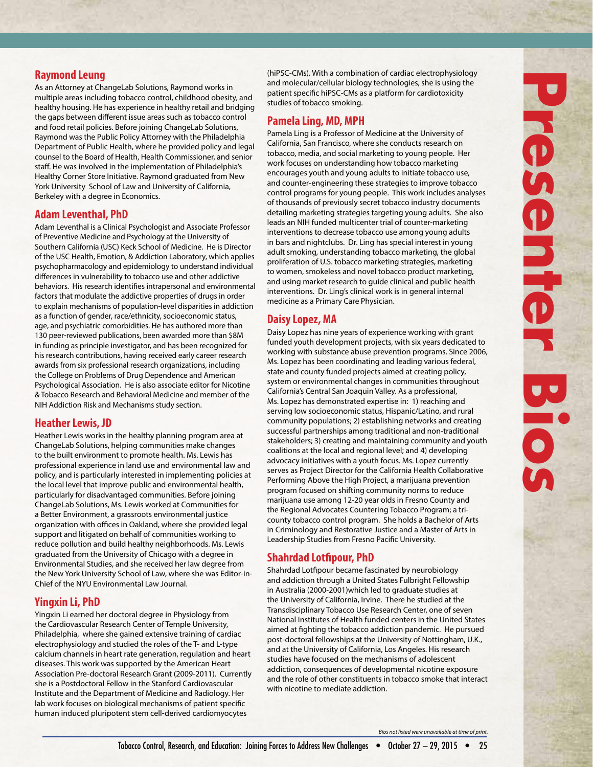# Presenter Bios

## Raymond Leung

As an Attorney at ChangeLab Solutions, Raymond works in multiple areas including tobacco control, childhood obesity, and healthy housing. He has experience in healthy retail and bridging the gaps between different issue areas such as tobacco control and food retail policies. Before joining ChangeLab Solutions, Raymond was the Public Policy Attorney with the Philadelphia Department of Public Health, where he provided policy and legal counsel to the Board of Health, Health Commissioner, and senior staff. He was involved in the implementation of Philadelphia's Healthy Corner Store Initiative. Raymond graduated from New York University School of Law and University of California, Berkeley with a degree in Economics.

## Adam Leventhal, PhD

Adam Leventhal is a Clinical Psychologist and Associate Professor of Preventive Medicine and Psychology at the University of Southern California (USC) Keck School of Medicine. He is Director of the USC Health, Emotion, & Addiction Laboratory, which applies psychopharmacology and epidemiology to understand individual differences in vulnerability to tobacco use and other addictive behaviors. His research identifies intrapersonal and environmental factors that modulate the addictive properties of drugs in order to explain mechanisms of population-level disparities in addiction as a function of gender, race/ethnicity, socioeconomic status, age, and psychiatric comorbidities. He has authored more than 130 peer-reviewed publications, been awarded more than $8M in funding as principle investigator, and has been recognized for his research contributions, having received early career research awards from six professional research organizations, including the College on Problems of Drug Dependence and American Psychological Association. He is also associate editor for Nicotine & Tobacco Research and Behavioral Medicine and member of the NIH Addiction Risk and Mechanisms study section.

## Heather Lewis, JD

Heather Lewis works in the healthy planning program area at ChangeLab Solutions, helping communities make changes to the built environment to promote health. Ms. Lewis has professional experience in land use and environmental law and policy, and is particularly interested in implementing policies at the local level that improve public and environmental health, particularly for disadvantaged communities. Before joining ChangeLab Solutions, Ms. Lewis worked at Communities for a Better Environment, a grassroots environmental justice organization with offices in Oakland, where she provided legal support and litigated on behalf of communities working to reduce pollution and build healthy neighborhoods. Ms. Lewis graduated from the University of Chicago with a degree in Environmental Studies, and she received her law degree from the New York University School of Law, where she was Editor-in-Chief of the NYU Environmental Law Journal.

## Yingxin Li, PhD

Yingxin Li earned her doctoral degree in Physiology from the Cardiovascular Research Center of Temple University, Philadelphia, where she gained extensive training of cardiac electrophysiology and studied the roles of the T- and L-type calcium channels in heart rate generation, regulation and heart diseases. This work was supported by the American Heart Association Pre-doctoral Research Grant (2009-2011). Currently she is a Postdoctoral Fellow in the Stanford Cardiovascular Institute and the Department of Medicine and Radiology. Her lab work focuses on biological mechanisms of patient specific human induced pluripotent stem cell-derived cardiomyocytes (hiPSC-CMs). With a combination of cardiac electrophysiology and molecular/cellular biology technologies, she is using the patient specific hiPSC-CMs as a platform for cardiotoxicity studies of tobacco smoking.

## Pamela Ling, MD, MPH

Pamela Ling is a Professor of Medicine at the University of California, San Francisco, where she conducts research on tobacco, media, and social marketing to young people. Her work focuses on understanding how tobacco marketing encourages youth and young adults to initiate tobacco use, and counter-engineering these strategies to improve tobacco control programs for young people. This work includes analyses of thousands of previously secret tobacco industry documents detailing marketing strategies targeting young adults. She also leads an NIH funded multicenter trial of counter-marketing interventions to decrease tobacco use among young adults in bars and nightclubs. Dr. Ling has special interest in young adult smoking, understanding tobacco marketing, the global proliferation of U.S. tobacco marketing strategies, marketing to women, smokeless and novel tobacco product marketing, and using market research to guide clinical and public health interventions. Dr. Ling's clinical work is in general internal medicine as a Primary Care Physician.

## Daisy Lopez, MA

Daisy Lopez has nine years of experience working with grant funded youth development projects, with six years dedicated to working with substance abuse prevention programs. Since 2006, Ms. Lopez has been coordinating and leading various federal, state and county funded projects aimed at creating policy, system or environmental changes in communities throughout California's Central San Joaquin Valley. As a professional, Ms. Lopez has demonstrated expertise in: 1) reaching and serving low socioeconomic status, Hispanic/Latino, and rural community populations; 2) establishing networks and creating successful partnerships among traditional and non-traditional stakeholders; 3) creating and maintaining community and youth coalitions at the local and regional level; and 4) developing advocacy initiatives with a youth focus. Ms. Lopez currently serves as Project Director for the California Health Collaborative Performing Above the High Project, a marijuana prevention program focused on shifting community norms to reduce marijuana use among 12-20 year olds in Fresno County and the Regional Advocates Countering Tobacco Program; a tri-county tobacco control program. She holds a Bachelor of Arts in Criminology and Restorative Justice and a Master of Arts in Leadership Studies from Fresno Pacific University.

## Shahrdad Lotfipour, PhD

Shahrdad Lotfipour became fascinated by neurobiology and addiction through a United States Fulbright Fellowship in Australia (2000-2001)which led to graduate studies at the University of California, Irvine. There he studied at the Transdisciplinary Tobacco Use Research Center, one of seven National Institutes of Health funded centers in the United States aimed at fighting the tobacco addiction pandemic. He pursued post-doctoral fellowships at the University of Nottingham, U.K., and at the University of California, Los Angeles. His research studies have focused on the mechanisms of adolescent addiction, consequences of developmental nicotine exposure and the role of other constituents in tobacco smoke that interact with nicotine to mediate addiction.

*Bios not listed were unavailable at time of print.*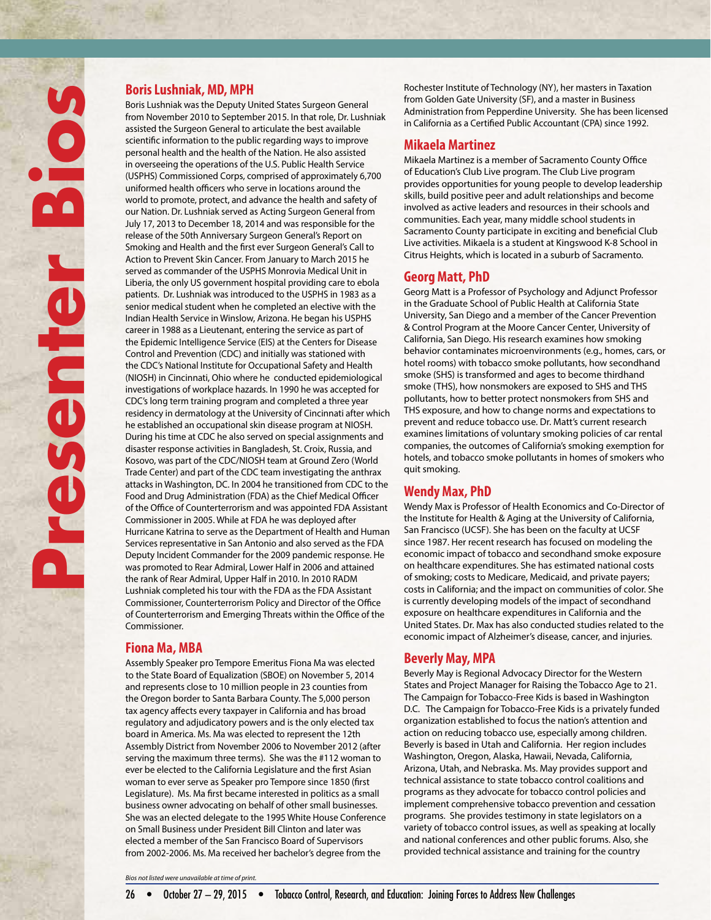# Presenter Bios

## Boris Lushniak, MD, MPH

Boris Lushniak was the Deputy United States Surgeon General from November 2010 to September 2015. In that role, Dr. Lushniak assisted the Surgeon General to articulate the best available scientific information to the public regarding ways to improve personal health and the health of the Nation. He also assisted in overseeing the operations of the U.S. Public Health Service (USPHS) Commissioned Corps, comprised of approximately 6,700 uniformed health officers who serve in locations around the world to promote, protect, and advance the health and safety of our Nation. Dr. Lushniak served as Acting Surgeon General from July 17, 2013 to December 18, 2014 and was responsible for the release of the 50th Anniversary Surgeon General's Report on Smoking and Health and the first ever Surgeon General's Call to Action to Prevent Skin Cancer. From January to March 2015 he served as commander of the USPHS Monrovia Medical Unit in Liberia, the only US government hospital providing care to ebola patients. Dr. Lushniak was introduced to the USPHS in 1983 as a senior medical student when he completed an elective with the Indian Health Service in Winslow, Arizona. He began his USPHS career in 1988 as a Lieutenant, entering the service as part of the Epidemic Intelligence Service (EIS) at the Centers for Disease Control and Prevention (CDC) and initially was stationed with the CDC's National Institute for Occupational Safety and Health (NIOSH) in Cincinnati, Ohio where he conducted epidemiological investigations of workplace hazards. In 1990 he was accepted for CDC's long term training program and completed a three year residency in dermatology at the University of Cincinnati after which he established an occupational skin disease program at NIOSH. During his time at CDC he also served on special assignments and disaster response activities in Bangladesh, St. Croix, Russia, and Kosovo, was part of the CDC/NIOSH team at Ground Zero (World Trade Center) and part of the CDC team investigating the anthrax attacks in Washington, DC. In 2004 he transitioned from CDC to the Food and Drug Administration (FDA) as the Chief Medical Officer of the Office of Counterterrorism and was appointed FDA Assistant Commissioner in 2005. While at FDA he was deployed after Hurricane Katrina to serve as the Department of Health and Human Services representative in San Antonio and also served as the FDA Deputy Incident Commander for the 2009 pandemic response. He was promoted to Rear Admiral, Lower Half in 2006 and attained the rank of Rear Admiral, Upper Half in 2010. In 2010 RADM Lushniak completed his tour with the FDA as the FDA Assistant Commissioner, Counterterrorism Policy and Director of the Office of Counterterrorism and Emerging Threats within the Office of the Commissioner.

## Fiona Ma, MBA

Assembly Speaker pro Tempore Emeritus Fiona Ma was elected to the State Board of Equalization (SBOE) on November 5, 2014 and represents close to 10 million people in 23 counties from the Oregon border to Santa Barbara County. The 5,000 person tax agency affects every taxpayer in California and has broad regulatory and adjudicatory powers and is the only elected tax board in America. Ms. Ma was elected to represent the 12th Assembly District from November 2006 to November 2012 (after serving the maximum three terms). She was the #112 woman to ever be elected to the California Legislature and the first Asian woman to ever serve as Speaker pro Tempore since 1850 (first Legislature). Ms. Ma first became interested in politics as a small business owner advocating on behalf of other small businesses. She was an elected delegate to the 1995 White House Conference on Small Business under President Bill Clinton and later was elected a member of the San Francisco Board of Supervisors from 2002-2006. Ms. Ma received her bachelor's degree from the Rochester Institute of Technology (NY), her masters in Taxation from Golden Gate University (SF), and a master in Business Administration from Pepperdine University. She has been licensed in California as a Certified Public Accountant (CPA) since 1992.

## Mikaela Martinez

Mikaela Martinez is a member of Sacramento County Office of Education's Club Live program. The Club Live program provides opportunities for young people to develop leadership skills, build positive peer and adult relationships and become involved as active leaders and resources in their schools and communities. Each year, many middle school students in Sacramento County participate in exciting and beneficial Club Live activities. Mikaela is a student at Kingswood K-8 School in Citrus Heights, which is located in a suburb of Sacramento.

## Georg Matt, PhD

Georg Matt is a Professor of Psychology and Adjunct Professor in the Graduate School of Public Health at California State University, San Diego and a member of the Cancer Prevention & Control Program at the Moore Cancer Center, University of California, San Diego. His research examines how smoking behavior contaminates microenvironments (e.g., homes, cars, or hotel rooms) with tobacco smoke pollutants, how secondhand smoke (SHS) is transformed and ages to become thirdhand smoke (THS), how nonsmokers are exposed to SHS and THS pollutants, how to better protect nonsmokers from SHS and THS exposure, and how to change norms and expectations to prevent and reduce tobacco use. Dr. Matt's current research examines limitations of voluntary smoking policies of car rental companies, the outcomes of California's smoking exemption for hotels, and tobacco smoke pollutants in homes of smokers who quit smoking.

## Wendy Max, PhD

Wendy Max is Professor of Health Economics and Co-Director of the Institute for Health & Aging at the University of California, San Francisco (UCSF). She has been on the faculty at UCSF since 1987. Her recent research has focused on modeling the economic impact of tobacco and secondhand smoke exposure on healthcare expenditures. She has estimated national costs of smoking; costs to Medicare, Medicaid, and private payers; costs in California; and the impact on communities of color. She is currently developing models of the impact of secondhand exposure on healthcare expenditures in California and the United States. Dr. Max has also conducted studies related to the economic impact of Alzheimer's disease, cancer, and injuries.

## Beverly May, MPA

Beverly May is Regional Advocacy Director for the Western States and Project Manager for Raising the Tobacco Age to 21. The Campaign for Tobacco-Free Kids is based in Washington D.C. The Campaign for Tobacco-Free Kids is a privately funded organization established to focus the nation's attention and action on reducing tobacco use, especially among children. Beverly is based in Utah and California. Her region includes Washington, Oregon, Alaska, Hawaii, Nevada, California, Arizona, Utah, and Nebraska. Ms. May provides support and technical assistance to state tobacco control coalitions and programs as they advocate for tobacco control policies and implement comprehensive tobacco prevention and cessation programs. She provides testimony in state legislators on a variety of tobacco control issues, as well as speaking at locally and national conferences and other public forums. Also, she provided technical assistance and training for the country

*Bios not listed were unavailable at time of print.*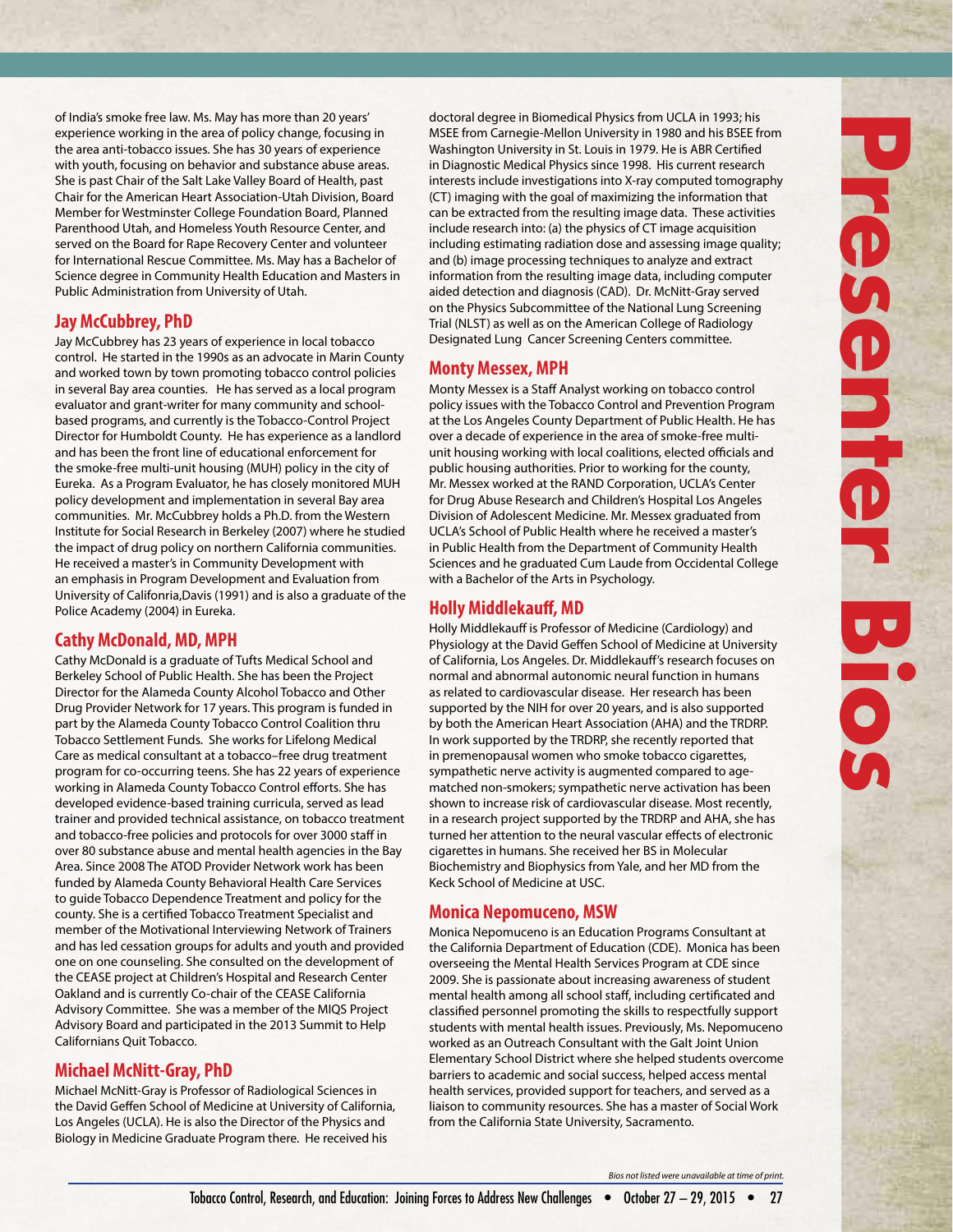of India's smoke free law. Ms. May has more than 20 years' experience working in the area of policy change, focusing in the area anti-tobacco issues. She has 30 years of experience with youth, focusing on behavior and substance abuse areas. She is past Chair of the Salt Lake Valley Board of Health, past Chair for the American Heart Association-Utah Division, Board Member for Westminster College Foundation Board, Planned Parenthood Utah, and Homeless Youth Resource Center, and served on the Board for Rape Recovery Center and volunteer for International Rescue Committee. Ms. May has a Bachelor of Science degree in Community Health Education and Masters in Public Administration from University of Utah.

## Jay McCubbrey, PhD

Jay McCubbrey has 23 years of experience in local tobacco control. He started in the 1990s as an advocate in Marin County and worked town by town promoting tobacco control policies in several Bay area counties. He has served as a local program evaluator and grant-writer for many community and school-based programs, and currently is the Tobacco-Control Project Director for Humboldt County. He has experience as a landlord and has been the front line of educational enforcement for the smoke-free multi-unit housing (MUH) policy in the city of Eureka. As a Program Evaluator, he has closely monitored MUH policy development and implementation in several Bay area communities. Mr. McCubbrey holds a Ph.D. from the Western Institute for Social Research in Berkeley (2007) where he studied the impact of drug policy on northern California communities. He received a master's in Community Development with an emphasis in Program Development and Evaluation from University of Calfiornia,Davis (1991) and is also a graduate of the Police Academy (2004) in Eureka.

## Cathy McDonald, MD, MPH

Cathy McDonald is a graduate of Tufts Medical School and Berkeley School of Public Health. She has been the Project Director for the Alameda County Alcohol Tobacco and Other Drug Provider Network for 17 years. This program is funded in part by the Alameda County Tobacco Control Coalition thru Tobacco Settlement Funds. She works for Lifelong Medical Care as medical consultant at a tobacco–free drug treatment program for co-occurring teens. She has 22 years of experience working in Alameda County Tobacco Control efforts. She has developed evidence-based training curricula, served as lead trainer and provided technical assistance, on tobacco treatment and tobacco-free policies and protocols for over 3000 staff in over 80 substance abuse and mental health agencies in the Bay Area. Since 2008 The ATOD Provider Network work has been funded by Alameda County Behavioral Health Care Services to guide Tobacco Dependence Treatment and policy for the county. She is a certified Tobacco Treatment Specialist and member of the Motivational Interviewing Network of Trainers and has led cessation groups for adults and youth and provided one on one counseling. She consulted on the development of the CEASE project at Children's Hospital and Research Center Oakland and is currently Co-chair of the CEASE California Advisory Committee. She was a member of the MIQS Project Advisory Board and participated in the 2013 Summit to Help Californians Quit Tobacco.

## Michael McNitt-Gray, PhD

Michael McNitt-Gray is Professor of Radiological Sciences in the David Geffen School of Medicine at University of California, Los Angeles (UCLA). He is also the Director of the Physics and Biology in Medicine Graduate Program there. He received his doctoral degree in Biomedical Physics from UCLA in 1993; his MSEE from Carnegie-Mellon University in 1980 and his BSEE from Washington University in St. Louis in 1979. He is ABR Certified in Diagnostic Medical Physics since 1998. His current research interests include investigations into X-ray computed tomography (CT) imaging with the goal of maximizing the information that can be extracted from the resulting image data. These activities include research into: (a) the physics of CT image acquisition including estimating radiation dose and assessing image quality; and (b) image processing techniques to analyze and extract information from the resulting image data, including computer aided detection and diagnosis (CAD). Dr. McNitt-Gray served on the Physics Subcommittee of the National Lung Screening Trial (NLST) as well as on the American College of Radiology Designated Lung Cancer Screening Centers committee.

## Monty Messex, MPH

Monty Messex is a Staff Analyst working on tobacco control policy issues with the Tobacco Control and Prevention Program at the Los Angeles County Department of Public Health. He has over a decade of experience in the area of smoke-free multi-unit housing working with local coalitions, elected officials and public housing authorities. Prior to working for the county, Mr. Messex worked at the RAND Corporation, UCLA's Center for Drug Abuse Research and Children's Hospital Los Angeles Division of Adolescent Medicine. Mr. Messex graduated from UCLA's School of Public Health where he received a master's in Public Health from the Department of Community Health Sciences and he graduated Cum Laude from Occidental College with a Bachelor of the Arts in Psychology.

## Holly Middlekauff, MD

Holly Middlekauff is Professor of Medicine (Cardiology) and Physiology at the David Geffen School of Medicine at University of California, Los Angeles. Dr. Middlekauff's research focuses on normal and abnormal autonomic neural function in humans as related to cardiovascular disease. Her research has been supported by the NIH for over 20 years, and is also supported by both the American Heart Association (AHA) and the TRDRP. In work supported by the TRDRP, she recently reported that in premenopausal women who smoke tobacco cigarettes, sympathetic nerve activity is augmented compared to age-matched non-smokers; sympathetic nerve activation has been shown to increase risk of cardiovascular disease. Most recently, in a research project supported by the TRDRP and AHA, she has turned her attention to the neural vascular effects of electronic cigarettes in humans. She received her BS in Molecular Biochemistry and Biophysics from Yale, and her MD from the Keck School of Medicine at USC.

## Monica Nepomuceno, MSW

Monica Nepomuceno is an Education Programs Consultant at the California Department of Education (CDE). Monica has been overseeing the Mental Health Services Program at CDE since 2009. She is passionate about increasing awareness of student mental health among all school staff, including certificated and classified personnel promoting the skills to respectfully support students with mental health issues. Previously, Ms. Nepomuceno worked as an Outreach Consultant with the Galt Joint Union Elementary School District where she helped students overcome barriers to academic and social success, helped access mental health services, provided support for teachers, and served as a liaison to community resources. She has a master of Social Work from the California State University, Sacramento.

*Bios not listed were unavailable at time of print.*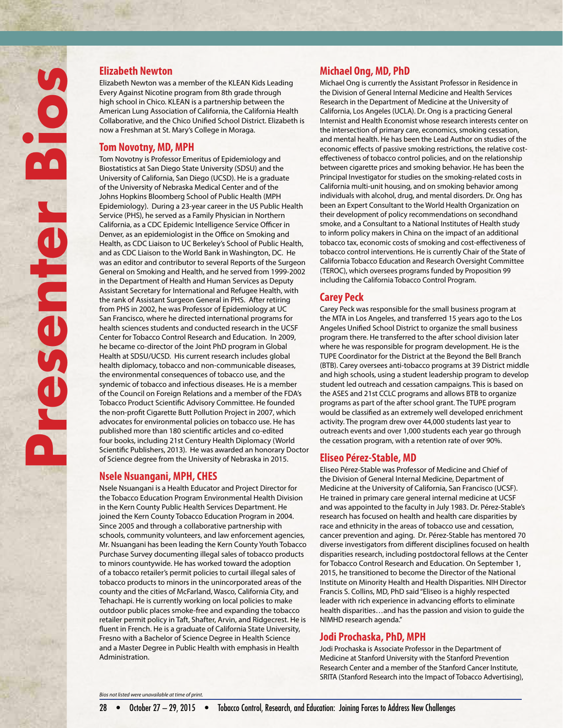# Presenter Bios

## Elizabeth Newton

Elizabeth Newton was a member of the KLEAN Kids Leading Every Against Nicotine program from 8th grade through high school in Chico. KLEAN is a partnership between the American Lung Association of California, the California Health Collaborative, and the Chico Unified School District. Elizabeth is now a Freshman at St. Mary's College in Moraga.

## Tom Novotny, MD, MPH

Tom Novotny is Professor Emeritus of Epidemiology and Biostatistics at San Diego State University (SDSU) and the University of California, San Diego (UCSD). He is a graduate of the University of Nebraska Medical Center and of the Johns Hopkins Bloomberg School of Public Health (MPH Epidemiology). During a 23-year career in the US Public Health Service (PHS), he served as a Family Physician in Northern California, as a CDC Epidemic Intelligence Service Officer in Denver, as an epidemiologist in the Office on Smoking and Health, as CDC Liaison to UC Berkeley's School of Public Health, and as CDC Liaison to the World Bank in Washington, DC. He was an editor and contributor to several Reports of the Surgeon General on Smoking and Health, and he served from 1999-2002 in the Department of Health and Human Services as Deputy Assistant Secretary for International and Refugee Health, with the rank of Assistant Surgeon General in PHS. After retiring from PHS in 2002, he was Professor of Epidemiology at UC San Francisco, where he directed international programs for health sciences students and conducted research in the UCSF Center for Tobacco Control Research and Education. In 2009, he became co-director of the Joint PhD program in Global Health at SDSU/UCSD. His current research includes global health diplomacy, tobacco and non-communicable diseases, the environmental consequences of tobacco use, and the syndemic of tobacco and infectious diseases. He is a member of the Council on Foreign Relations and a member of the FDA's Tobacco Product Scientific Advisory Committee. He founded the non-profit Cigarette Butt Pollution Project in 2007, which advocates for environmental policies on tobacco use. He has published more than 180 scientific articles and co-edited four books, including 21st Century Health Diplomacy (World Scientific Publishers, 2013). He was awarded an honorary Doctor of Science degree from the University of Nebraska in 2015.

## Nsele Nsuangani, MPH, CHES

Nsele Nsuangani is a Health Educator and Project Director for the Tobacco Education Program Environmental Health Division in the Kern County Public Health Services Department. He joined the Kern County Tobacco Education Program in 2004. Since 2005 and through a collaborative partnership with schools, community volunteers, and law enforcement agencies, Mr. Nsuangani has been leading the Kern County Youth Tobacco Purchase Survey documenting illegal sales of tobacco products to minors countywide. He has worked toward the adoption of a tobacco retailer's permit policies to curtail illegal sales of tobacco products to minors in the unincorporated areas of the county and the cities of McFarland, Wasco, California City, and Tehachapi. He is currently working on local policies to make outdoor public places smoke-free and expanding the tobacco retailer permit policy in Taft, Shafter, Arvin, and Ridgecrest. He is fluent in French. He is a graduate of California State University, Fresno with a Bachelor of Science Degree in Health Science and a Master Degree in Public Health with emphasis in Health Administration.

## Michael Ong, MD, PhD

Michael Ong is currently the Assistant Professor in Residence in the Division of General Internal Medicine and Health Services Research in the Department of Medicine at the University of California, Los Angeles (UCLA). Dr. Ong is a practicing General Internist and Health Economist whose research interests center on the intersection of primary care, economics, smoking cessation, and mental health. He has been the Lead Author on studies of the economic effects of passive smoking restrictions, the relative cost-effectiveness of tobacco control policies, and on the relationship between cigarette prices and smoking behavior. He has been the Principal Investigator for studies on the smoking-related costs in California multi-unit housing, and on smoking behavior among individuals with alcohol, drug, and mental disorders. Dr. Ong has been an Expert Consultant to the World Health Organization on their development of policy recommendations on secondhand smoke, and a Consultant to a National Institutes of Health study to inform policy makers in China on the impact of an additional tobacco tax, economic costs of smoking and cost-effectiveness of tobacco control interventions. He is currently Chair of the State of California Tobacco Education and Research Oversight Committee (TEROC), which oversees programs funded by Proposition 99 including the California Tobacco Control Program.

## Carey Peck

Carey Peck was responsible for the small business program at the MTA in Los Angeles, and transferred 15 years ago to the Los Angeles Unified School District to organize the small business program there. He transferred to the after school division later where he was responsible for program development. He is the TUPE Coordinator for the District at the Beyond the Bell Branch (BTB). Carey oversees anti-tobacco programs at 39 District middle and high schools, using a student leadership program to develop student led outreach and cessation campaigns. This is based on the ASES and 21st CCLC programs and allows BTB to organize programs as part of the after school grant. The TUPE program would be classified as an extremely well developed enrichment activity. The program drew over 44,000 students last year to outreach events and over 1,000 students each year go through the cessation program, with a retention rate of over 90%.

## Eliseo Pérez-Stable, MD

Eliseo Pérez-Stable was Professor of Medicine and Chief of the Division of General Internal Medicine, Department of Medicine at the University of California, San Francisco (UCSF). He trained in primary care general internal medicine at UCSF and was appointed to the faculty in July 1983. Dr. Pérez-Stable's research has focused on health and health care disparities by race and ethnicity in the areas of tobacco use and cessation, cancer prevention and aging. Dr. Pérez-Stable has mentored 70 diverse investigators from different disciplines focused on health disparities research, including postdoctoral fellows at the Center for Tobacco Control Research and Education. On September 1, 2015, he transitioned to become the Director of the National Institute on Minority Health and Health Disparities. NIH Director Francis S. Collins, MD, PhD said "Eliseo is a highly respected leader with rich experience in advancing efforts to eliminate health disparities…and has the passion and vision to guide the NIMHD research agenda."

## Jodi Prochaska, PhD, MPH

Jodi Prochaska is Associate Professor in the Department of Medicine at Stanford University with the Stanford Prevention Research Center and a member of the Stanford Cancer Institute, SRITA (Stanford Research into the Impact of Tobacco Advertising),

*Bios not listed were unavailable at time of print.*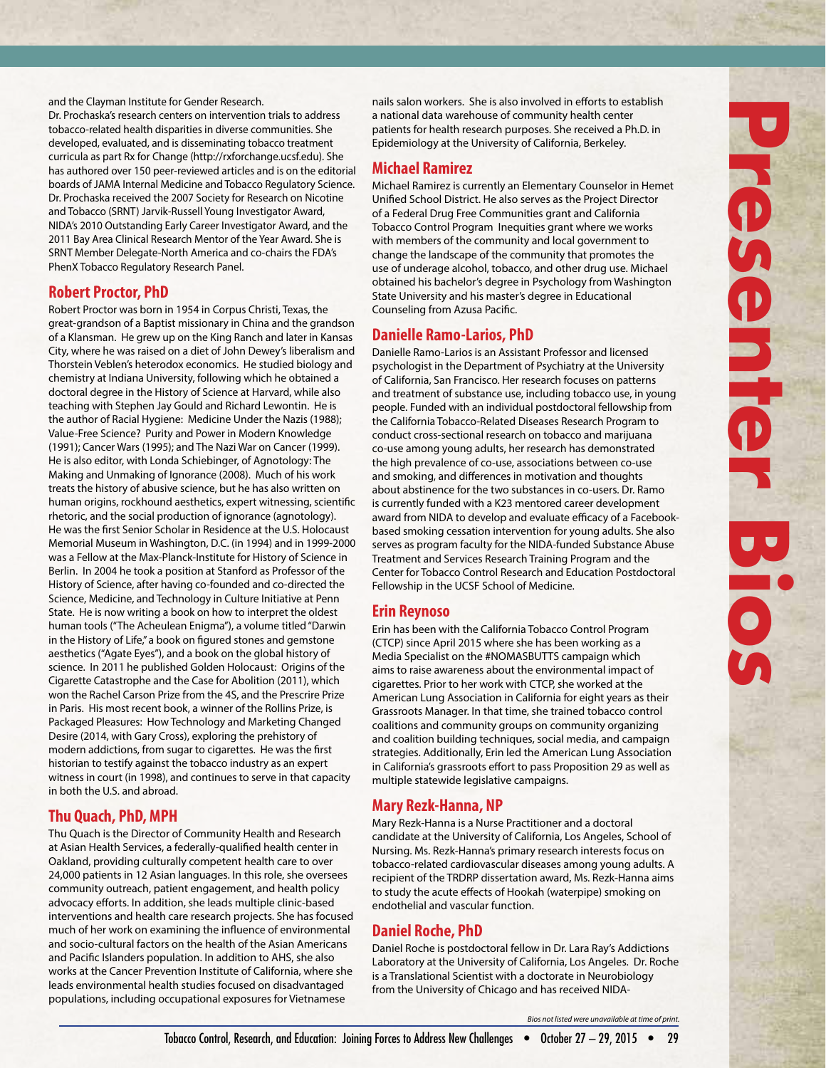and the Clayman Institute for Gender Research.

Dr. Prochaska's research centers on intervention trials to address tobacco-related health disparities in diverse communities. She developed, evaluated, and is disseminating tobacco treatment curricula as part Rx for Change (http://rxforchange.ucsf.edu). She has authored over 150 peer-reviewed articles and is on the editorial boards of JAMA Internal Medicine and Tobacco Regulatory Science. Dr. Prochaska received the 2007 Society for Research on Nicotine and Tobacco (SRNT) Jarvik-Russell Young Investigator Award, NIDA's 2010 Outstanding Early Career Investigator Award, and the 2011 Bay Area Clinical Research Mentor of the Year Award. She is SRNT Member Delegate-North America and co-chairs the FDA's PhenX Tobacco Regulatory Research Panel.

## Robert Proctor, PhD

Robert Proctor was born in 1954 in Corpus Christi, Texas, the great-grandson of a Baptist missionary in China and the grandson of a Klansman. He grew up on the King Ranch and later in Kansas City, where he was raised on a diet of John Dewey's liberalism and Thorstein Veblen's heterodox economics. He studied biology and chemistry at Indiana University, following which he obtained a doctoral degree in the History of Science at Harvard, while also teaching with Stephen Jay Gould and Richard Lewontin. He is the author of Racial Hygiene: Medicine Under the Nazis (1988); Value-Free Science? Purity and Power in Modern Knowledge (1991); Cancer Wars (1995); and The Nazi War on Cancer (1999). He is also editor, with Londa Schiebinger, of Agnotology: The Making and Unmaking of Ignorance (2008). Much of his work treats the history of abusive science, but he has also written on human origins, rockhound aesthetics, expert witnessing, scientific rhetoric, and the social production of ignorance (agnotology). He was the first Senior Scholar in Residence at the U.S. Holocaust Memorial Museum in Washington, D.C. (in 1994) and in 1999-2000 was a Fellow at the Max-Planck-Institute for History of Science in Berlin. In 2004 he took a position at Stanford as Professor of the History of Science, after having co-founded and co-directed the Science, Medicine, and Technology in Culture Initiative at Penn State. He is now writing a book on how to interpret the oldest human tools ("The Acheulean Enigma"), a volume titled "Darwin in the History of Life," a book on figured stones and gemstone aesthetics ("Agate Eyes"), and a book on the global history of science. In 2011 he published Golden Holocaust: Origins of the Cigarette Catastrophe and the Case for Abolition (2011), which won the Rachel Carson Prize from the 4S, and the Prescrire Prize in Paris. His most recent book, a winner of the Rollins Prize, is Packaged Pleasures: How Technology and Marketing Changed Desire (2014, with Gary Cross), exploring the prehistory of modern addictions, from sugar to cigarettes. He was the first historian to testify against the tobacco industry as an expert witness in court (in 1998), and continues to serve in that capacity in both the U.S. and abroad.

## Thu Quach, PhD, MPH

Thu Quach is the Director of Community Health and Research at Asian Health Services, a federally-qualified health center in Oakland, providing culturally competent health care to over 24,000 patients in 12 Asian languages. In this role, she oversees community outreach, patient engagement, and health policy advocacy efforts. In addition, she leads multiple clinic-based interventions and health care research projects. She has focused much of her work on examining the influence of environmental and socio-cultural factors on the health of the Asian Americans and Pacific Islanders population. In addition to AHS, she also works at the Cancer Prevention Institute of California, where she leads environmental health studies focused on disadvantaged populations, including occupational exposures for Vietnamese nails salon workers. She is also involved in efforts to establish a national data warehouse of community health center patients for health research purposes. She received a Ph.D. in Epidemiology at the University of California, Berkeley.

## Michael Ramirez

Michael Ramirez is currently an Elementary Counselor in Hemet Unified School District. He also serves as the Project Director of a Federal Drug Free Communities grant and California Tobacco Control Program Inequities grant where we works with members of the community and local government to change the landscape of the community that promotes the use of underage alcohol, tobacco, and other drug use. Michael obtained his bachelor's degree in Psychology from Washington State University and his master's degree in Educational Counseling from Azusa Pacific.

## Danielle Ramo-Larios, PhD

Danielle Ramo-Larios is an Assistant Professor and licensed psychologist in the Department of Psychiatry at the University of California, San Francisco. Her research focuses on patterns and treatment of substance use, including tobacco use, in young people. Funded with an individual postdoctoral fellowship from the California Tobacco-Related Diseases Research Program to conduct cross-sectional research on tobacco and marijuana co-use among young adults, her research has demonstrated the high prevalence of co-use, associations between co-use and smoking, and differences in motivation and thoughts about abstinence for the two substances in co-users. Dr. Ramo is currently funded with a K23 mentored career development award from NIDA to develop and evaluate efficacy of a Facebook-based smoking cessation intervention for young adults. She also serves as program faculty for the NIDA-funded Substance Abuse Treatment and Services Research Training Program and the Center for Tobacco Control Research and Education Postdoctoral Fellowship in the UCSF School of Medicine.

## Erin Reynoso

Erin has been with the California Tobacco Control Program (CTCP) since April 2015 where she has been working as a Media Specialist on the #NOMASBUTTS campaign which aims to raise awareness about the environmental impact of cigarettes. Prior to her work with CTCP, she worked at the American Lung Association in California for eight years as their Grassroots Manager. In that time, she trained tobacco control coalitions and community groups on community organizing and coalition building techniques, social media, and campaign strategies. Additionally, Erin led the American Lung Association in California's grassroots effort to pass Proposition 29 as well as multiple statewide legislative campaigns.

## Mary Rezk-Hanna, NP

Mary Rezk-Hanna is a Nurse Practitioner and a doctoral candidate at the University of California, Los Angeles, School of Nursing. Ms. Rezk-Hanna's primary research interests focus on tobacco-related cardiovascular diseases among young adults. A recipient of the TRDRP dissertation award, Ms. Rezk-Hanna aims to study the acute effects of Hookah (waterpipe) smoking on endothelial and vascular function.

## Daniel Roche, PhD

Daniel Roche is postdoctoral fellow in Dr. Lara Ray's Addictions Laboratory at the University of California, Los Angeles. Dr. Roche is a Translational Scientist with a doctorate in Neurobiology from the University of Chicago and has received NIDA-

*Bios not listed were unavailable at time of print.*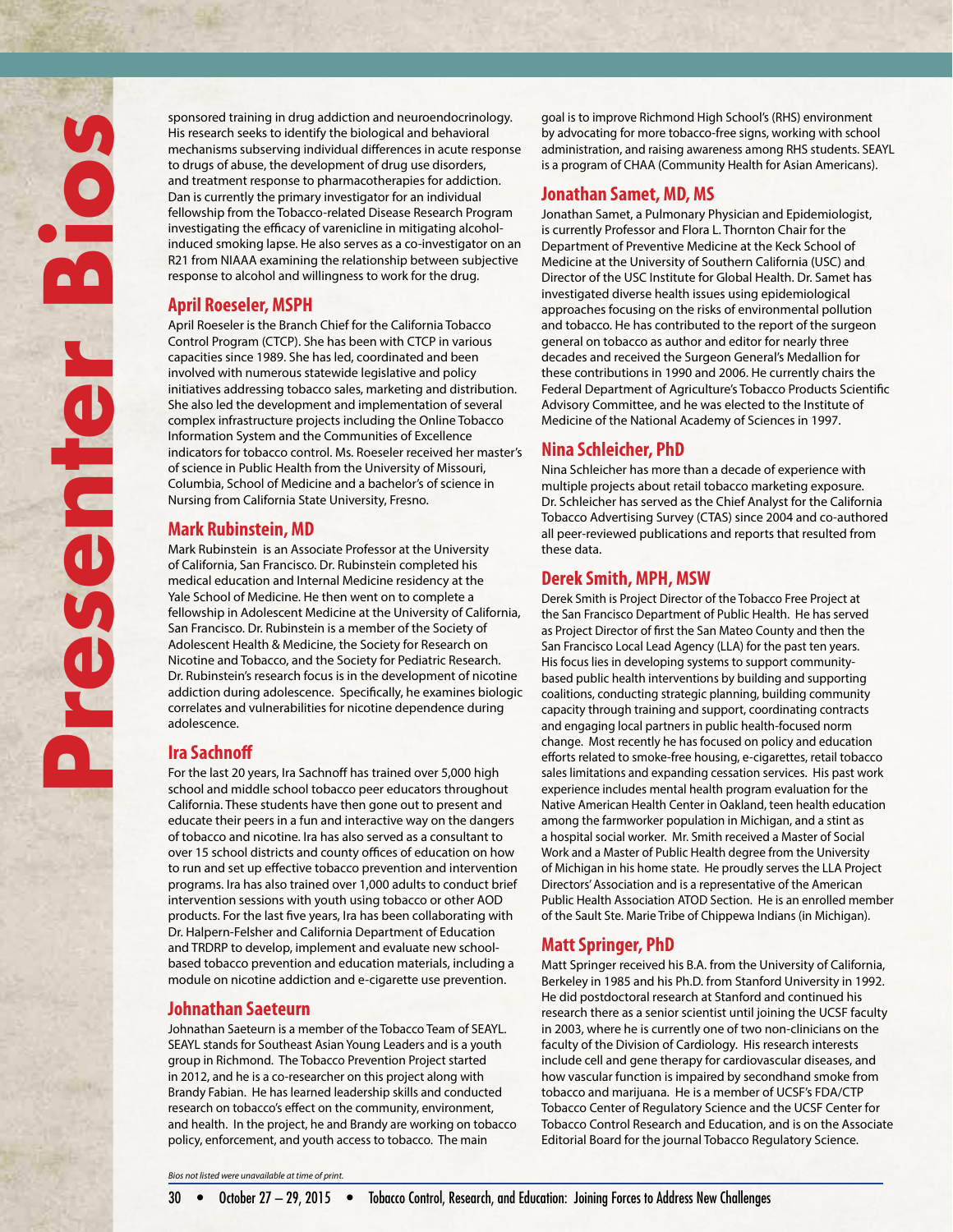sponsored training in drug addiction and neuroendocrinology. His research seeks to identify the biological and behavioral mechanisms subserving individual differences in acute response to drugs of abuse, the development of drug use disorders, and treatment response to pharmacotherapies for addiction. Dan is currently the primary investigator for an individual fellowship from the Tobacco-related Disease Research Program investigating the efficacy of varenicline in mitigating alcohol-induced smoking lapse. He also serves as a co-investigator on an R21 from NIAAA examining the relationship between subjective response to alcohol and willingness to work for the drug.

## April Roeseler, MSPH

April Roeseler is the Branch Chief for the California Tobacco Control Program (CTCP). She has been with CTCP in various capacities since 1989. She has led, coordinated and been involved with numerous statewide legislative and policy initiatives addressing tobacco sales, marketing and distribution. She also led the development and implementation of several complex infrastructure projects including the Online Tobacco Information System and the Communities of Excellence indicators for tobacco control. Ms. Roeseler received her master's of science in Public Health from the University of Missouri, Columbia, School of Medicine and a bachelor's of science in Nursing from California State University, Fresno.

## Mark Rubinstein, MD

Mark Rubinstein is an Associate Professor at the University of California, San Francisco. Dr. Rubinstein completed his medical education and Internal Medicine residency at the Yale School of Medicine. He then went on to complete a fellowship in Adolescent Medicine at the University of California, San Francisco. Dr. Rubinstein is a member of the Society of Adolescent Health & Medicine, the Society for Research on Nicotine and Tobacco, and the Society for Pediatric Research. Dr. Rubinstein's research focus is in the development of nicotine addiction during adolescence. Specifically, he examines biologic correlates and vulnerabilities for nicotine dependence during adolescence.

## Ira Sachnoff

For the last 20 years, Ira Sachnoff has trained over 5,000 high school and middle school tobacco peer educators throughout California. These students have then gone out to present and educate their peers in a fun and interactive way on the dangers of tobacco and nicotine. Ira has also served as a consultant to over 15 school districts and county offices of education on how to run and set up effective tobacco prevention and intervention programs. Ira has also trained over 1,000 adults to conduct brief intervention sessions with youth using tobacco or other AOD products. For the last five years, Ira has been collaborating with Dr. Halpern-Felsher and California Department of Education and TRDRP to develop, implement and evaluate new school-based tobacco prevention and education materials, including a module on nicotine addiction and e-cigarette use prevention.

## Johnathan Saeteurn

Johnathan Saeteurn is a member of the Tobacco Team of SEAYL. SEAYL stands for Southeast Asian Young Leaders and is a youth group in Richmond. The Tobacco Prevention Project started in 2012, and he is a co-researcher on this project along with Brandy Fabian. He has learned leadership skills and conducted research on tobacco's effect on the community, environment, and health. In the project, he and Brandy are working on tobacco policy, enforcement, and youth access to tobacco. The main goal is to improve Richmond High School's (RHS) environment by advocating for more tobacco-free signs, working with school administration, and raising awareness among RHS students. SEAYL is a program of CHAA (Community Health for Asian Americans).

## Jonathan Samet, MD, MS

Jonathan Samet, a Pulmonary Physician and Epidemiologist, is currently Professor and Flora L. Thornton Chair for the Department of Preventive Medicine at the Keck School of Medicine at the University of Southern California (USC) and Director of the USC Institute for Global Health. Dr. Samet has investigated diverse health issues using epidemiological approaches focusing on the risks of environmental pollution and tobacco. He has contributed to the report of the surgeon general on tobacco as author and editor for nearly three decades and received the Surgeon General's Medallion for these contributions in 1990 and 2006. He currently chairs the Federal Department of Agriculture's Tobacco Products Scientific Advisory Committee, and he was elected to the Institute of Medicine of the National Academy of Sciences in 1997.

## Nina Schleicher, PhD

Nina Schleicher has more than a decade of experience with multiple projects about retail tobacco marketing exposure. Dr. Schleicher has served as the Chief Analyst for the California Tobacco Advertising Survey (CTAS) since 2004 and co-authored all peer-reviewed publications and reports that resulted from these data.

## Derek Smith, MPH, MSW

Derek Smith is Project Director of the Tobacco Free Project at the San Francisco Department of Public Health. He has served as Project Director of first the San Mateo County and then the San Francisco Local Lead Agency (LLA) for the past ten years. His focus lies in developing systems to support community-based public health interventions by building and supporting coalitions, conducting strategic planning, building community capacity through training and support, coordinating contracts and engaging local partners in public health-focused norm change. Most recently he has focused on policy and education efforts related to smoke-free housing, e-cigarettes, retail tobacco sales limitations and expanding cessation services. His past work experience includes mental health program evaluation for the Native American Health Center in Oakland, teen health education among the farmworker population in Michigan, and a stint as a hospital social worker. Mr. Smith received a Master of Social Work and a Master of Public Health degree from the University of Michigan in his home state. He proudly serves the LLA Project Directors' Association and is a representative of the American Public Health Association ATOD Section. He is an enrolled member of the Sault Ste. Marie Tribe of Chippewa Indians (in Michigan).

## Matt Springer, PhD

Matt Springer received his B.A. from the University of California, Berkeley in 1985 and his Ph.D. from Stanford University in 1992. He did postdoctoral research at Stanford and continued his research there as a senior scientist until joining the UCSF faculty in 2003, where he is currently one of two non-clinicians on the faculty of the Division of Cardiology. His research interests include cell and gene therapy for cardiovascular diseases, and how vascular function is impaired by secondhand smoke from tobacco and marijuana. He is a member of UCSF's FDA/CTP Tobacco Center of Regulatory Science and the UCSF Center for Tobacco Control Research and Education, and is on the Associate Editorial Board for the journal Tobacco Regulatory Science.

*Bios not listed were unavailable at time of print.*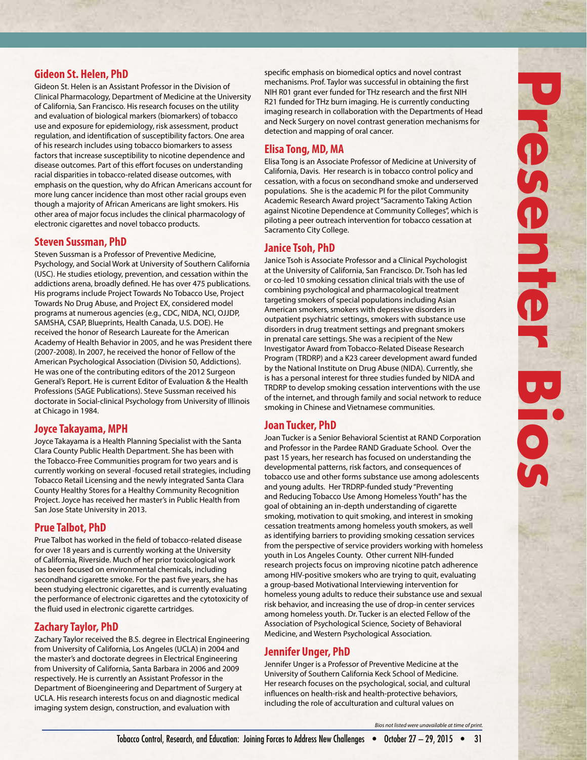# Presenter Bios

## Gideon St. Helen, PhD

Gideon St. Helen is an Assistant Professor in the Division of Clinical Pharmacology, Department of Medicine at the University of California, San Francisco. His research focuses on the utility and evaluation of biological markers (biomarkers) of tobacco use and exposure for epidemiology, risk assessment, product regulation, and identification of susceptibility factors. One area of his research includes using tobacco biomarkers to assess factors that increase susceptibility to nicotine dependence and disease outcomes. Part of this effort focuses on understanding racial disparities in tobacco-related disease outcomes, with emphasis on the question, why do African Americans account for more lung cancer incidence than most other racial groups even though a majority of African Americans are light smokers. His other area of major focus includes the clinical pharmacology of electronic cigarettes and novel tobacco products.

## Steven Sussman, PhD

Steven Sussman is a Professor of Preventive Medicine, Psychology, and Social Work at University of Southern California (USC). He studies etiology, prevention, and cessation within the addictions arena, broadly defined. He has over 475 publications. His programs include Project Towards No Tobacco Use, Project Towards No Drug Abuse, and Project EX, considered model programs at numerous agencies (e.g., CDC, NIDA, NCI, OJJDP, SAMSHA, CSAP, Blueprints, Health Canada, U.S. DOE). He received the honor of Research Laureate for the American Academy of Health Behavior in 2005, and he was President there (2007-2008). In 2007, he received the honor of Fellow of the American Psychological Association (Division 50, Addictions). He was one of the contributing editors of the 2012 Surgeon General's Report. He is current Editor of Evaluation & the Health Professions (SAGE Publications). Steve Sussman received his doctorate in Social-clinical Psychology from University of Illinois at Chicago in 1984.

## Joyce Takayama, MPH

Joyce Takayama is a Health Planning Specialist with the Santa Clara County Public Health Department. She has been with the Tobacco-Free Communities program for two years and is currently working on several -focused retail strategies, including Tobacco Retail Licensing and the newly integrated Santa Clara County Healthy Stores for a Healthy Community Recognition Project. Joyce has received her master's in Public Health from San Jose State University in 2013.

## Prue Talbot, PhD

Prue Talbot has worked in the field of tobacco-related disease for over 18 years and is currently working at the University of California, Riverside. Much of her prior toxicological work has been focused on environmental chemicals, including secondhand cigarette smoke. For the past five years, she has been studying electronic cigarettes, and is currently evaluating the performance of electronic cigarettes and the cytotoxicity of the fluid used in electronic cigarette cartridges.

## Zachary Taylor, PhD

Zachary Taylor received the B.S. degree in Electrical Engineering from University of California, Los Angeles (UCLA) in 2004 and the master's and doctorate degrees in Electrical Engineering from University of California, Santa Barbara in 2006 and 2009 respectively. He is currently an Assistant Professor in the Department of Bioengineering and Department of Surgery at UCLA. His research interests focus on and diagnostic medical imaging system design, construction, and evaluation with specific emphasis on biomedical optics and novel contrast mechanisms. Prof. Taylor was successful in obtaining the first NIH R01 grant ever funded for THz research and the first NIH R21 funded for THz burn imaging. He is currently conducting imaging research in collaboration with the Departments of Head and Neck Surgery on novel contrast generation mechanisms for detection and mapping of oral cancer.

## Elisa Tong, MD, MA

Elisa Tong is an Associate Professor of Medicine at University of California, Davis. Her research is in tobacco control policy and cessation, with a focus on secondhand smoke and underserved populations. She is the academic PI for the pilot Community Academic Research Award project "Sacramento Taking Action against Nicotine Dependence at Community Colleges", which is piloting a peer outreach intervention for tobacco cessation at Sacramento City College.

## Janice Tsoh, PhD

Janice Tsoh is Associate Professor and a Clinical Psychologist at the University of California, San Francisco. Dr. Tsoh has led or co-led 10 smoking cessation clinical trials with the use of combining psychological and pharmacological treatment targeting smokers of special populations including Asian American smokers, smokers with depressive disorders in outpatient psychiatric settings, smokers with substance use disorders in drug treatment settings and pregnant smokers in prenatal care settings. She was a recipient of the New Investigator Award from Tobacco-Related Disease Research Program (TRDRP) and a K23 career development award funded by the National Institute on Drug Abuse (NIDA). Currently, she is has a personal interest for three studies funded by NIDA and TRDRP to develop smoking cessation interventions with the use of the internet, and through family and social network to reduce smoking in Chinese and Vietnamese communities.

## Joan Tucker, PhD

Joan Tucker is a Senior Behavioral Scientist at RAND Corporation and Professor in the Pardee RAND Graduate School. Over the past 15 years, her research has focused on understanding the developmental patterns, risk factors, and consequences of tobacco use and other forms substance use among adolescents and young adults. Her TRDRP-funded study "Preventing and Reducing Tobacco Use Among Homeless Youth" has the goal of obtaining an in-depth understanding of cigarette smoking, motivation to quit smoking, and interest in smoking cessation treatments among homeless youth smokers, as well as identifying barriers to providing smoking cessation services from the perspective of service providers working with homeless youth in Los Angeles County. Other current NIH-funded research projects focus on improving nicotine patch adherence among HIV-positive smokers who are trying to quit, evaluating a group-based Motivational Interviewing intervention for homeless young adults to reduce their substance use and sexual risk behavior, and increasing the use of drop-in center services among homeless youth. Dr. Tucker is an elected Fellow of the Association of Psychological Science, Society of Behavioral Medicine, and Western Psychological Association.

## Jennifer Unger, PhD

Jennifer Unger is a Professor of Preventive Medicine at the University of Southern California Keck School of Medicine. Her research focuses on the psychological, social, and cultural influences on health-risk and health-protective behaviors, including the role of acculturation and cultural values on

*Bios not listed were unavailable at time of print.*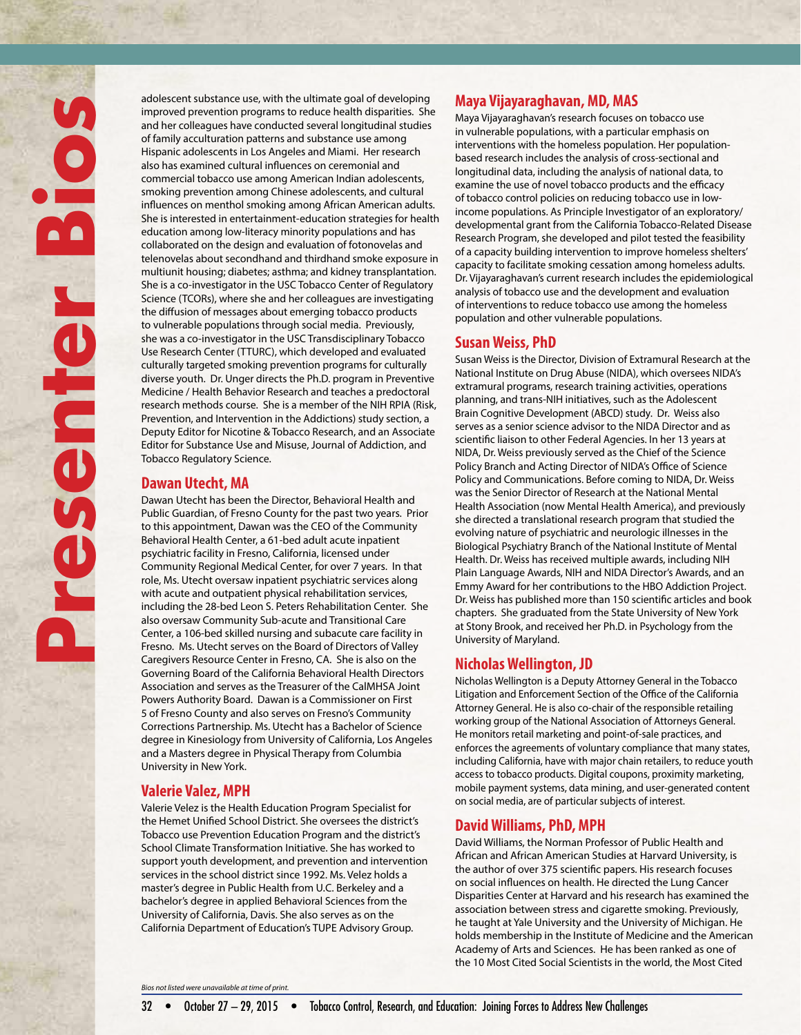adolescent substance use, with the ultimate goal of developing improved prevention programs to reduce health disparities. She and her colleagues have conducted several longitudinal studies of family acculturation patterns and substance use among Hispanic adolescents in Los Angeles and Miami. Her research also has examined cultural influences on ceremonial and commercial tobacco use among American Indian adolescents, smoking prevention among Chinese adolescents, and cultural influences on menthol smoking among African American adults. She is interested in entertainment-education strategies for health education among low-literacy minority populations and has collaborated on the design and evaluation of fotonovelas and telenovelas about secondhand and thirdhand smoke exposure in multiunit housing; diabetes; asthma; and kidney transplantation. She is a co-investigator in the USC Tobacco Center of Regulatory Science (TCORs), where she and her colleagues are investigating the diffusion of messages about emerging tobacco products to vulnerable populations through social media. Previously, she was a co-investigator in the USC Transdisciplinary Tobacco Use Research Center (TTURC), which developed and evaluated culturally targeted smoking prevention programs for culturally diverse youth. Dr. Unger directs the Ph.D. program in Preventive Medicine / Health Behavior Research and teaches a predoctoral research methods course. She is a member of the NIH RPIA (Risk, Prevention, and Intervention in the Addictions) study section, a Deputy Editor for Nicotine & Tobacco Research, and an Associate Editor for Substance Use and Misuse, Journal of Addiction, and Tobacco Regulatory Science.

## Dawan Utecht, MA

Dawan Utecht has been the Director, Behavioral Health and Public Guardian, of Fresno County for the past two years. Prior to this appointment, Dawan was the CEO of the Community Behavioral Health Center, a 61-bed adult acute inpatient psychiatric facility in Fresno, California, licensed under Community Regional Medical Center, for over 7 years. In that role, Ms. Utecht oversaw inpatient psychiatric services along with acute and outpatient physical rehabilitation services, including the 28-bed Leon S. Peters Rehabilitation Center. She also oversaw Community Sub-acute and Transitional Care Center, a 106-bed skilled nursing and subacute care facility in Fresno. Ms. Utecht serves on the Board of Directors of Valley Caregivers Resource Center in Fresno, CA. She is also on the Governing Board of the California Behavioral Health Directors Association and serves as the Treasurer of the CalMHSA Joint Powers Authority Board. Dawan is a Commissioner on First 5 of Fresno County and also serves on Fresno's Community Corrections Partnership. Ms. Utecht has a Bachelor of Science degree in Kinesiology from University of California, Los Angeles and a Masters degree in Physical Therapy from Columbia University in New York.

## Valerie Valez, MPH

Valerie Velez is the Health Education Program Specialist for the Hemet Unified School District. She oversees the district's Tobacco use Prevention Education Program and the district's School Climate Transformation Initiative. She has worked to support youth development, and prevention and intervention services in the school district since 1992. Ms. Velez holds a master's degree in Public Health from U.C. Berkeley and a bachelor's degree in applied Behavioral Sciences from the University of California, Davis. She also serves as on the California Department of Education's TUPE Advisory Group.

## Maya Vijayaraghavan, MD, MAS

Maya Vijayaraghavan's research focuses on tobacco use in vulnerable populations, with a particular emphasis on interventions with the homeless population. Her population-based research includes the analysis of cross-sectional and longitudinal data, including the analysis of national data, to examine the use of novel tobacco products and the efficacy of tobacco control policies on reducing tobacco use in low-income populations. As Principle Investigator of an exploratory/developmental grant from the California Tobacco-Related Disease Research Program, she developed and pilot tested the feasibility of a capacity building intervention to improve homeless shelters' capacity to facilitate smoking cessation among homeless adults. Dr. Vijayaraghavan's current research includes the epidemiological analysis of tobacco use and the development and evaluation of interventions to reduce tobacco use among the homeless population and other vulnerable populations.

## Susan Weiss, PhD

Susan Weiss is the Director, Division of Extramural Research at the National Institute on Drug Abuse (NIDA), which oversees NIDA's extramural programs, research training activities, operations planning, and trans-NIH initiatives, such as the Adolescent Brain Cognitive Development (ABCD) study. Dr. Weiss also serves as a senior science advisor to the NIDA Director and as scientific liaison to other Federal Agencies. In her 13 years at NIDA, Dr. Weiss previously served as the Chief of the Science Policy Branch and Acting Director of NIDA's Office of Science Policy and Communications. Before coming to NIDA, Dr. Weiss was the Senior Director of Research at the National Mental Health Association (now Mental Health America), and previously she directed a translational research program that studied the evolving nature of psychiatric and neurologic illnesses in the Biological Psychiatry Branch of the National Institute of Mental Health. Dr. Weiss has received multiple awards, including NIH Plain Language Awards, NIH and NIDA Director's Awards, and an Emmy Award for her contributions to the HBO Addiction Project. Dr. Weiss has published more than 150 scientific articles and book chapters. She graduated from the State University of New York at Stony Brook, and received her Ph.D. in Psychology from the University of Maryland.

## Nicholas Wellington, JD

Nicholas Wellington is a Deputy Attorney General in the Tobacco Litigation and Enforcement Section of the Office of the California Attorney General. He is also co-chair of the responsible retailing working group of the National Association of Attorneys General. He monitors retail marketing and point-of-sale practices, and enforces the agreements of voluntary compliance that many states, including California, have with major chain retailers, to reduce youth access to tobacco products. Digital coupons, proximity marketing, mobile payment systems, data mining, and user-generated content on social media, are of particular subjects of interest.

## David Williams, PhD, MPH

David Williams, the Norman Professor of Public Health and African and African American Studies at Harvard University, is the author of over 375 scientific papers. His research focuses on social influences on health. He directed the Lung Cancer Disparities Center at Harvard and his research has examined the association between stress and cigarette smoking. Previously, he taught at Yale University and the University of Michigan. He holds membership in the Institute of Medicine and the American Academy of Arts and Sciences. He has been ranked as one of the 10 Most Cited Social Scientists in the world, the Most Cited

*Bios not listed were unavailable at time of print.*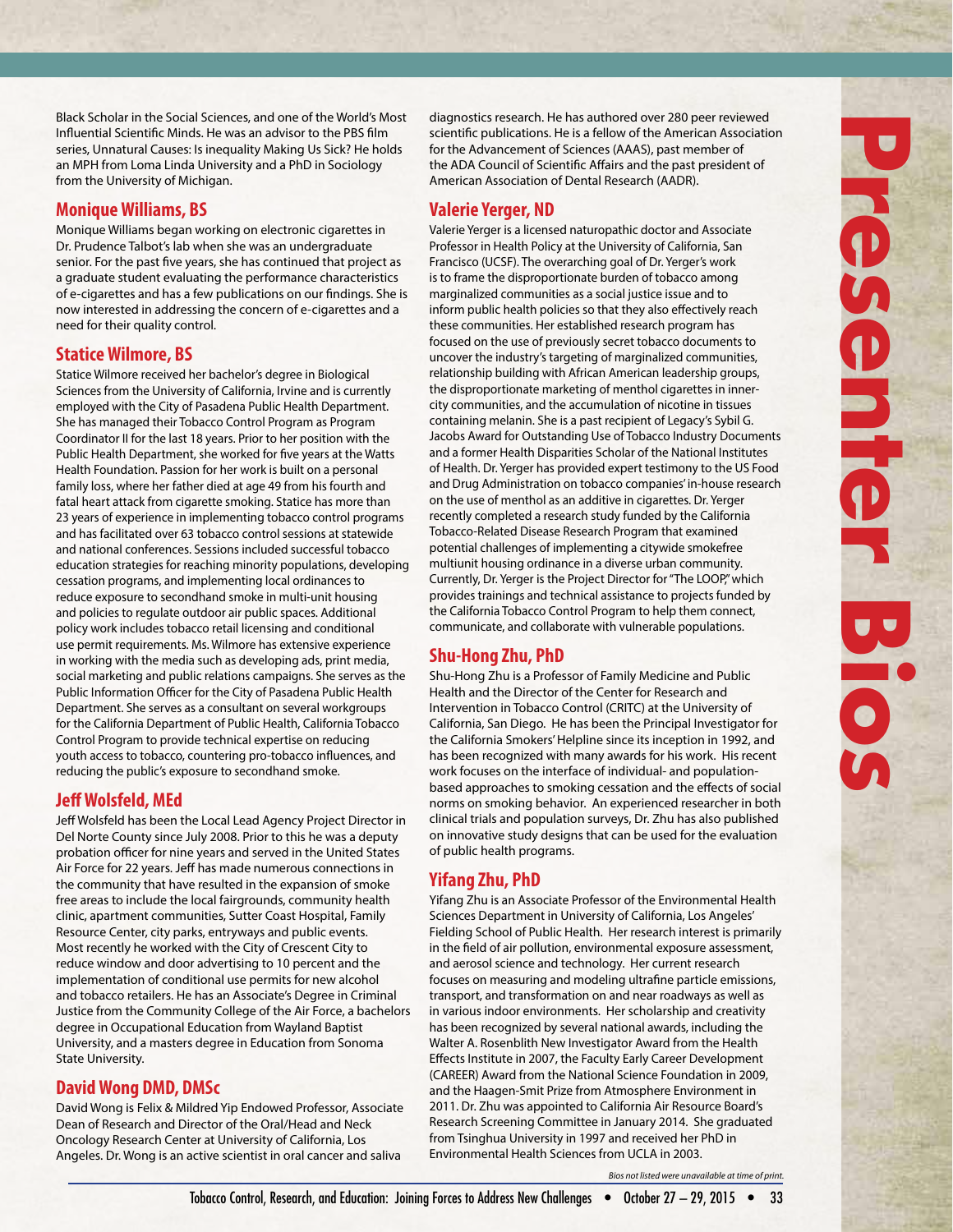Black Scholar in the Social Sciences, and one of the World's Most Influential Scientific Minds. He was an advisor to the PBS film series, Unnatural Causes: Is inequality Making Us Sick? He holds an MPH from Loma Linda University and a PhD in Sociology from the University of Michigan.

## Monique Williams, BS

Monique Williams began working on electronic cigarettes in Dr. Prudence Talbot's lab when she was an undergraduate senior. For the past five years, she has continued that project as a graduate student evaluating the performance characteristics of e-cigarettes and has a few publications on our findings. She is now interested in addressing the concern of e-cigarettes and a need for their quality control.

## Statice Wilmore, BS

Statice Wilmore received her bachelor's degree in Biological Sciences from the University of California, Irvine and is currently employed with the City of Pasadena Public Health Department. She has managed their Tobacco Control Program as Program Coordinator II for the last 18 years. Prior to her position with the Public Health Department, she worked for five years at the Watts Health Foundation. Passion for her work is built on a personal family loss, where her father died at age 49 from his fourth and fatal heart attack from cigarette smoking. Statice has more than 23 years of experience in implementing tobacco control programs and has facilitated over 63 tobacco control sessions at statewide and national conferences. Sessions included successful tobacco education strategies for reaching minority populations, developing cessation programs, and implementing local ordinances to reduce exposure to secondhand smoke in multi-unit housing and policies to regulate outdoor air public spaces. Additional policy work includes tobacco retail licensing and conditional use permit requirements. Ms. Wilmore has extensive experience in working with the media such as developing ads, print media, social marketing and public relations campaigns. She serves as the Public Information Officer for the City of Pasadena Public Health Department. She serves as a consultant on several workgroups for the California Department of Public Health, California Tobacco Control Program to provide technical expertise on reducing youth access to tobacco, countering pro-tobacco influences, and reducing the public's exposure to secondhand smoke.

## Jeff Wolsfeld, MEd

Jeff Wolsfeld has been the Local Lead Agency Project Director in Del Norte County since July 2008. Prior to this he was a deputy probation officer for nine years and served in the United States Air Force for 22 years. Jeff has made numerous connections in the community that have resulted in the expansion of smoke free areas to include the local fairgrounds, community health clinic, apartment communities, Sutter Coast Hospital, Family Resource Center, city parks, entryways and public events. Most recently he worked with the City of Crescent City to reduce window and door advertising to 10 percent and the implementation of conditional use permits for new alcohol and tobacco retailers. He has an Associate's Degree in Criminal Justice from the Community College of the Air Force, a bachelors degree in Occupational Education from Wayland Baptist University, and a masters degree in Education from Sonoma State University.

## David Wong DMD, DMSc

David Wong is Felix & Mildred Yip Endowed Professor, Associate Dean of Research and Director of the Oral/Head and Neck Oncology Research Center at University of California, Los Angeles. Dr. Wong is an active scientist in oral cancer and saliva diagnostics research. He has authored over 280 peer reviewed scientific publications. He is a fellow of the American Association for the Advancement of Sciences (AAAS), past member of the ADA Council of Scientific Affairs and the past president of American Association of Dental Research (AADR).

## Valerie Yerger, ND

Valerie Yerger is a licensed naturopathic doctor and Associate Professor in Health Policy at the University of California, San Francisco (UCSF). The overarching goal of Dr. Yerger's work is to frame the disproportionate burden of tobacco among marginalized communities as a social justice issue and to inform public health policies so that they also effectively reach these communities. Her established research program has focused on the use of previously secret tobacco documents to uncover the industry's targeting of marginalized communities, relationship building with African American leadership groups, the disproportionate marketing of menthol cigarettes in inner-city communities, and the accumulation of nicotine in tissues containing melanin. She is a past recipient of Legacy's Sybil G. Jacobs Award for Outstanding Use of Tobacco Industry Documents and a former Health Disparities Scholar of the National Institutes of Health. Dr. Yerger has provided expert testimony to the US Food and Drug Administration on tobacco companies' in-house research on the use of menthol as an additive in cigarettes. Dr. Yerger recently completed a research study funded by the California Tobacco-Related Disease Research Program that examined potential challenges of implementing a citywide smokefree multiunit housing ordinance in a diverse urban community. Currently, Dr. Yerger is the Project Director for "The LOOP," which provides trainings and technical assistance to projects funded by the California Tobacco Control Program to help them connect, communicate, and collaborate with vulnerable populations.

## Shu-Hong Zhu, PhD

Shu-Hong Zhu is a Professor of Family Medicine and Public Health and the Director of the Center for Research and Intervention in Tobacco Control (CRITC) at the University of California, San Diego. He has been the Principal Investigator for the California Smokers' Helpline since its inception in 1992, and has been recognized with many awards for his work. His recent work focuses on the interface of individual- and population-based approaches to smoking cessation and the effects of social norms on smoking behavior. An experienced researcher in both clinical trials and population surveys, Dr. Zhu has also published on innovative study designs that can be used for the evaluation of public health programs.

## Yifang Zhu, PhD

Yifang Zhu is an Associate Professor of the Environmental Health Sciences Department in University of California, Los Angeles' Fielding School of Public Health. Her research interest is primarily in the field of air pollution, environmental exposure assessment, and aerosol science and technology. Her current research focuses on measuring and modeling ultrafine particle emissions, transport, and transformation on and near roadways as well as in various indoor environments. Her scholarship and creativity has been recognized by several national awards, including the Walter A. Rosenblith New Investigator Award from the Health Effects Institute in 2007, the Faculty Early Career Development (CAREER) Award from the National Science Foundation in 2009, and the Haagen-Smit Prize from Atmosphere Environment in 2011. Dr. Zhu was appointed to California Air Resource Board's Research Screening Committee in January 2014. She graduated from Tsinghua University in 1997 and received her PhD in Environmental Health Sciences from UCLA in 2003.

*Bios not listed were unavailable at time of print.*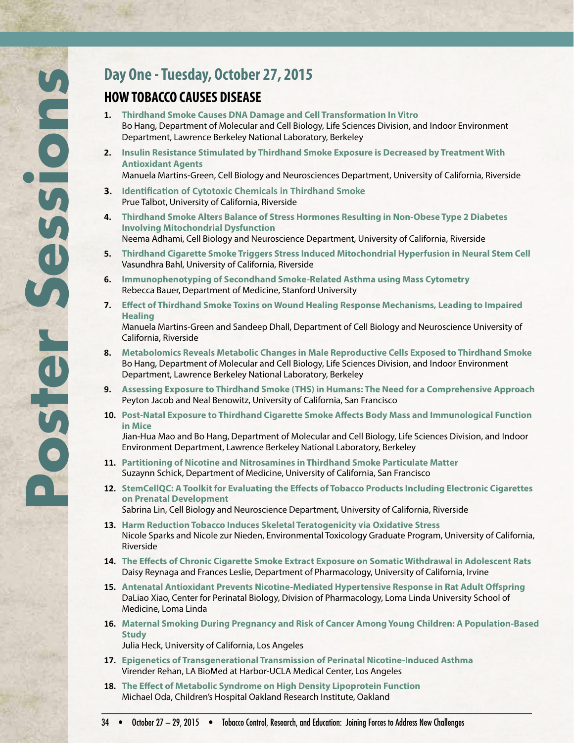# Poster Sessions

## Day One - Tuesday, October 27, 2015

### HOW TOBACCO CAUSES DISEASE

1. **Thirdhand Smoke Causes DNA Damage and Cell Transformation In Vitro**
   Bo Hang, Department of Molecular and Cell Biology, Life Sciences Division, and Indoor Environment Department, Lawrence Berkeley National Laboratory, Berkeley

2. **Insulin Resistance Stimulated by Thirdhand Smoke Exposure is Decreased by Treatment With Antioxidant Agents**
   Manuela Martins-Green, Cell Biology and Neurosciences Department, University of California, Riverside

3. **Identification of Cytotoxic Chemicals in Thirdhand Smoke**
   Prue Talbot, University of California, Riverside

4. **Thirdhand Smoke Alters Balance of Stress Hormones Resulting in Non-Obese Type 2 Diabetes Involving Mitochondrial Dysfunction**
   Neema Adhami, Cell Biology and Neuroscience Department, University of California, Riverside

5. **Thirdhand Cigarette Smoke Triggers Stress Induced Mitochondrial Hyperfusion in Neural Stem Cell**
   Vasundhra Bahl, University of California, Riverside

6. **Immunophenotyping of Secondhand Smoke-Related Asthma using Mass Cytometry**
   Rebecca Bauer, Department of Medicine, Stanford University

7. **Effect of Thirdhand Smoke Toxins on Wound Healing Response Mechanisms, Leading to Impaired Healing**
   Manuela Martins-Green and Sandeep Dhall, Department of Cell Biology and Neuroscience University of California, Riverside

8. **Metabolomics Reveals Metabolic Changes in Male Reproductive Cells Exposed to Thirdhand Smoke**
   Bo Hang, Department of Molecular and Cell Biology, Life Sciences Division, and Indoor Environment Department, Lawrence Berkeley National Laboratory, Berkeley

9. **Assessing Exposure to Thirdhand Smoke (THS) in Humans: The Need for a Comprehensive Approach**
   Peyton Jacob and Neal Benowitz, University of California, San Francisco

10. **Post-Natal Exposure to Thirdhand Cigarette Smoke Affects Body Mass and Immunological Function in Mice**
    Jian-Hua Mao and Bo Hang, Department of Molecular and Cell Biology, Life Sciences Division, and Indoor Environment Department, Lawrence Berkeley National Laboratory, Berkeley

11. **Partitioning of Nicotine and Nitrosamines in Thirdhand Smoke Particulate Matter**
    Suzaynn Schick, Department of Medicine, University of California, San Francisco

12. **StemCellQC: A Toolkit for Evaluating the Effects of Tobacco Products Including Electronic Cigarettes on Prenatal Development**
    Sabrina Lin, Cell Biology and Neuroscience Department, University of California, Riverside

13. **Harm Reduction Tobacco Induces Skeletal Teratogenicity via Oxidative Stress**
    Nicole Sparks and Nicole zur Nieden, Environmental Toxicology Graduate Program, University of California, Riverside

14. **The Effects of Chronic Cigarette Smoke Extract Exposure on Somatic Withdrawal in Adolescent Rats**
    Daisy Reynaga and Frances Leslie, Department of Pharmacology, University of California, Irvine

15. **Antenatal Antioxidant Prevents Nicotine-Mediated Hypertensive Response in Rat Adult Offspring**
    DaLiao Xiao, Center for Perinatal Biology, Division of Pharmacology, Loma Linda University School of Medicine, Loma Linda

16. **Maternal Smoking During Pregnancy and Risk of Cancer Among Young Children: A Population-Based Study**
    Julia Heck, University of California, Los Angeles

17. **Epigenetics of Transgenerational Transmission of Perinatal Nicotine-Induced Asthma**
    Virender Rehan, LA BioMed at Harbor-UCLA Medical Center, Los Angeles

18. **The Effect of Metabolic Syndrome on High Density Lipoprotein Function**
    Michael Oda, Children's Hospital Oakland Research Institute, Oakland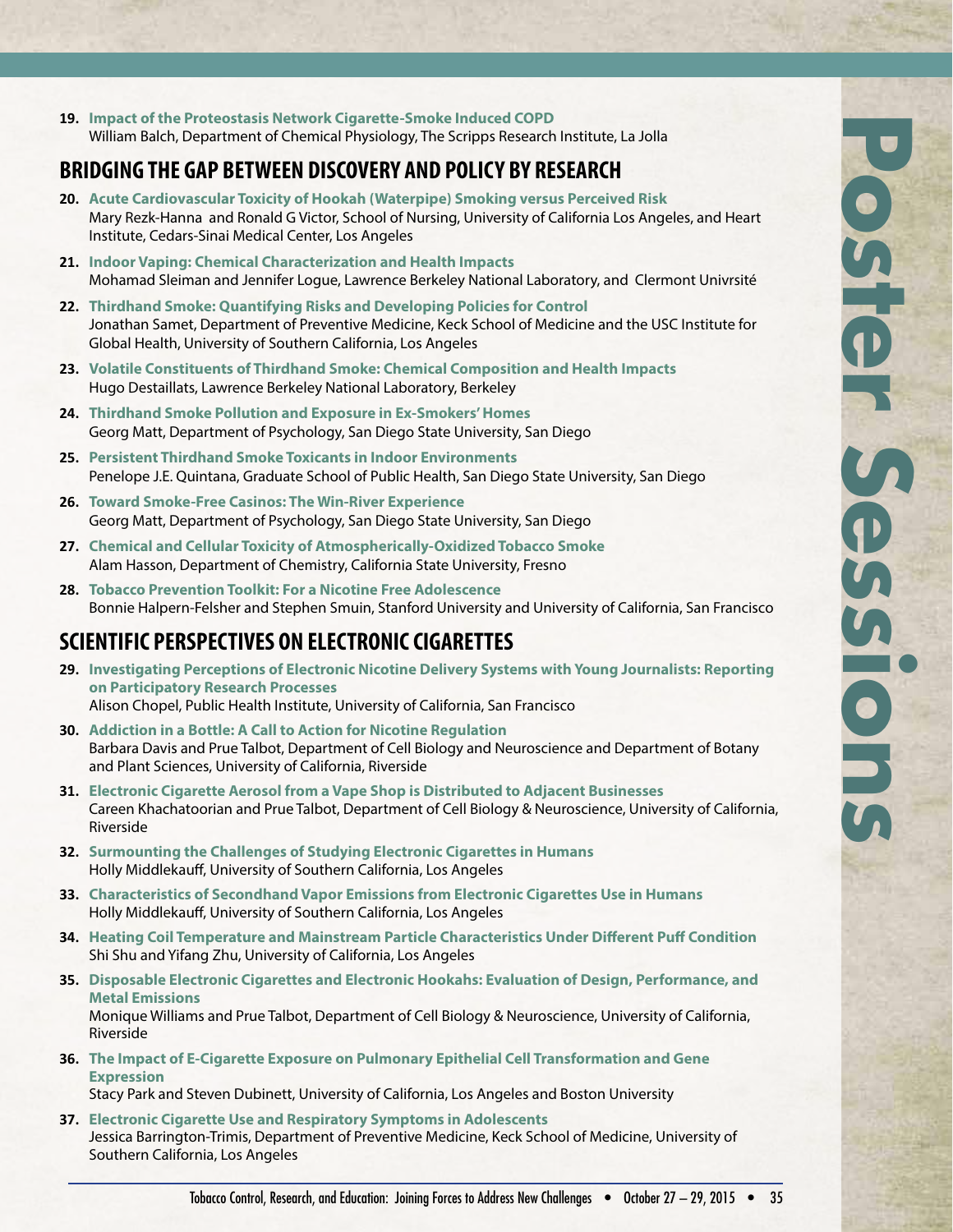19. **Impact of the Proteostasis Network Cigarette-Smoke Induced COPD**
    William Balch, Department of Chemical Physiology, The Scripps Research Institute, La Jolla

## BRIDGING THE GAP BETWEEN DISCOVERY AND POLICY BY RESEARCH

20. **Acute Cardiovascular Toxicity of Hookah (Waterpipe) Smoking versus Perceived Risk**
    Mary Rezk-Hanna and Ronald G Victor, School of Nursing, University of California Los Angeles, and Heart Institute, Cedars-Sinai Medical Center, Los Angeles
21. **Indoor Vaping: Chemical Characterization and Health Impacts**
    Mohamad Sleiman and Jennifer Logue, Lawrence Berkeley National Laboratory, and Clermont Univrsité
22. **Thirdhand Smoke: Quantifying Risks and Developing Policies for Control**
    Jonathan Samet, Department of Preventive Medicine, Keck School of Medicine and the USC Institute for Global Health, University of Southern California, Los Angeles
23. **Volatile Constituents of Thirdhand Smoke: Chemical Composition and Health Impacts**
    Hugo Destaillats, Lawrence Berkeley National Laboratory, Berkeley
24. **Thirdhand Smoke Pollution and Exposure in Ex-Smokers' Homes**
    Georg Matt, Department of Psychology, San Diego State University, San Diego
25. **Persistent Thirdhand Smoke Toxicants in Indoor Environments**
    Penelope J.E. Quintana, Graduate School of Public Health, San Diego State University, San Diego
26. **Toward Smoke-Free Casinos: The Win-River Experience**
    Georg Matt, Department of Psychology, San Diego State University, San Diego
27. **Chemical and Cellular Toxicity of Atmospherically-Oxidized Tobacco Smoke**
    Alam Hasson, Department of Chemistry, California State University, Fresno
28. **Tobacco Prevention Toolkit: For a Nicotine Free Adolescence**
    Bonnie Halpern-Felsher and Stephen Smuin, Stanford University and University of California, San Francisco

## SCIENTIFIC PERSPECTIVES ON ELECTRONIC CIGARETTES

29. **Investigating Perceptions of Electronic Nicotine Delivery Systems with Young Journalists: Reporting on Participatory Research Processes**
    Alison Chopel, Public Health Institute, University of California, San Francisco
30. **Addiction in a Bottle: A Call to Action for Nicotine Regulation**
    Barbara Davis and Prue Talbot, Department of Cell Biology and Neuroscience and Department of Botany and Plant Sciences, University of California, Riverside
31. **Electronic Cigarette Aerosol from a Vape Shop is Distributed to Adjacent Businesses**
    Careen Khachatoorian and Prue Talbot, Department of Cell Biology & Neuroscience, University of California, Riverside
32. **Surmounting the Challenges of Studying Electronic Cigarettes in Humans**
    Holly Middlekauff, University of Southern California, Los Angeles
33. **Characteristics of Secondhand Vapor Emissions from Electronic Cigarettes Use in Humans**
    Holly Middlekauff, University of Southern California, Los Angeles
34. **Heating Coil Temperature and Mainstream Particle Characteristics Under Different Puff Condition**
    Shi Shu and Yifang Zhu, University of California, Los Angeles
35. **Disposable Electronic Cigarettes and Electronic Hookahs: Evaluation of Design, Performance, and Metal Emissions**
    Monique Williams and Prue Talbot, Department of Cell Biology & Neuroscience, University of California, Riverside
36. **The Impact of E-Cigarette Exposure on Pulmonary Epithelial Cell Transformation and Gene Expression**
    Stacy Park and Steven Dubinett, University of California, Los Angeles and Boston University
37. **Electronic Cigarette Use and Respiratory Symptoms in Adolescents**
    Jessica Barrington-Trimis, Department of Preventive Medicine, Keck School of Medicine, University of Southern California, Los Angeles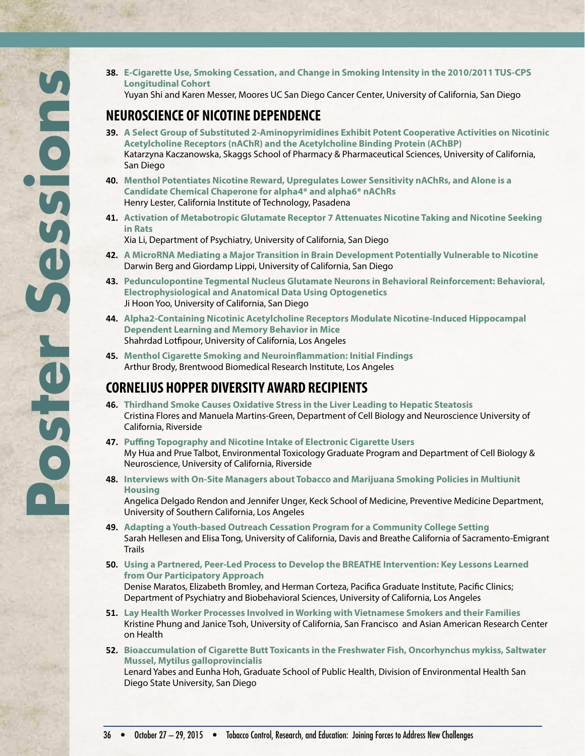38. **E-Cigarette Use, Smoking Cessation, and Change in Smoking Intensity in the 2010/2011 TUS-CPS Longitudinal Cohort**
    Yuyan Shi and Karen Messer, Moores UC San Diego Cancer Center, University of California, San Diego

## NEUROSCIENCE OF NICOTINE DEPENDENCE

39. **A Select Group of Substituted 2-Aminopyrimidines Exhibit Potent Cooperative Activities on Nicotinic Acetylcholine Receptors (nAChR) and the Acetylcholine Binding Protein (AChBP)**
    Katarzyna Kaczanowska, Skaggs School of Pharmacy & Pharmaceutical Sciences, University of California, San Diego

40. **Menthol Potentiates Nicotine Reward, Upregulates Lower Sensitivity nAChRs, and Alone is a Candidate Chemical Chaperone for alpha4* and alpha6* nAChRs**
    Henry Lester, California Institute of Technology, Pasadena

41. **Activation of Metabotropic Glutamate Receptor 7 Attenuates Nicotine Taking and Nicotine Seeking in Rats**
    Xia Li, Department of Psychiatry, University of California, San Diego

42. **A MicroRNA Mediating a Major Transition in Brain Development Potentially Vulnerable to Nicotine**
    Darwin Berg and Giordamp Lippi, University of California, San Diego

43. **Pedunculopontine Tegmental Nucleus Glutamate Neurons in Behavioral Reinforcement: Behavioral, Electrophysiological and Anatomical Data Using Optogenetics**
    Ji Hoon Yoo, University of California, San Diego

44. **Alpha2-Containing Nicotinic Acetylcholine Receptors Modulate Nicotine-Induced Hippocampal Dependent Learning and Memory Behavior in Mice**
    Shahrdad Lotfipour, University of California, Los Angeles

45. **Menthol Cigarette Smoking and Neuroinflammation: Initial Findings**
    Arthur Brody, Brentwood Biomedical Research Institute, Los Angeles

## CORNELIUS HOPPER DIVERSITY AWARD RECIPIENTS

46. **Thirdhand Smoke Causes Oxidative Stress in the Liver Leading to Hepatic Steatosis**
    Cristina Flores and Manuela Martins-Green, Department of Cell Biology and Neuroscience University of California, Riverside

47. **Puffing Topography and Nicotine Intake of Electronic Cigarette Users**
    My Hua and Prue Talbot, Environmental Toxicology Graduate Program and Department of Cell Biology & Neuroscience, University of California, Riverside

48. **Interviews with On-Site Managers about Tobacco and Marijuana Smoking Policies in Multiunit Housing**
    Angelica Delgado Rendon and Jennifer Unger, Keck School of Medicine, Preventive Medicine Department, University of Southern California, Los Angeles

49. **Adapting a Youth-based Outreach Cessation Program for a Community College Setting**
    Sarah Hellesen and Elisa Tong, University of California, Davis and Breathe California of Sacramento-Emigrant Trails

50. **Using a Partnered, Peer-Led Process to Develop the BREATHE Intervention: Key Lessons Learned from Our Participatory Approach**
    Denise Maratos, Elizabeth Bromley, and Herman Corteza, Pacifica Graduate Institute, Pacific Clinics; Department of Psychiatry and Biobehavioral Sciences, University of California, Los Angeles

51. **Lay Health Worker Processes Involved in Working with Vietnamese Smokers and their Families**
    Kristine Phung and Janice Tsoh, University of California, San Francisco and Asian American Research Center on Health

52. **Bioaccumulation of Cigarette Butt Toxicants in the Freshwater Fish, Oncorhynchus mykiss, Saltwater Mussel, Mytilus galloprovincialis**
    Lenard Yabes and Eunha Hoh, Graduate School of Public Health, Division of Environmental Health San Diego State University, San Diego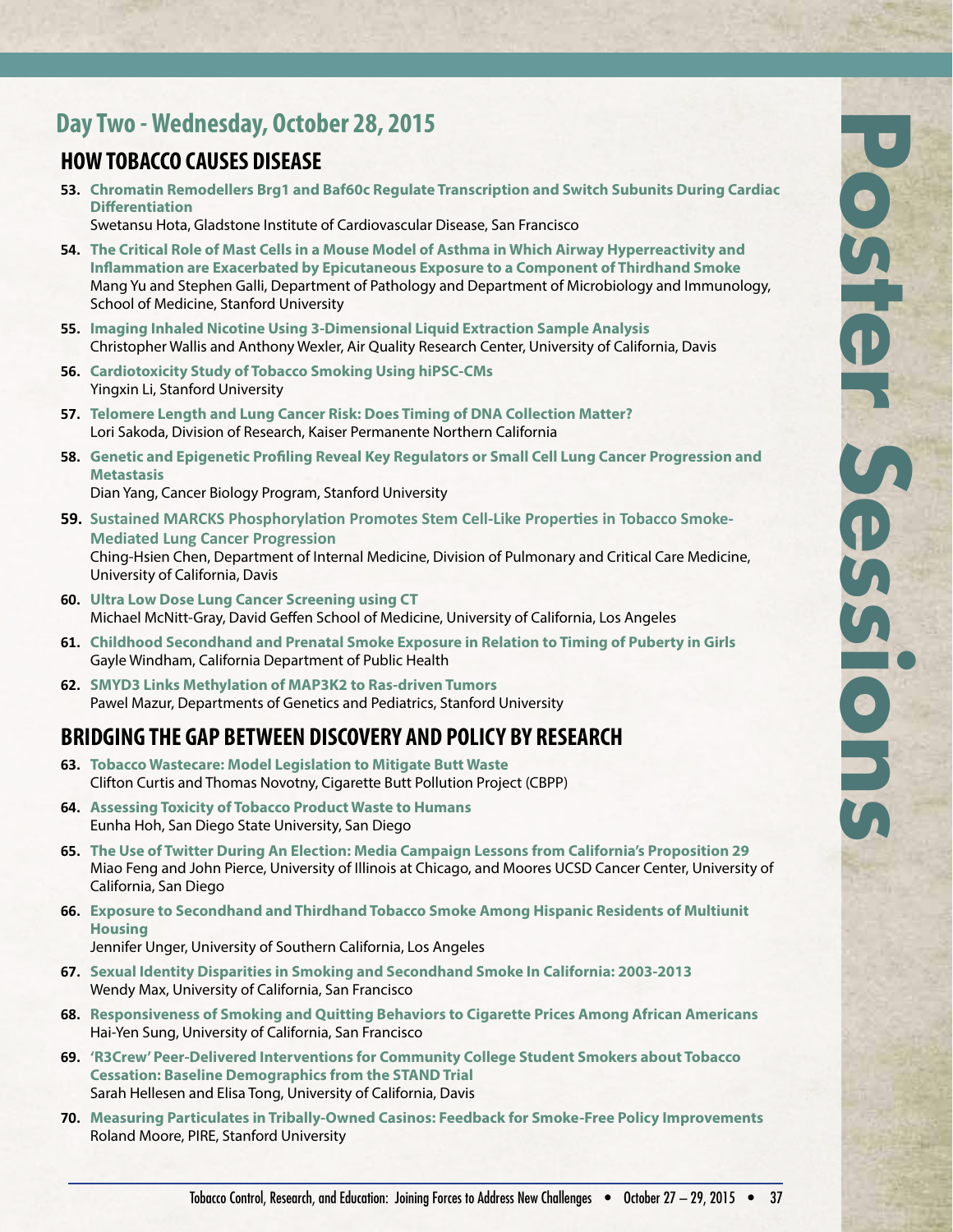## Day Two - Wednesday, October 28, 2015

### HOW TOBACCO CAUSES DISEASE

**53. Chromatin Remodellers Brg1 and Baf60c Regulate Transcription and Switch Subunits During Cardiac Differentiation**
Swetansu Hota, Gladstone Institute of Cardiovascular Disease, San Francisco

**54. The Critical Role of Mast Cells in a Mouse Model of Asthma in Which Airway Hyperreactivity and Inflammation are Exacerbated by Epicutaneous Exposure to a Component of Thirdhand Smoke**
Mang Yu and Stephen Galli, Department of Pathology and Department of Microbiology and Immunology, School of Medicine, Stanford University

**55. Imaging Inhaled Nicotine Using 3-Dimensional Liquid Extraction Sample Analysis**
Christopher Wallis and Anthony Wexler, Air Quality Research Center, University of California, Davis

**56. Cardiotoxicity Study of Tobacco Smoking Using hiPSC-CMs**
Yingxin Li, Stanford University

**57. Telomere Length and Lung Cancer Risk: Does Timing of DNA Collection Matter?**
Lori Sakoda, Division of Research, Kaiser Permanente Northern California

**58. Genetic and Epigenetic Profiling Reveal Key Regulators or Small Cell Lung Cancer Progression and Metastasis**
Dian Yang, Cancer Biology Program, Stanford University

**59. Sustained MARCKS Phosphorylation Promotes Stem Cell-Like Properties in Tobacco Smoke-Mediated Lung Cancer Progression**
Ching-Hsien Chen, Department of Internal Medicine, Division of Pulmonary and Critical Care Medicine, University of California, Davis

**60. Ultra Low Dose Lung Cancer Screening using CT**
Michael McNitt-Gray, David Geffen School of Medicine, University of California, Los Angeles

**61. Childhood Secondhand and Prenatal Smoke Exposure in Relation to Timing of Puberty in Girls**
Gayle Windham, California Department of Public Health

**62. SMYD3 Links Methylation of MAP3K2 to Ras-driven Tumors**
Pawel Mazur, Departments of Genetics and Pediatrics, Stanford University

### BRIDGING THE GAP BETWEEN DISCOVERY AND POLICY BY RESEARCH

**63. Tobacco Wastecare: Model Legislation to Mitigate Butt Waste**
Clifton Curtis and Thomas Novotny, Cigarette Butt Pollution Project (CBPP)

**64. Assessing Toxicity of Tobacco Product Waste to Humans**
Eunha Hoh, San Diego State University, San Diego

**65. The Use of Twitter During An Election: Media Campaign Lessons from California's Proposition 29**
Miao Feng and John Pierce, University of Illinois at Chicago, and Moores UCSD Cancer Center, University of California, San Diego

**66. Exposure to Secondhand and Thirdhand Tobacco Smoke Among Hispanic Residents of Multiunit Housing**
Jennifer Unger, University of Southern California, Los Angeles

**67. Sexual Identity Disparities in Smoking and Secondhand Smoke In California: 2003-2013**
Wendy Max, University of California, San Francisco

**68. Responsiveness of Smoking and Quitting Behaviors to Cigarette Prices Among African Americans**
Hai-Yen Sung, University of California, San Francisco

**69. 'R3Crew' Peer-Delivered Interventions for Community College Student Smokers about Tobacco Cessation: Baseline Demographics from the STAND Trial**
Sarah Hellesen and Elisa Tong, University of California, Davis

**70. Measuring Particulates in Tribally-Owned Casinos: Feedback for Smoke-Free Policy Improvements**
Roland Moore, PIRE, Stanford University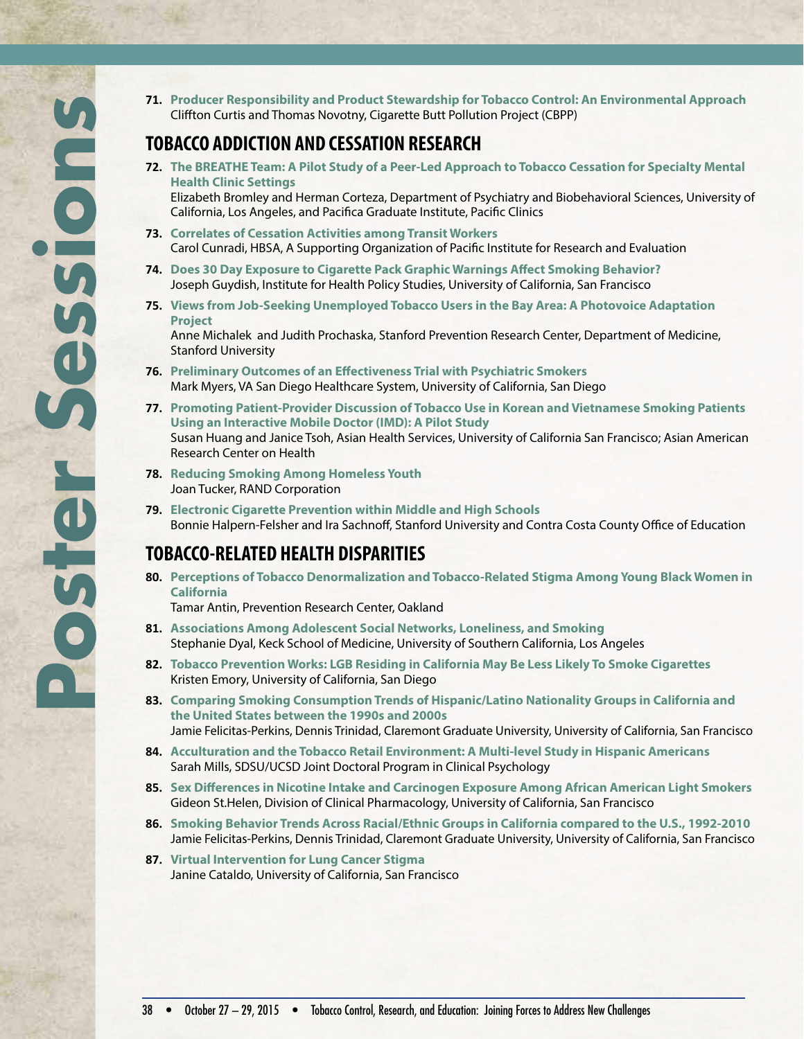**71. Producer Responsibility and Product Stewardship for Tobacco Control: An Environmental Approach**
Cliffton Curtis and Thomas Novotny, Cigarette Butt Pollution Project (CBPP)

## TOBACCO ADDICTION AND CESSATION RESEARCH

**72. The BREATHE Team: A Pilot Study of a Peer-Led Approach to Tobacco Cessation for Specialty Mental Health Clinic Settings**
Elizabeth Bromley and Herman Corteza, Department of Psychiatry and Biobehavioral Sciences, University of California, Los Angeles, and Pacifica Graduate Institute, Pacific Clinics

**73. Correlates of Cessation Activities among Transit Workers**
Carol Cunradi, HBSA, A Supporting Organization of Pacific Institute for Research and Evaluation

**74. Does 30 Day Exposure to Cigarette Pack Graphic Warnings Affect Smoking Behavior?**
Joseph Guydish, Institute for Health Policy Studies, University of California, San Francisco

**75. Views from Job-Seeking Unemployed Tobacco Users in the Bay Area: A Photovoice Adaptation Project**
Anne Michalek and Judith Prochaska, Stanford Prevention Research Center, Department of Medicine, Stanford University

**76. Preliminary Outcomes of an Effectiveness Trial with Psychiatric Smokers**
Mark Myers, VA San Diego Healthcare System, University of California, San Diego

**77. Promoting Patient-Provider Discussion of Tobacco Use in Korean and Vietnamese Smoking Patients Using an Interactive Mobile Doctor (IMD): A Pilot Study**
Susan Huang and Janice Tsoh, Asian Health Services, University of California San Francisco; Asian American Research Center on Health

**78. Reducing Smoking Among Homeless Youth**
Joan Tucker, RAND Corporation

**79. Electronic Cigarette Prevention within Middle and High Schools**
Bonnie Halpern-Felsher and Ira Sachnoff, Stanford University and Contra Costa County Office of Education

## TOBACCO-RELATED HEALTH DISPARITIES

**80. Perceptions of Tobacco Denormalization and Tobacco-Related Stigma Among Young Black Women in California**
Tamar Antin, Prevention Research Center, Oakland

**81. Associations Among Adolescent Social Networks, Loneliness, and Smoking**
Stephanie Dyal, Keck School of Medicine, University of Southern California, Los Angeles

**82. Tobacco Prevention Works: LGB Residing in California May Be Less Likely To Smoke Cigarettes**
Kristen Emory, University of California, San Diego

**83. Comparing Smoking Consumption Trends of Hispanic/Latino Nationality Groups in California and the United States between the 1990s and 2000s**
Jamie Felicitas-Perkins, Dennis Trinidad, Claremont Graduate University, University of California, San Francisco

**84. Acculturation and the Tobacco Retail Environment: A Multi-level Study in Hispanic Americans**
Sarah Mills, SDSU/UCSD Joint Doctoral Program in Clinical Psychology

**85. Sex Differences in Nicotine Intake and Carcinogen Exposure Among African American Light Smokers**
Gideon St.Helen, Division of Clinical Pharmacology, University of California, San Francisco

**86. Smoking Behavior Trends Across Racial/Ethnic Groups in California compared to the U.S., 1992-2010**
Jamie Felicitas-Perkins, Dennis Trinidad, Claremont Graduate University, University of California, San Francisco

**87. Virtual Intervention for Lung Cancer Stigma**
Janine Cataldo, University of California, San Francisco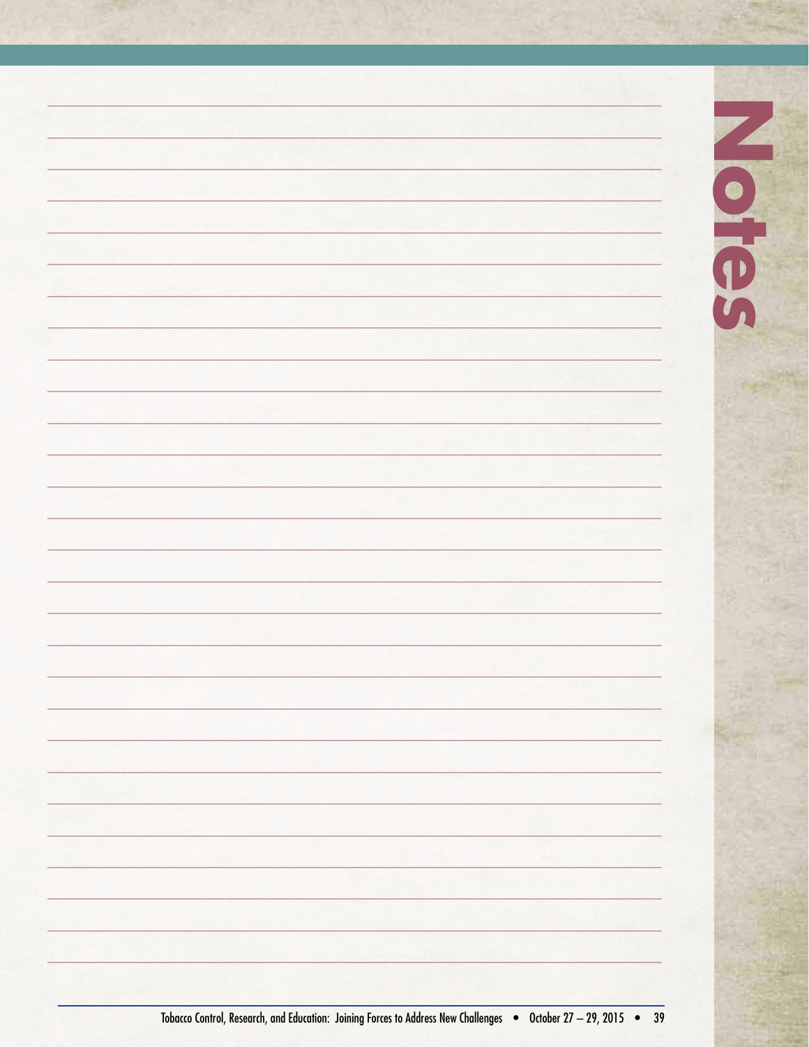# Notes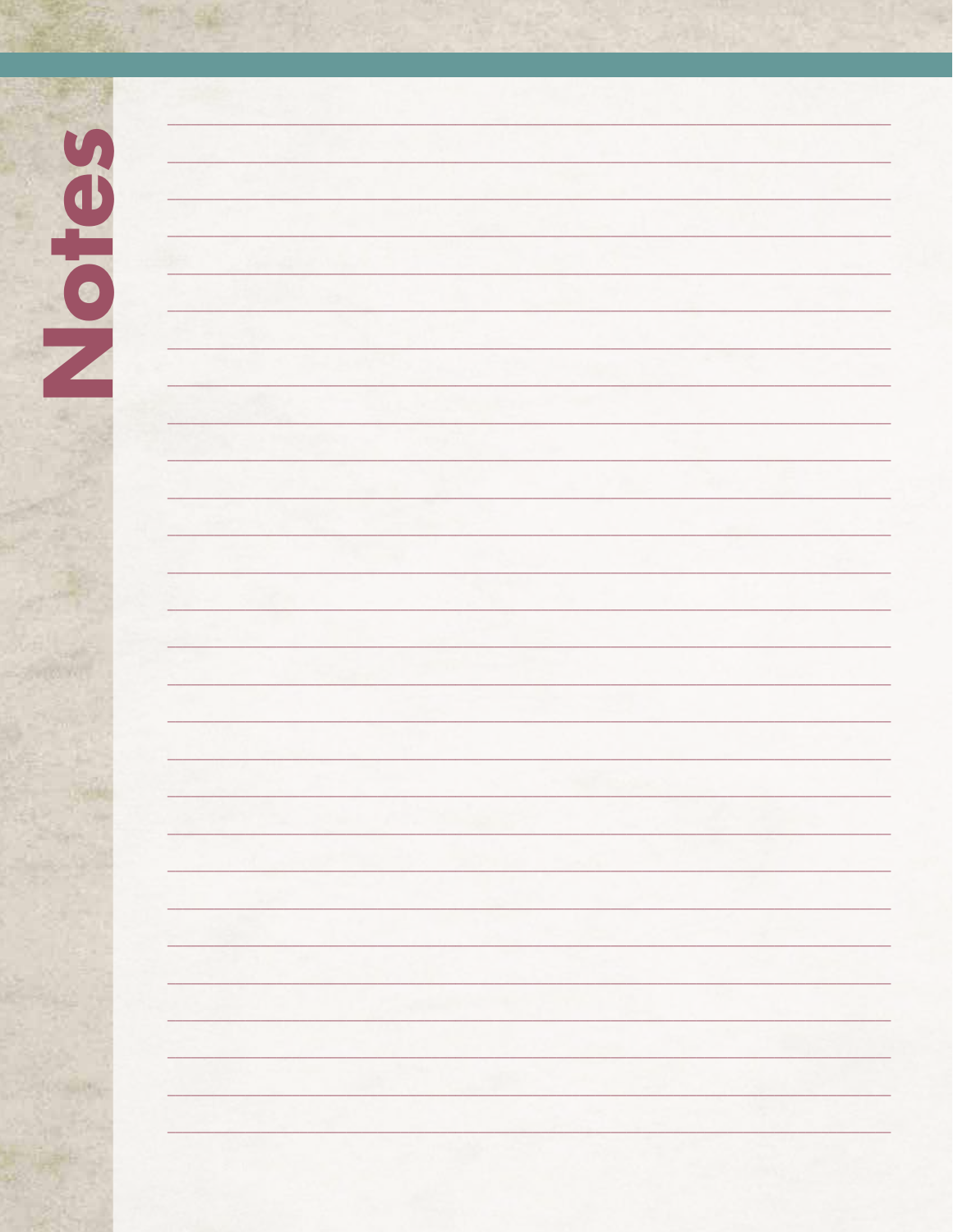# Notes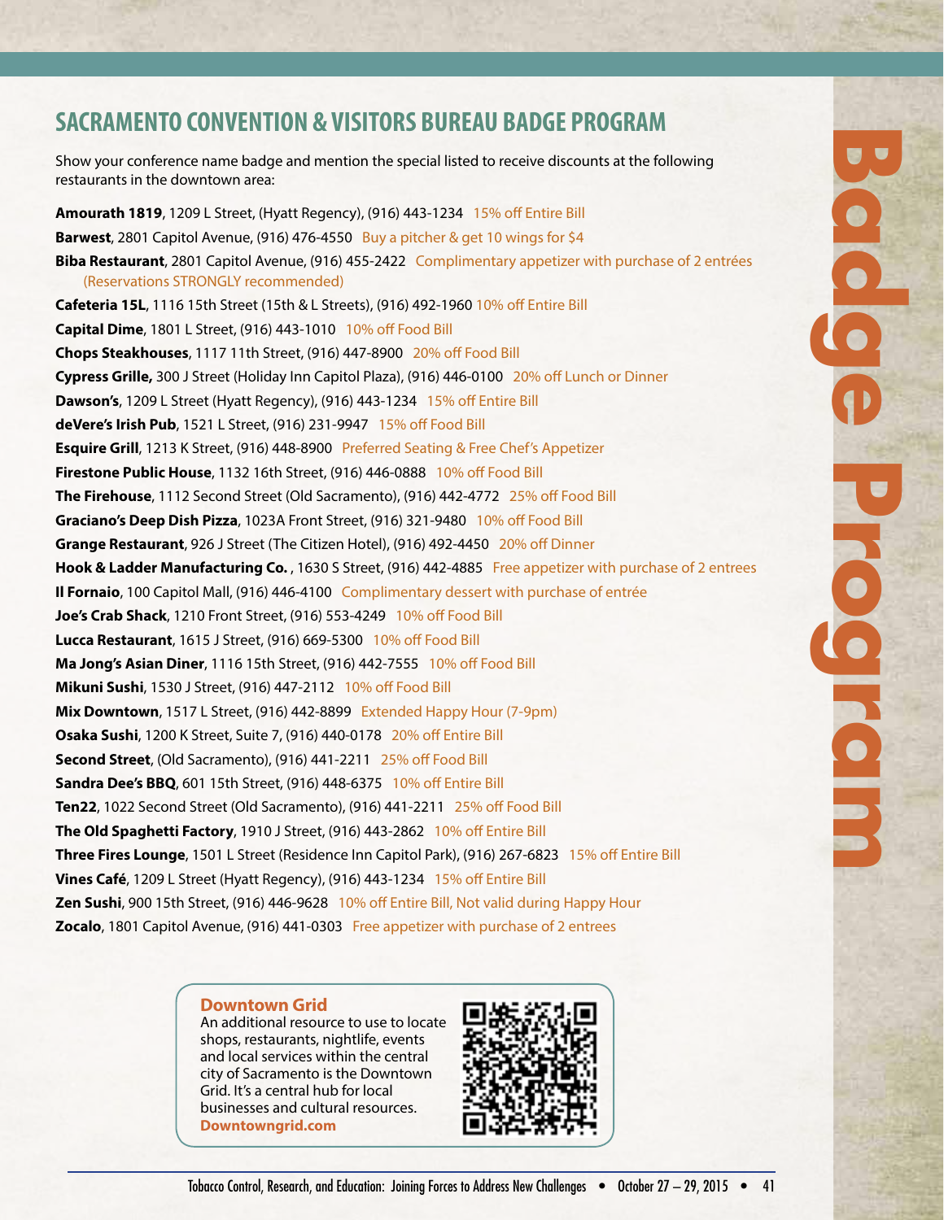## SACRAMENTO CONVENTION & VISITORS BUREAU BADGE PROGRAM

Show your conference name badge and mention the special listed to receive discounts at the following restaurants in the downtown area:

**Amourath 1819**, 1209 L Street, (Hyatt Regency), (916) 443-1234 15% off Entire Bill

**Barwest**, 2801 Capitol Avenue, (916) 476-4550 Buy a pitcher & get 10 wings for $4

**Biba Restaurant**, 2801 Capitol Avenue, (916) 455-2422 Complimentary appetizer with purchase of 2 entrées (Reservations STRONGLY recommended)

**Cafeteria 15L**, 1116 15th Street (15th & L Streets), (916) 492-1960 10% off Entire Bill

**Capital Dime**, 1801 L Street, (916) 443-1010 10% off Food Bill

**Chops Steakhouses**, 1117 11th Street, (916) 447-8900 20% off Food Bill

**Cypress Grille,** 300 J Street (Holiday Inn Capitol Plaza), (916) 446-0100 20% off Lunch or Dinner

**Dawson's**, 1209 L Street (Hyatt Regency), (916) 443-1234 15% off Entire Bill

**deVere's Irish Pub**, 1521 L Street, (916) 231-9947 15% off Food Bill

**Esquire Grill**, 1213 K Street, (916) 448-8900 Preferred Seating & Free Chef's Appetizer

**Firestone Public House**, 1132 16th Street, (916) 446-0888 10% off Food Bill

**The Firehouse**, 1112 Second Street (Old Sacramento), (916) 442-4772 25% off Food Bill

**Graciano's Deep Dish Pizza**, 1023A Front Street, (916) 321-9480 10% off Food Bill

**Grange Restaurant**, 926 J Street (The Citizen Hotel), (916) 492-4450 20% off Dinner

**Hook & Ladder Manufacturing Co.** , 1630 S Street, (916) 442-4885 Free appetizer with purchase of 2 entrees

**Il Fornaio**, 100 Capitol Mall, (916) 446-4100 Complimentary dessert with purchase of entrée

**Joe's Crab Shack**, 1210 Front Street, (916) 553-4249 10% off Food Bill

**Lucca Restaurant**, 1615 J Street, (916) 669-5300 10% off Food Bill

**Ma Jong's Asian Diner**, 1116 15th Street, (916) 442-7555 10% off Food Bill

**Mikuni Sushi**, 1530 J Street, (916) 447-2112 10% off Food Bill

**Mix Downtown**, 1517 L Street, (916) 442-8899 Extended Happy Hour (7-9pm)

**Osaka Sushi**, 1200 K Street, Suite 7, (916) 440-0178 20% off Entire Bill

**Second Street**, (Old Sacramento), (916) 441-2211 25% off Food Bill

**Sandra Dee's BBQ**, 601 15th Street, (916) 448-6375 10% off Entire Bill

**Ten22**, 1022 Second Street (Old Sacramento), (916) 441-2211 25% off Food Bill

**The Old Spaghetti Factory**, 1910 J Street, (916) 443-2862 10% off Entire Bill

**Three Fires Lounge**, 1501 L Street (Residence Inn Capitol Park), (916) 267-6823 15% off Entire Bill

**Vines Café**, 1209 L Street (Hyatt Regency), (916) 443-1234 15% off Entire Bill

**Zen Sushi**, 900 15th Street, (916) 446-9628 10% off Entire Bill, Not valid during Happy Hour

**Zocalo**, 1801 Capitol Avenue, (916) 441-0303 Free appetizer with purchase of 2 entrees

### Downtown Grid

An additional resource to use to locate shops, restaurants, nightlife, events and local services within the central city of Sacramento is the Downtown Grid. It's a central hub for local businesses and cultural resources.
**Downtowngrid.com**

Badge Program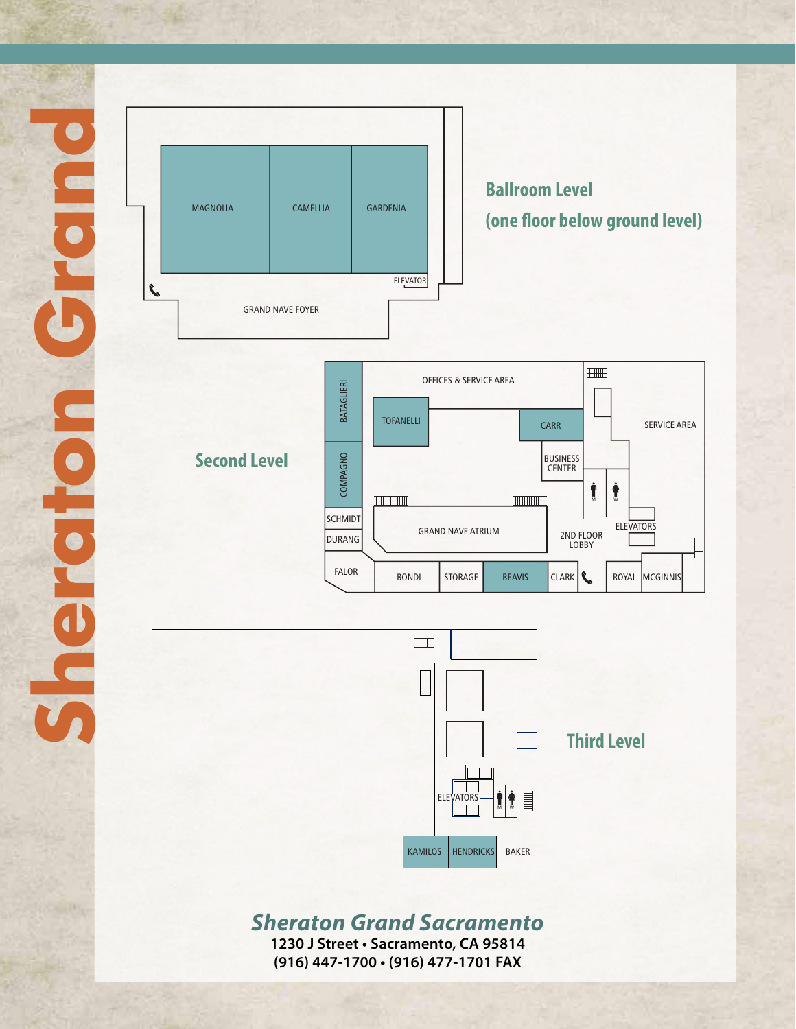Sheraton Grand

## Ballroom Level
## (one floor below ground level)

MAGNOLIA

CAMELLIA

GARDENIA

ELEVATOR

GRAND NAVE FOYER

## Second Level

BATAGLIERI

COMPAGNO

SCHMIDT

DURANG

FALOR

OFFICES & SERVICE AREA

TOFANELLI

CARR

BUSINESS CENTER

SERVICE AREA

M

W

GRAND NAVE ATRIUM

ELEVATORS

2ND FLOOR LOBBY

BONDI

STORAGE

BEAVIS

CLARK

ROYAL

MCGINNIS

## Third Level

ELEVATORS

M

W

KAMILOS

HENDRICKS

BAKER

***Sheraton Grand Sacramento***

**1230 J Street • Sacramento, CA 95814**

**(916) 447-1700 • (916) 477-1701 FAX**